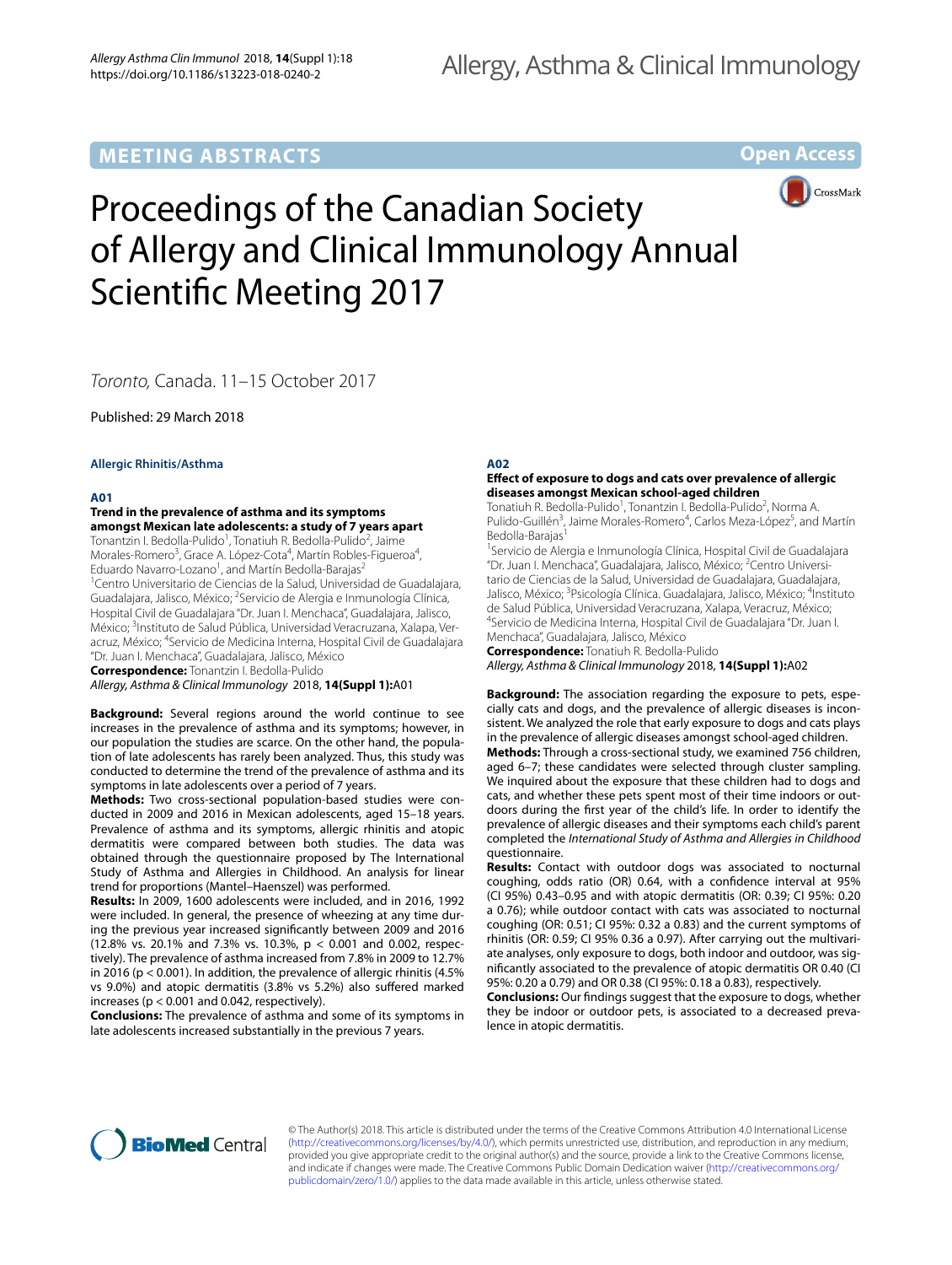MEETING ABSTRACTS

Open Access

# Proceedings of the Canadian Society of Allergy and Clinical Immunology Annual Scientific Meeting 2017

*Toronto*, Canada. 11–15 October 2017

Published: 29 March 2018

## Allergic Rhinitis/Asthma

### A01

**Trend in the prevalence of asthma and its symptoms amongst Mexican late adolescents: a study of 7 years apart**

Tonantzin I. Bedolla-Pulido[1], Tonatiuh R. Bedolla-Pulido[2], Jaime Morales-Romero[3], Grace A. López-Cota[4], Martín Robles-Figueroa[4], Eduardo Navarro-Lozano[1], and Martín Bedolla-Barajas[2]

[1]Centro Universitario de Ciencias de la Salud, Universidad de Guadalajara, Guadalajara, Jalisco, México; [2]Servicio de Alergia e Inmunología Clínica, Hospital Civil de Guadalajara "Dr. Juan I. Menchaca", Guadalajara, Jalisco, México; [3]Instituto de Salud Pública, Universidad Veracruzana, Xalapa, Veracruz, México; [4]Servicio de Medicina Interna, Hospital Civil de Guadalajara "Dr. Juan I. Menchaca", Guadalajara, Jalisco, México

**Correspondence:** Tonantzin I. Bedolla-Pulido

*Allergy, Asthma & Clinical Immunology* 2018, **14(Suppl 1):**A01

**Background:** Several regions around the world continue to see increases in the prevalence of asthma and its symptoms; however, in our population the studies are scarce. On the other hand, the population of late adolescents has rarely been analyzed. Thus, this study was conducted to determine the trend of the prevalence of asthma and its symptoms in late adolescents over a period of 7 years.

**Methods:** Two cross-sectional population-based studies were conducted in 2009 and 2016 in Mexican adolescents, aged 15–18 years. Prevalence of asthma and its symptoms, allergic rhinitis and atopic dermatitis were compared between both studies. The data was obtained through the questionnaire proposed by The International Study of Asthma and Allergies in Childhood. An analysis for linear trend for proportions (Mantel–Haenszel) was performed.

**Results:** In 2009, 1600 adolescents were included, and in 2016, 1992 were included. In general, the presence of wheezing at any time during the previous year increased significantly between 2009 and 2016 (12.8% vs. 20.1% and 7.3% vs. 10.3%, $p < 0.001$ and 0.002, respectively). The prevalence of asthma increased from 7.8% in 2009 to 12.7% in 2016 ($p < 0.001$). In addition, the prevalence of allergic rhinitis (4.5% vs 9.0%) and atopic dermatitis (3.8% vs 5.2%) also suffered marked increases ($p < 0.001$ and 0.042, respectively).

**Conclusions:** The prevalence of asthma and some of its symptoms in late adolescents increased substantially in the previous 7 years.

### A02

**Effect of exposure to dogs and cats over prevalence of allergic diseases amongst Mexican school-aged children**

Tonatiuh R. Bedolla-Pulido[1], Tonantzin I. Bedolla-Pulido[2], Norma A. Pulido-Guillén[3], Jaime Morales-Romero[4], Carlos Meza-López[5], and Martín Bedolla-Barajas[1]

[1]Servicio de Alergia e Inmunología Clínica, Hospital Civil de Guadalajara "Dr. Juan I. Menchaca", Guadalajara, Jalisco, México; [2]Centro Universitario de Ciencias de la Salud, Universidad de Guadalajara, Guadalajara, Jalisco, México; [3]Psicología Clínica. Guadalajara, Jalisco, México; [4]Instituto de Salud Pública, Universidad Veracruzana, Xalapa, Veracruz, México; [4]Servicio de Medicina Interna, Hospital Civil de Guadalajara "Dr. Juan I. Menchaca", Guadalajara, Jalisco, México

**Correspondence:** Tonatiuh R. Bedolla-Pulido

*Allergy, Asthma & Clinical Immunology* 2018, **14(Suppl 1):**A02

**Background:** The association regarding the exposure to pets, especially cats and dogs, and the prevalence of allergic diseases is inconsistent. We analyzed the role that early exposure to dogs and cats plays in the prevalence of allergic diseases amongst school-aged children.

**Methods:** Through a cross-sectional study, we examined 756 children, aged 6–7; these candidates were selected through cluster sampling. We inquired about the exposure that these children had to dogs and cats, and whether these pets spent most of their time indoors or outdoors during the first year of the child's life. In order to identify the prevalence of allergic diseases and their symptoms each child's parent completed the *International Study of Asthma and Allergies in Childhood* questionnaire.

**Results:** Contact with outdoor dogs was associated to nocturnal coughing, odds ratio (OR) 0.64, with a confidence interval at 95% (CI 95%) 0.43–0.95 and with atopic dermatitis (OR: 0.39; CI 95%: 0.20 a 0.76); while outdoor contact with cats was associated to nocturnal coughing (OR: 0.51; CI 95%: 0.32 a 0.83) and the current symptoms of rhinitis (OR: 0.59; CI 95% 0.36 a 0.97). After carrying out the multivariate analyses, only exposure to dogs, both indoor and outdoor, was significantly associated to the prevalence of atopic dermatitis OR 0.40 (CI 95%: 0.20 a 0.79) and OR 0.38 (CI 95%: 0.18 a 0.83), respectively.

**Conclusions:** Our findings suggest that the exposure to dogs, whether they be indoor or outdoor pets, is associated to a decreased prevalence in atopic dermatitis.

© The Author(s) 2018. This article is distributed under the terms of the Creative Commons Attribution 4.0 International License (http://creativecommons.org/licenses/by/4.0/), which permits unrestricted use, distribution, and reproduction in any medium, provided you give appropriate credit to the original author(s) and the source, provide a link to the Creative Commons license, and indicate if changes were made. The Creative Commons Public Domain Dedication waiver (http://creativecommons.org/publicdomain/zero/1.0/) applies to the data made available in this article, unless otherwise stated.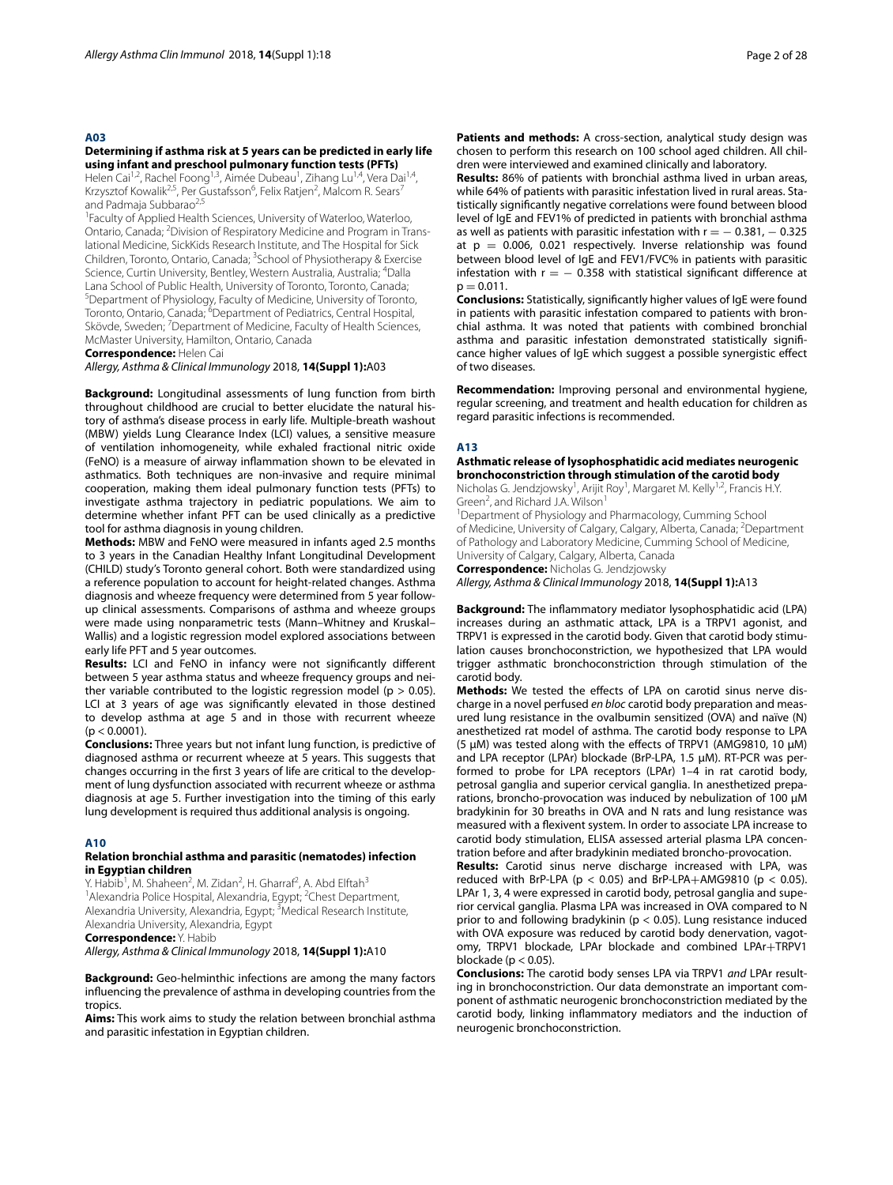## A03

### Determining if asthma risk at 5 years can be predicted in early life using infant and preschool pulmonary function tests (PFTs)

Helen Cai[1,2], Rachel Foong[1,3], Aimée Dubeau[1], Zihang Lu[1,4], Vera Dai[1,4], Krzysztof Kowalik[2,5], Per Gustafsson[6], Felix Ratjen[2], Malcom R. Sears[7] and Padmaja Subbarao[2,5]

[1]Faculty of Applied Health Sciences, University of Waterloo, Waterloo, Ontario, Canada; [2]Division of Respiratory Medicine and Program in Translational Medicine, SickKids Research Institute, and The Hospital for Sick Children, Toronto, Ontario, Canada; [3]School of Physiotherapy & Exercise Science, Curtin University, Bentley, Western Australia, Australia; [4]Dalla Lana School of Public Health, University of Toronto, Toronto, Canada; [5]Department of Physiology, Faculty of Medicine, University of Toronto, Toronto, Ontario, Canada; [6]Department of Pediatrics, Central Hospital, Skövde, Sweden; [7]Department of Medicine, Faculty of Health Sciences, McMaster University, Hamilton, Ontario, Canada

**Correspondence:** Helen Cai

*Allergy, Asthma & Clinical Immunology* 2018, **14(Suppl 1):**A03

**Background:** Longitudinal assessments of lung function from birth throughout childhood are crucial to better elucidate the natural history of asthma's disease process in early life. Multiple-breath washout (MBW) yields Lung Clearance Index (LCI) values, a sensitive measure of ventilation inhomogeneity, while exhaled fractional nitric oxide (FeNO) is a measure of airway inflammation shown to be elevated in asthmatics. Both techniques are non-invasive and require minimal cooperation, making them ideal pulmonary function tests (PFTs) to investigate asthma trajectory in pediatric populations. We aim to determine whether infant PFT can be used clinically as a predictive tool for asthma diagnosis in young children.

**Methods:** MBW and FeNO were measured in infants aged 2.5 months to 3 years in the Canadian Healthy Infant Longitudinal Development (CHILD) study's Toronto general cohort. Both were standardized using a reference population to account for height-related changes. Asthma diagnosis and wheeze frequency were determined from 5 year follow-up clinical assessments. Comparisons of asthma and wheeze groups were made using nonparametric tests (Mann–Whitney and Kruskal–Wallis) and a logistic regression model explored associations between early life PFT and 5 year outcomes.

**Results:** LCI and FeNO in infancy were not significantly different between 5 year asthma status and wheeze frequency groups and neither variable contributed to the logistic regression model ($p > 0.05$). LCI at 3 years of age was significantly elevated in those destined to develop asthma at age 5 and in those with recurrent wheeze ($p < 0.0001$).

**Conclusions:** Three years but not infant lung function, is predictive of diagnosed asthma or recurrent wheeze at 5 years. This suggests that changes occurring in the first 3 years of life are critical to the development of lung dysfunction associated with recurrent wheeze or asthma diagnosis at age 5. Further investigation into the timing of this early lung development is required thus additional analysis is ongoing.

## A10

### Relation bronchial asthma and parasitic (nematodes) infection in Egyptian children

Y. Habib[1], M. Shaheen[2], M. Zidan[2], H. Gharraf[2], A. Abd Elftah[3]

[1]Alexandria Police Hospital, Alexandria, Egypt; [2]Chest Department, Alexandria University, Alexandria, Egypt; [3]Medical Research Institute, Alexandria University, Alexandria, Egypt

**Correspondence:** Y. Habib

*Allergy, Asthma & Clinical Immunology* 2018, **14(Suppl 1):**A10

**Background:** Geo-helminthic infections are among the many factors influencing the prevalence of asthma in developing countries from the tropics.

**Aims:** This work aims to study the relation between bronchial asthma and parasitic infestation in Egyptian children.

**Patients and methods:** A cross-section, analytical study design was chosen to perform this research on 100 school aged children. All children were interviewed and examined clinically and laboratory.

**Results:** 86% of patients with bronchial asthma lived in urban areas, while 64% of patients with parasitic infestation lived in rural areas. Statistically significantly negative correlations were found between blood level of IgE and FEV1% of predicted in patients with bronchial asthma as well as patients with parasitic infestation with $r = -0.381, -0.325$ at $p = 0.006, 0.021$ respectively. Inverse relationship was found between blood level of IgE and FEV1/FVC% in patients with parasitic infestation with $r = -0.358$ with statistical significant difference at $p = 0.011$.

**Conclusions:** Statistically, significantly higher values of IgE were found in patients with parasitic infestation compared to patients with bronchial asthma. It was noted that patients with combined bronchial asthma and parasitic infestation demonstrated statistically significance higher values of IgE which suggest a possible synergistic effect of two diseases.

**Recommendation:** Improving personal and environmental hygiene, regular screening, and treatment and health education for children as regard parasitic infections is recommended.

## A13

### Asthmatic release of lysophosphatidic acid mediates neurogenic bronchoconstriction through stimulation of the carotid body

Nicholas G. Jendzjowsky[1], Arijit Roy[1], Margaret M. Kelly[1,2], Francis H.Y. Green[2], and Richard J.A. Wilson[1]

[1]Department of Physiology and Pharmacology, Cumming School of Medicine, University of Calgary, Calgary, Alberta, Canada; [2]Department of Pathology and Laboratory Medicine, Cumming School of Medicine, University of Calgary, Calgary, Alberta, Canada

**Correspondence:** Nicholas G. Jendzjowsky

*Allergy, Asthma & Clinical Immunology* 2018, **14(Suppl 1):**A13

**Background:** The inflammatory mediator lysophosphatidic acid (LPA) increases during an asthmatic attack, LPA is a TRPV1 agonist, and TRPV1 is expressed in the carotid body. Given that carotid body stimulation causes bronchoconstriction, we hypothesized that LPA would trigger asthmatic bronchoconstriction through stimulation of the carotid body.

**Methods:** We tested the effects of LPA on carotid sinus nerve discharge in a novel perfused *en bloc* carotid body preparation and measured lung resistance in the ovalbumin sensitized (OVA) and naïve (N) anesthetized rat model of asthma. The carotid body response to LPA (5 µM) was tested along with the effects of TRPV1 (AMG9810, 10 µM) and LPA receptor (LPAr) blockade (BrP-LPA, 1.5 µM). RT-PCR was performed to probe for LPA receptors (LPAr) 1–4 in rat carotid body, petrosal ganglia and superior cervical ganglia. In anesthetized preparations, broncho-provocation was induced by nebulization of 100 µM bradykinin for 30 breaths in OVA and N rats and lung resistance was measured with a flexivent system. In order to associate LPA increase to carotid body stimulation, ELISA assessed arterial plasma LPA concentration before and after bradykinin mediated broncho-provocation.

**Results:** Carotid sinus nerve discharge increased with LPA, was reduced with BrP-LPA ($p < 0.05$) and BrP-LPA+AMG9810 ($p < 0.05$). LPAr 1, 3, 4 were expressed in carotid body, petrosal ganglia and superior cervical ganglia. Plasma LPA was increased in OVA compared to N prior to and following bradykinin ($p < 0.05$). Lung resistance induced with OVA exposure was reduced by carotid body denervation, vagotomy, TRPV1 blockade, LPAr blockade and combined LPAr+TRPV1 blockade ($p < 0.05$).

**Conclusions:** The carotid body senses LPA via TRPV1 *and* LPAr resulting in bronchoconstriction. Our data demonstrate an important component of asthmatic neurogenic bronchoconstriction mediated by the carotid body, linking inflammatory mediators and the induction of neurogenic bronchoconstriction.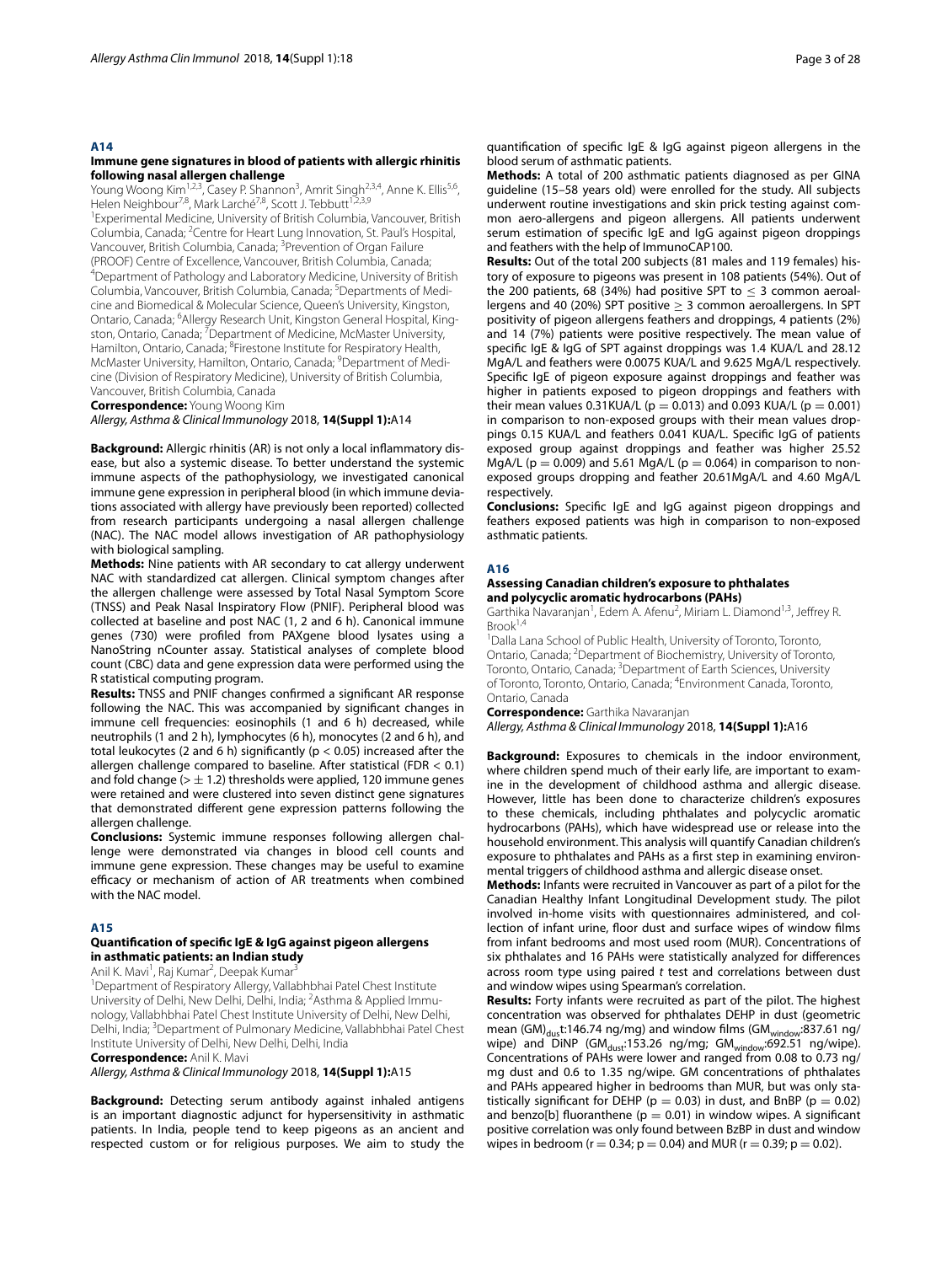## A14

### Immune gene signatures in blood of patients with allergic rhinitis following nasal allergen challenge

Young Woong Kim[1,2,3], Casey P. Shannon[3], Amrit Singh[2,3,4], Anne K. Ellis[5,6], Helen Neighbour[7,8], Mark Larché[7,8], Scott J. Tebbutt[1,2,3,9]

[1]Experimental Medicine, University of British Columbia, Vancouver, British Columbia, Canada; [2]Centre for Heart Lung Innovation, St. Paul's Hospital, Vancouver, British Columbia, Canada; [3]Prevention of Organ Failure (PROOF) Centre of Excellence, Vancouver, British Columbia, Canada; [4]Department of Pathology and Laboratory Medicine, University of British Columbia, Vancouver, British Columbia, Canada; [5]Departments of Medicine and Biomedical & Molecular Science, Queen's University, Kingston, Ontario, Canada; [6]Allergy Research Unit, Kingston General Hospital, Kingston, Ontario, Canada; [7]Department of Medicine, McMaster University, Hamilton, Ontario, Canada; [8]Firestone Institute for Respiratory Health, McMaster University, Hamilton, Ontario, Canada; [9]Department of Medicine (Division of Respiratory Medicine), University of British Columbia, Vancouver, British Columbia, Canada

**Correspondence:** Young Woong Kim

*Allergy, Asthma & Clinical Immunology* 2018, **14(Suppl 1):**A14

**Background:** Allergic rhinitis (AR) is not only a local inflammatory disease, but also a systemic disease. To better understand the systemic immune aspects of the pathophysiology, we investigated canonical immune gene expression in peripheral blood (in which immune deviations associated with allergy have previously been reported) collected from research participants undergoing a nasal allergen challenge (NAC). The NAC model allows investigation of AR pathophysiology with biological sampling.

**Methods:** Nine patients with AR secondary to cat allergy underwent NAC with standardized cat allergen. Clinical symptom changes after the allergen challenge were assessed by Total Nasal Symptom Score (TNSS) and Peak Nasal Inspiratory Flow (PNIF). Peripheral blood was collected at baseline and post NAC (1, 2 and 6 h). Canonical immune genes (730) were profiled from PAXgene blood lysates using a NanoString nCounter assay. Statistical analyses of complete blood count (CBC) data and gene expression data were performed using the R statistical computing program.

**Results:** TNSS and PNIF changes confirmed a significant AR response following the NAC. This was accompanied by significant changes in immune cell frequencies: eosinophils (1 and 6 h) decreased, while neutrophils (1 and 2 h), lymphocytes (6 h), monocytes (2 and 6 h), and total leukocytes (2 and 6 h) significantly ($p < 0.05$) increased after the allergen challenge compared to baseline. After statistical (FDR < 0.1) and fold change ($> \pm 1.2$) thresholds were applied, 120 immune genes were retained and were clustered into seven distinct gene signatures that demonstrated different gene expression patterns following the allergen challenge.

**Conclusions:** Systemic immune responses following allergen challenge were demonstrated via changes in blood cell counts and immune gene expression. These changes may be useful to examine efficacy or mechanism of action of AR treatments when combined with the NAC model.

## A15

### Quantification of specific IgE & IgG against pigeon allergens in asthmatic patients: an Indian study

Anil K. Mavi[1], Raj Kumar[2], Deepak Kumar[3]

[1]Department of Respiratory Allergy, Vallabhbhai Patel Chest Institute University of Delhi, New Delhi, Delhi, India; [2]Asthma & Applied Immunology, Vallabhbhai Patel Chest Institute University of Delhi, New Delhi, Delhi, India; [3]Department of Pulmonary Medicine, Vallabhbhai Patel Chest Institute University of Delhi, New Delhi, Delhi, India

**Correspondence:** Anil K. Mavi

*Allergy, Asthma & Clinical Immunology* 2018, **14(Suppl 1):**A15

**Background:** Detecting serum antibody against inhaled antigens is an important diagnostic adjunct for hypersensitivity in asthmatic patients. In India, people tend to keep pigeons as an ancient and respected custom or for religious purposes. We aim to study the quantification of specific IgE & IgG against pigeon allergens in the blood serum of asthmatic patients.

**Methods:** A total of 200 asthmatic patients diagnosed as per GINA guideline (15–58 years old) were enrolled for the study. All subjects underwent routine investigations and skin prick testing against common aero-allergens and pigeon allergens. All patients underwent serum estimation of specific IgE and IgG against pigeon droppings and feathers with the help of ImmunoCAP100.

**Results:** Out of the total 200 subjects (81 males and 119 females) history of exposure to pigeons was present in 108 patients (54%). Out of the 200 patients, 68 (34%) had positive SPT to $\leq 3$ common aeroallergens and 40 (20%) SPT positive $\geq 3$ common aeroallergens. In SPT positivity of pigeon allergens feathers and droppings, 4 patients (2%) and 14 (7%) patients were positive respectively. The mean value of specific IgE & IgG of SPT against droppings was 1.4 KUA/L and 28.12 MgA/L and feathers were 0.0075 KUA/L and 9.625 MgA/L respectively. Specific IgE of pigeon exposure against droppings and feather was higher in patients exposed to pigeon droppings and feathers with their mean values 0.31KUA/L ($p = 0.013$) and 0.093 KUA/L ($p = 0.001$) in comparison to non-exposed groups with their mean values droppings 0.15 KUA/L and feathers 0.041 KUA/L. Specific IgG of patients exposed group against droppings and feather was higher 25.52 MgA/L ($p = 0.009$) and 5.61 MgA/L ($p = 0.064$) in comparison to non-exposed groups dropping and feather 20.61MgA/L and 4.60 MgA/L respectively.

**Conclusions:** Specific IgE and IgG against pigeon droppings and feathers exposed patients was high in comparison to non-exposed asthmatic patients.

## A16

### Assessing Canadian children's exposure to phthalates and polycyclic aromatic hydrocarbons (PAHs)

Garthika Navaranjan[1], Edem A. Afenu[2], Miriam L. Diamond[1,3], Jeffrey R. Brook[1,4]

[1]Dalla Lana School of Public Health, University of Toronto, Toronto, Ontario, Canada; [2]Department of Biochemistry, University of Toronto, Toronto, Ontario, Canada; [3]Department of Earth Sciences, University of Toronto, Toronto, Ontario, Canada; [4]Environment Canada, Toronto, Ontario, Canada

**Correspondence:** Garthika Navaranjan

*Allergy, Asthma & Clinical Immunology* 2018, **14(Suppl 1):**A16

**Background:** Exposures to chemicals in the indoor environment, where children spend much of their early life, are important to examine in the development of childhood asthma and allergic disease. However, little has been done to characterize children's exposures to these chemicals, including phthalates and polycyclic aromatic hydrocarbons (PAHs), which have widespread use or release into the household environment. This analysis will quantify Canadian children's exposure to phthalates and PAHs as a first step in examining environmental triggers of childhood asthma and allergic disease onset.

**Methods:** Infants were recruited in Vancouver as part of a pilot for the Canadian Healthy Infant Longitudinal Development study. The pilot involved in-home visits with questionnaires administered, and collection of infant urine, floor dust and surface wipes of window films from infant bedrooms and most used room (MUR). Concentrations of six phthalates and 16 PAHs were statistically analyzed for differences across room type using paired *t* test and correlations between dust and window wipes using Spearman's correlation.

**Results:** Forty infants were recruited as part of the pilot. The highest concentration was observed for phthalates DEHP in dust (geometric mean $(GM)_{dust}$:146.74 ng/mg) and window films ($GM_{window}$:837.61 ng/wipe) and DiNP ($GM_{dust}$:153.26 ng/mg; $GM_{window}$:692.51 ng/wipe). Concentrations of PAHs were lower and ranged from 0.08 to 0.73 ng/mg dust and 0.6 to 1.35 ng/wipe. GM concentrations of phthalates and PAHs appeared higher in bedrooms than MUR, but was only statistically significant for DEHP ($p = 0.03$) in dust, and BnBP ($p = 0.02$) and benzo[b] fluoranthene ($p = 0.01$) in window wipes. A significant positive correlation was only found between BzBP in dust and window wipes in bedroom ($r = 0.34$; $p = 0.04$) and MUR ($r = 0.39$; $p = 0.02$).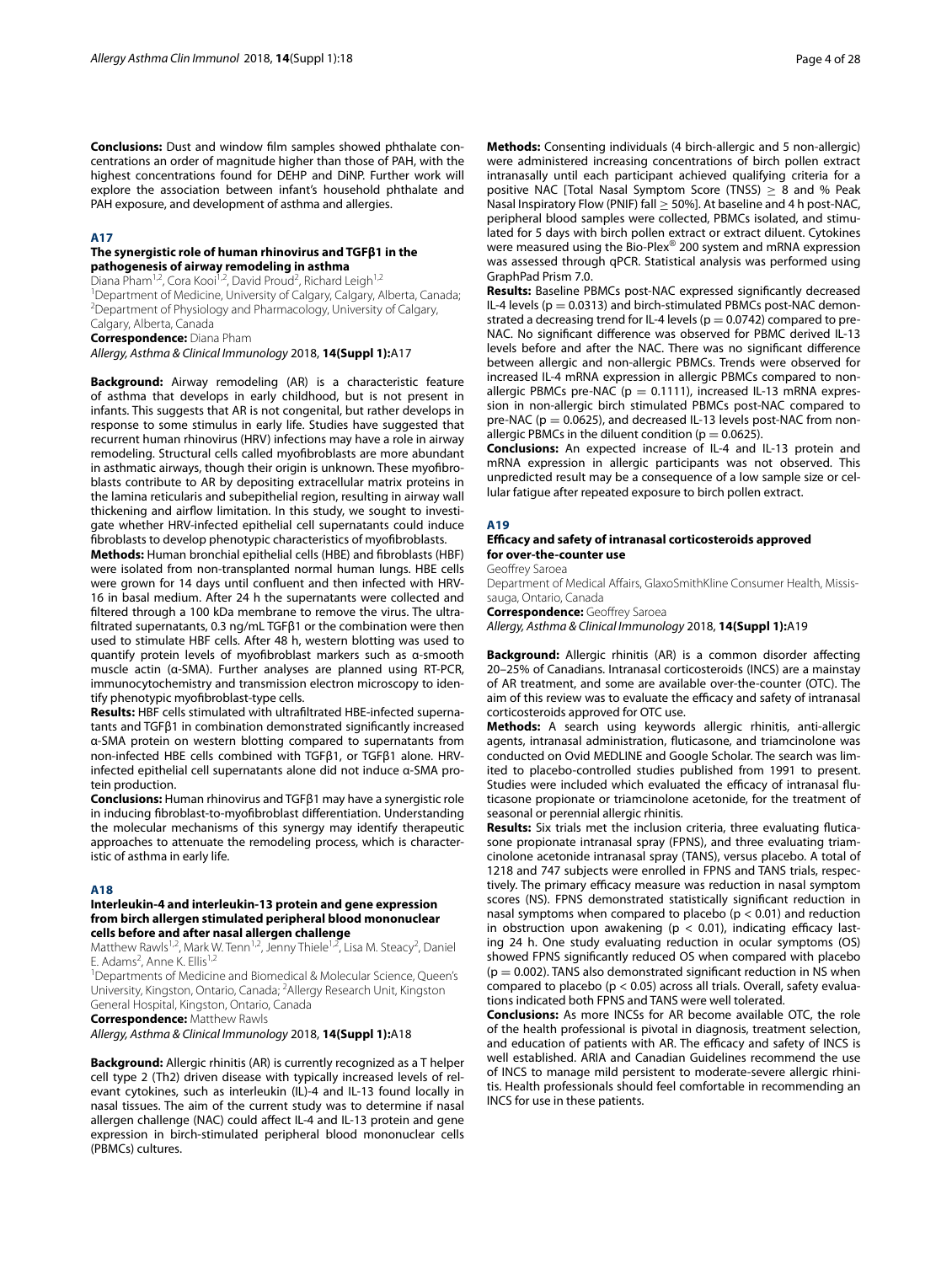**Conclusions:** Dust and window film samples showed phthalate concentrations an order of magnitude higher than those of PAH, with the highest concentrations found for DEHP and DiNP. Further work will explore the association between infant's household phthalate and PAH exposure, and development of asthma and allergies.

## A17

### The synergistic role of human rhinovirus and TGFβ1 in the pathogenesis of airway remodeling in asthma

Diana Pham[1,2], Cora Kooi[1,2], David Proud[2], Richard Leigh[1,2]

[1]Department of Medicine, University of Calgary, Calgary, Alberta, Canada; [2]Department of Physiology and Pharmacology, University of Calgary, Calgary, Alberta, Canada

**Correspondence:** Diana Pham

*Allergy, Asthma & Clinical Immunology* 2018, **14(Suppl 1):**A17

**Background:** Airway remodeling (AR) is a characteristic feature of asthma that develops in early childhood, but is not present in infants. This suggests that AR is not congenital, but rather develops in response to some stimulus in early life. Studies have suggested that recurrent human rhinovirus (HRV) infections may have a role in airway remodeling. Structural cells called myofibroblasts are more abundant in asthmatic airways, though their origin is unknown. These myofibroblasts contribute to AR by depositing extracellular matrix proteins in the lamina reticularis and subepithelial region, resulting in airway wall thickening and airflow limitation. In this study, we sought to investigate whether HRV-infected epithelial cell supernatants could induce fibroblasts to develop phenotypic characteristics of myofibroblasts.

**Methods:** Human bronchial epithelial cells (HBE) and fibroblasts (HBF) were isolated from non-transplanted normal human lungs. HBE cells were grown for 14 days until confluent and then infected with HRV-16 in basal medium. After 24 h the supernatants were collected and filtered through a 100 kDa membrane to remove the virus. The ultrafiltrated supernatants, 0.3 ng/mL TGFβ1 or the combination were then used to stimulate HBF cells. After 48 h, western blotting was used to quantify protein levels of myofibroblast markers such as α-smooth muscle actin (α-SMA). Further analyses are planned using RT-PCR, immunocytochemistry and transmission electron microscopy to identify phenotypic myofibroblast-type cells.

**Results:** HBF cells stimulated with ultrafiltrated HBE-infected supernatants and TGFβ1 in combination demonstrated significantly increased α-SMA protein on western blotting compared to supernatants from non-infected HBE cells combined with TGFβ1, or TGFβ1 alone. HRV-infected epithelial cell supernatants alone did not induce α-SMA protein production.

**Conclusions:** Human rhinovirus and TGFβ1 may have a synergistic role in inducing fibroblast-to-myofibroblast differentiation. Understanding the molecular mechanisms of this synergy may identify therapeutic approaches to attenuate the remodeling process, which is characteristic of asthma in early life.

## A18

### Interleukin-4 and interleukin-13 protein and gene expression from birch allergen stimulated peripheral blood mononuclear cells before and after nasal allergen challenge

Matthew Rawls[1,2], Mark W. Tenn[1,2], Jenny Thiele[1,2], Lisa M. Steacy[2], Daniel E. Adams[2], Anne K. Ellis[1,2]

[1]Departments of Medicine and Biomedical & Molecular Science, Queen's University, Kingston, Ontario, Canada; [2]Allergy Research Unit, Kingston General Hospital, Kingston, Ontario, Canada

**Correspondence:** Matthew Rawls

*Allergy, Asthma & Clinical Immunology* 2018, **14(Suppl 1):**A18

**Background:** Allergic rhinitis (AR) is currently recognized as a T helper cell type 2 (Th2) driven disease with typically increased levels of relevant cytokines, such as interleukin (IL)-4 and IL-13 found locally in nasal tissues. The aim of the current study was to determine if nasal allergen challenge (NAC) could affect IL-4 and IL-13 protein and gene expression in birch-stimulated peripheral blood mononuclear cells (PBMCs) cultures.

**Methods:** Consenting individuals (4 birch-allergic and 5 non-allergic) were administered increasing concentrations of birch pollen extract intranasally until each participant achieved qualifying criteria for a positive NAC [Total Nasal Symptom Score (TNSS) $\geq$ 8 and % Peak Nasal Inspiratory Flow (PNIF) fall $\geq$ 50%]. At baseline and 4 h post-NAC, peripheral blood samples were collected, PBMCs isolated, and stimulated for 5 days with birch pollen extract or extract diluent. Cytokines were measured using the Bio-Plex® 200 system and mRNA expression was assessed through qPCR. Statistical analysis was performed using GraphPad Prism 7.0.

**Results:** Baseline PBMCs post-NAC expressed significantly decreased IL-4 levels ($p = 0.0313$) and birch-stimulated PBMCs post-NAC demonstrated a decreasing trend for IL-4 levels ($p = 0.0742$) compared to pre-NAC. No significant difference was observed for PBMC derived IL-13 levels before and after the NAC. There was no significant difference between allergic and non-allergic PBMCs. Trends were observed for increased IL-4 mRNA expression in allergic PBMCs compared to non-allergic PBMCs pre-NAC ($p = 0.1111$), increased IL-13 mRNA expression in non-allergic birch stimulated PBMCs post-NAC compared to pre-NAC ($p = 0.0625$), and decreased IL-13 levels post-NAC from non-allergic PBMCs in the diluent condition ($p = 0.0625$).

**Conclusions:** An expected increase of IL-4 and IL-13 protein and mRNA expression in allergic participants was not observed. This unpredicted result may be a consequence of a low sample size or cellular fatigue after repeated exposure to birch pollen extract.

## A19

### Efficacy and safety of intranasal corticosteroids approved for over-the-counter use

Geoffrey Saroea

Department of Medical Affairs, GlaxoSmithKline Consumer Health, Mississauga, Ontario, Canada

**Correspondence:** Geoffrey Saroea

*Allergy, Asthma & Clinical Immunology* 2018, **14(Suppl 1):**A19

**Background:** Allergic rhinitis (AR) is a common disorder affecting 20–25% of Canadians. Intranasal corticosteroids (INCS) are a mainstay of AR treatment, and some are available over-the-counter (OTC). The aim of this review was to evaluate the efficacy and safety of intranasal corticosteroids approved for OTC use.

**Methods:** A search using keywords allergic rhinitis, anti-allergic agents, intranasal administration, fluticasone, and triamcinolone was conducted on Ovid MEDLINE and Google Scholar. The search was limited to placebo-controlled studies published from 1991 to present. Studies were included which evaluated the efficacy of intranasal fluticasone propionate or triamcinolone acetonide, for the treatment of seasonal or perennial allergic rhinitis.

**Results:** Six trials met the inclusion criteria, three evaluating fluticasone propionate intranasal spray (FPNS), and three evaluating triamcinolone acetonide intranasal spray (TANS), versus placebo. A total of 1218 and 747 subjects were enrolled in FPNS and TANS trials, respectively. The primary efficacy measure was reduction in nasal symptom scores (NS). FPNS demonstrated statistically significant reduction in nasal symptoms when compared to placebo ($p < 0.01$) and reduction in obstruction upon awakening ($p < 0.01$), indicating efficacy lasting 24 h. One study evaluating reduction in ocular symptoms (OS) showed FPNS significantly reduced OS when compared with placebo ($p = 0.002$). TANS also demonstrated significant reduction in NS when compared to placebo ($p < 0.05$) across all trials. Overall, safety evaluations indicated both FPNS and TANS were well tolerated.

**Conclusions:** As more INCSs for AR become available OTC, the role of the health professional is pivotal in diagnosis, treatment selection, and education of patients with AR. The efficacy and safety of INCS is well established. ARIA and Canadian Guidelines recommend the use of INCS to manage mild persistent to moderate-severe allergic rhinitis. Health professionals should feel comfortable in recommending an INCS for use in these patients.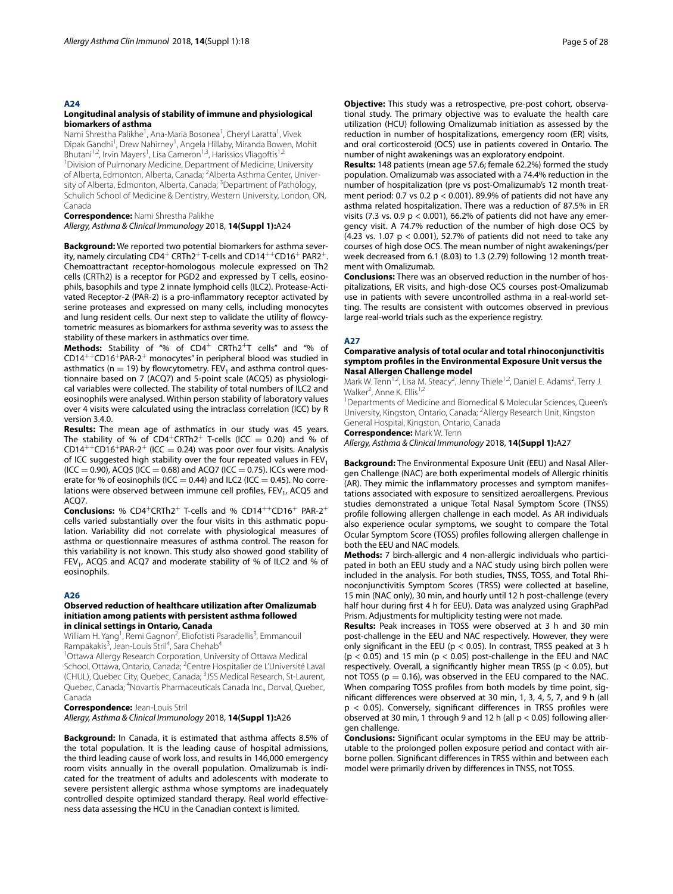## A24

### Longitudinal analysis of stability of immune and physiological biomarkers of asthma

Nami Shrestha Palikhe[1], Ana-Maria Bosonea[1], Cheryl Laratta[1], Vivek Dipak Gandhi[1], Drew Nahirney[1], Angela Hillaby, Miranda Bowen, Mohit Bhutani[1,2], Irvin Mayers[1], Lisa Cameron[1,3], Harissios Vliagoftis[1,2]

[1]Division of Pulmonary Medicine, Department of Medicine, University of Alberta, Edmonton, Alberta, Canada; [2]Alberta Asthma Center, University of Alberta, Edmonton, Alberta, Canada; [3]Department of Pathology, Schulich School of Medicine & Dentistry, Western University, London, ON, Canada

**Correspondence:** Nami Shrestha Palikhe

*Allergy, Asthma & Clinical Immunology* 2018, **14(Suppl 1):**A24

**Background:** We reported two potential biomarkers for asthma severity, namely circulating $CD4^+$ $CRTh2^+$ T-cells and $CD14^{++}CD16^+$ $PAR2^+$. Chemoattractant receptor-homologous molecule expressed on Th2 cells (CRTh2) is a receptor for PGD2 and expressed by T cells, eosinophils, basophils and type 2 innate lymphoid cells (ILC2). Protease-Activated Receptor-2 (PAR-2) is a pro-inflammatory receptor activated by serine proteases and expressed on many cells, including monocytes and lung resident cells. Our next step to validate the utility of flowcytometric measures as biomarkers for asthma severity was to assess the stability of these markers in asthmatics over time.

**Methods:** Stability of "% of $CD4^+$ $CRTh2^+$T cells" and "% of $CD14^{++}CD16^+PAR\text{-}2^+$ monocytes" in peripheral blood was studied in asthmatics (n = 19) by flowcytometry. $FEV_1$ and asthma control questionnaire based on 7 (ACQ7) and 5-point scale (ACQ5) as physiological variables were collected. The stability of total numbers of ILC2 and eosinophils were analysed. Within person stability of laboratory values over 4 visits were calculated using the intraclass correlation (ICC) by R version 3.4.0.

**Results:** The mean age of asthmatics in our study was 45 years. The stability of % of $CD4^+CRTh2^+$ T-cells (ICC = 0.20) and % of $CD14^{++}CD16^+PAR\text{-}2^+$ (ICC = 0.24) was poor over four visits. Analysis of ICC suggested high stability over the four repeated values in $FEV_1$ (ICC = 0.90), ACQ5 (ICC = 0.68) and ACQ7 (ICC = 0.75). ICCs were moderate for % of eosinophils (ICC = 0.44) and ILC2 (ICC = 0.45). No correlations were observed between immune cell profiles, $FEV_1$, ACQ5 and ACQ7.

**Conclusions:** % $CD4^+CRTh2^+$ T-cells and % $CD14^{++}CD16^+$ $PAR\text{-}2^+$ cells varied substantially over the four visits in this asthmatic population. Variability did not correlate with physiological measures of asthma or questionnaire measures of asthma control. The reason for this variability is not known. This study also showed good stability of $FEV_1$, ACQ5 and ACQ7 and moderate stability of % of ILC2 and % of eosinophils.

## A26

### Observed reduction of healthcare utilization after Omalizumab initiation among patients with persistent asthma followed in clinical settings in Ontario, Canada

William H. Yang[1], Remi Gagnon[2], Eliofotisti Psaradellis[3], Emmanouil Rampakakis[3], Jean-Louis Stril[4], Sara Chehab[4]

[1]Ottawa Allergy Research Corporation, University of Ottawa Medical School, Ottawa, Ontario, Canada; [2]Centre Hospitalier de L'Université Laval (CHUL), Quebec City, Quebec, Canada; [3]JSS Medical Research, St-Laurent, Quebec, Canada; [4]Novartis Pharmaceuticals Canada Inc., Dorval, Quebec, Canada

**Correspondence:** Jean-Louis Stril

*Allergy, Asthma & Clinical Immunology* 2018, **14(Suppl 1):**A26

**Background:** In Canada, it is estimated that asthma affects 8.5% of the total population. It is the leading cause of hospital admissions, the third leading cause of work loss, and results in 146,000 emergency room visits annually in the overall population. Omalizumab is indicated for the treatment of adults and adolescents with moderate to severe persistent allergic asthma whose symptoms are inadequately controlled despite optimized standard therapy. Real world effectiveness data assessing the HCU in the Canadian context is limited.

**Objective:** This study was a retrospective, pre-post cohort, observational study. The primary objective was to evaluate the health care utilization (HCU) following Omalizumab initiation as assessed by the reduction in number of hospitalizations, emergency room (ER) visits, and oral corticosteroid (OCS) use in patients covered in Ontario. The number of night awakenings was an exploratory endpoint.

**Results:** 148 patients (mean age 57.6; female 62.2%) formed the study population. Omalizumab was associated with a 74.4% reduction in the number of hospitalization (pre vs post-Omalizumab's 12 month treatment period: 0.7 vs 0.2 $p < 0.001$). 89.9% of patients did not have any asthma related hospitalization. There was a reduction of 87.5% in ER visits (7.3 vs. 0.9 $p < 0.001$), 66.2% of patients did not have any emergency visit. A 74.7% reduction of the number of high dose OCS by (4.23 vs. 1.07 $p < 0.001$), 52.7% of patients did not need to take any courses of high dose OCS. The mean number of night awakenings/per week decreased from 6.1 (8.03) to 1.3 (2.79) following 12 month treatment with Omalizumab.

**Conclusions:** There was an observed reduction in the number of hospitalizations, ER visits, and high-dose OCS courses post-Omalizumab use in patients with severe uncontrolled asthma in a real-world setting. The results are consistent with outcomes observed in previous large real-world trials such as the experience registry.

## A27

### Comparative analysis of total ocular and total rhinoconjunctivitis symptom profiles in the Environmental Exposure Unit versus the Nasal Allergen Challenge model

Mark W. Tenn[1,2], Lisa M. Steacy[2], Jenny Thiele[1,2], Daniel E. Adams[2], Terry J. Walker[2], Anne K. Ellis[1,2]

[1]Departments of Medicine and Biomedical & Molecular Sciences, Queen's University, Kingston, Ontario, Canada; [2]Allergy Research Unit, Kingston General Hospital, Kingston, Ontario, Canada

**Correspondence:** Mark W. Tenn

*Allergy, Asthma & Clinical Immunology* 2018, **14(Suppl 1):**A27

**Background:** The Environmental Exposure Unit (EEU) and Nasal Allergen Challenge (NAC) are both experimental models of Allergic rhinitis (AR). They mimic the inflammatory processes and symptom manifestations associated with exposure to sensitized aeroallergens. Previous studies demonstrated a unique Total Nasal Symptom Score (TNSS) profile following allergen challenge in each model. As AR individuals also experience ocular symptoms, we sought to compare the Total Ocular Symptom Score (TOSS) profiles following allergen challenge in both the EEU and NAC models.

**Methods:** 7 birch-allergic and 4 non-allergic individuals who participated in both an EEU study and a NAC study using birch pollen were included in the analysis. For both studies, TNSS, TOSS, and Total Rhinoconjunctivitis Symptom Scores (TRSS) were collected at baseline, 15 min (NAC only), 30 min, and hourly until 12 h post-challenge (every half hour during first 4 h for EEU). Data was analyzed using GraphPad Prism. Adjustments for multiplicity testing were not made.

**Results:** Peak increases in TOSS were observed at 3 h and 30 min post-challenge in the EEU and NAC respectively. However, they were only significant in the EEU ($p < 0.05$). In contrast, TRSS peaked at 3 h ($p < 0.05$) and 15 min ($p < 0.05$) post-challenge in the EEU and NAC respectively. Overall, a significantly higher mean TRSS ($p < 0.05$), but not TOSS ($p = 0.16$), was observed in the EEU compared to the NAC. When comparing TOSS profiles from both models by time point, significant differences were observed at 30 min, 1, 3, 4, 5, 7, and 9 h (all $p < 0.05$). Conversely, significant differences in TRSS profiles were observed at 30 min, 1 through 9 and 12 h (all $p < 0.05$) following allergen challenge.

**Conclusions:** Significant ocular symptoms in the EEU may be attributable to the prolonged pollen exposure period and contact with airborne pollen. Significant differences in TRSS within and between each model were primarily driven by differences in TNSS, not TOSS.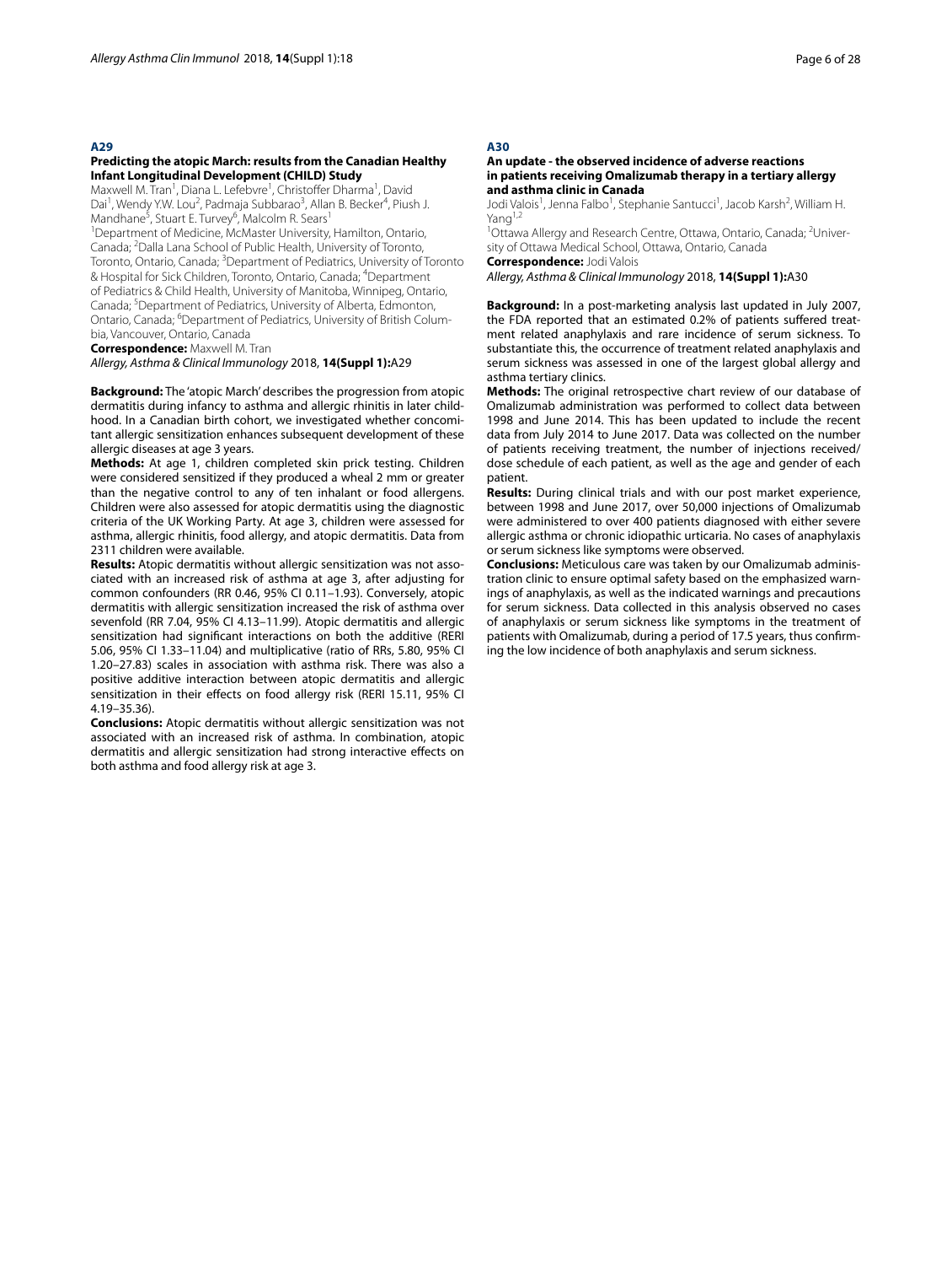## A29

### Predicting the atopic March: results from the Canadian Healthy Infant Longitudinal Development (CHILD) Study

Maxwell M. Tran[1], Diana L. Lefebvre[1], Christoffer Dharma[1], David Dai[1], Wendy Y.W. Lou[2], Padmaja Subbarao[3], Allan B. Becker[4], Piush J. Mandhane[5], Stuart E. Turvey[6], Malcolm R. Sears[1]

[1]Department of Medicine, McMaster University, Hamilton, Ontario, Canada; [2]Dalla Lana School of Public Health, University of Toronto, Toronto, Ontario, Canada; [3]Department of Pediatrics, University of Toronto & Hospital for Sick Children, Toronto, Ontario, Canada; [4]Department of Pediatrics & Child Health, University of Manitoba, Winnipeg, Ontario, Canada; [5]Department of Pediatrics, University of Alberta, Edmonton, Ontario, Canada; [6]Department of Pediatrics, University of British Columbia, Vancouver, Ontario, Canada

**Correspondence:** Maxwell M. Tran

*Allergy, Asthma & Clinical Immunology* 2018, **14(Suppl 1):**A29

**Background:** The 'atopic March' describes the progression from atopic dermatitis during infancy to asthma and allergic rhinitis in later childhood. In a Canadian birth cohort, we investigated whether concomitant allergic sensitization enhances subsequent development of these allergic diseases at age 3 years.

**Methods:** At age 1, children completed skin prick testing. Children were considered sensitized if they produced a wheal 2 mm or greater than the negative control to any of ten inhalant or food allergens. Children were also assessed for atopic dermatitis using the diagnostic criteria of the UK Working Party. At age 3, children were assessed for asthma, allergic rhinitis, food allergy, and atopic dermatitis. Data from 2311 children were available.

**Results:** Atopic dermatitis without allergic sensitization was not associated with an increased risk of asthma at age 3, after adjusting for common confounders (RR 0.46, 95% CI 0.11–1.93). Conversely, atopic dermatitis with allergic sensitization increased the risk of asthma over sevenfold (RR 7.04, 95% CI 4.13–11.99). Atopic dermatitis and allergic sensitization had significant interactions on both the additive (RERI 5.06, 95% CI 1.33–11.04) and multiplicative (ratio of RRs, 5.80, 95% CI 1.20–27.83) scales in association with asthma risk. There was also a positive additive interaction between atopic dermatitis and allergic sensitization in their effects on food allergy risk (RERI 15.11, 95% CI 4.19–35.36).

**Conclusions:** Atopic dermatitis without allergic sensitization was not associated with an increased risk of asthma. In combination, atopic dermatitis and allergic sensitization had strong interactive effects on both asthma and food allergy risk at age 3.

## A30

### An update - the observed incidence of adverse reactions in patients receiving Omalizumab therapy in a tertiary allergy and asthma clinic in Canada

Jodi Valois[1], Jenna Falbo[1], Stephanie Santucci[1], Jacob Karsh[2], William H. Yang[1,2]

[1]Ottawa Allergy and Research Centre, Ottawa, Ontario, Canada; [2]University of Ottawa Medical School, Ottawa, Ontario, Canada

**Correspondence:** Jodi Valois

*Allergy, Asthma & Clinical Immunology* 2018, **14(Suppl 1):**A30

**Background:** In a post-marketing analysis last updated in July 2007, the FDA reported that an estimated 0.2% of patients suffered treatment related anaphylaxis and rare incidence of serum sickness. To substantiate this, the occurrence of treatment related anaphylaxis and serum sickness was assessed in one of the largest global allergy and asthma tertiary clinics.

**Methods:** The original retrospective chart review of our database of Omalizumab administration was performed to collect data between 1998 and June 2014. This has been updated to include the recent data from July 2014 to June 2017. Data was collected on the number of patients receiving treatment, the number of injections received/dose schedule of each patient, as well as the age and gender of each patient.

**Results:** During clinical trials and with our post market experience, between 1998 and June 2017, over 50,000 injections of Omalizumab were administered to over 400 patients diagnosed with either severe allergic asthma or chronic idiopathic urticaria. No cases of anaphylaxis or serum sickness like symptoms were observed.

**Conclusions:** Meticulous care was taken by our Omalizumab administration clinic to ensure optimal safety based on the emphasized warnings of anaphylaxis, as well as the indicated warnings and precautions for serum sickness. Data collected in this analysis observed no cases of anaphylaxis or serum sickness like symptoms in the treatment of patients with Omalizumab, during a period of 17.5 years, thus confirming the low incidence of both anaphylaxis and serum sickness.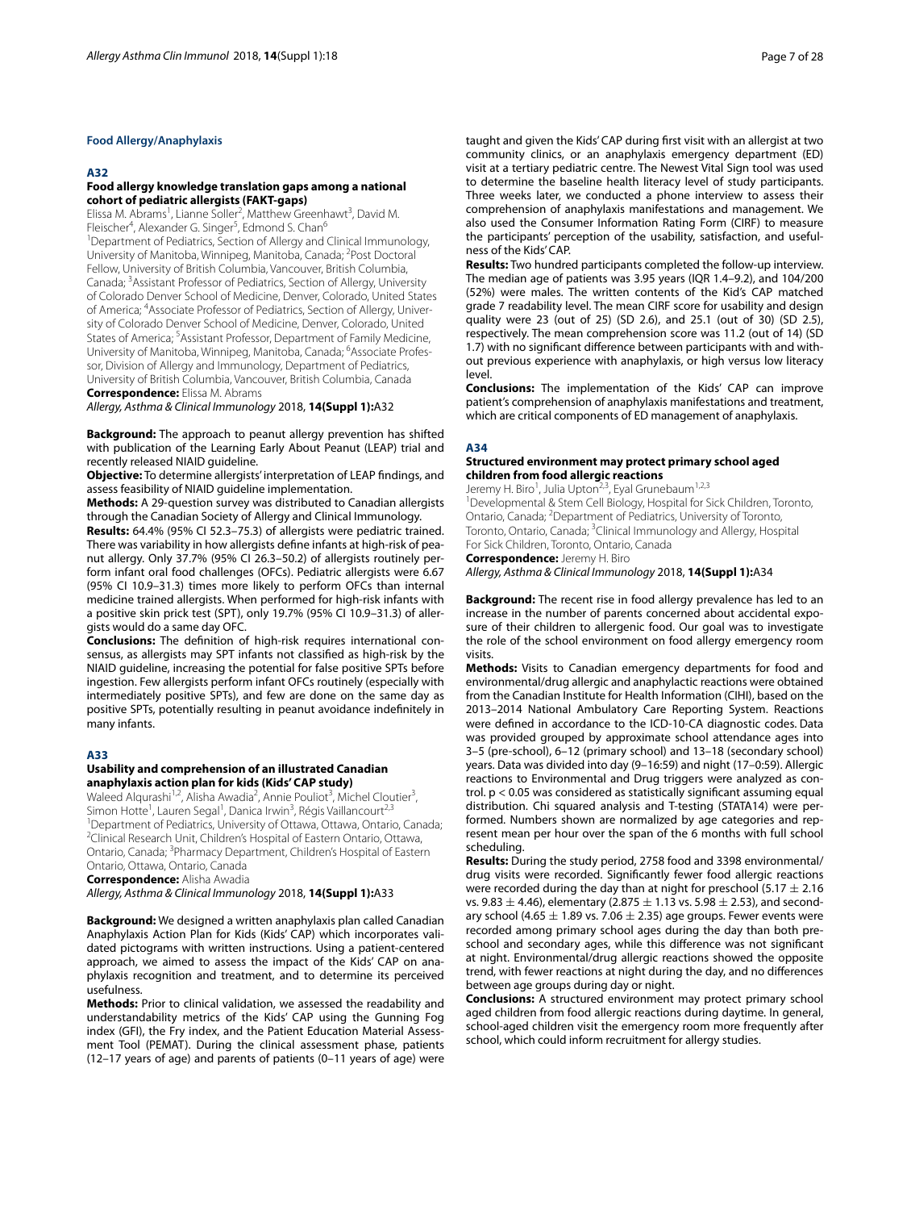## Food Allergy/Anaphylaxis

### A32

### Food allergy knowledge translation gaps among a national cohort of pediatric allergists (FAKT-gaps)

Elissa M. Abrams[1], Lianne Soller[2], Matthew Greenhawt[3], David M. Fleischer[4], Alexander G. Singer[5], Edmond S. Chan[6]

[1]Department of Pediatrics, Section of Allergy and Clinical Immunology, University of Manitoba, Winnipeg, Manitoba, Canada; [2]Post Doctoral Fellow, University of British Columbia, Vancouver, British Columbia, Canada; [3]Assistant Professor of Pediatrics, Section of Allergy, University of Colorado Denver School of Medicine, Denver, Colorado, United States of America; [4]Associate Professor of Pediatrics, Section of Allergy, University of Colorado Denver School of Medicine, Denver, Colorado, United States of America; [5]Assistant Professor, Department of Family Medicine, University of Manitoba, Winnipeg, Manitoba, Canada; [6]Associate Professor, Division of Allergy and Immunology, Department of Pediatrics, University of British Columbia, Vancouver, British Columbia, Canada

**Correspondence:** Elissa M. Abrams

*Allergy, Asthma & Clinical Immunology* 2018, **14(Suppl 1):**A32

**Background:** The approach to peanut allergy prevention has shifted with publication of the Learning Early About Peanut (LEAP) trial and recently released NIAID guideline.

**Objective:** To determine allergists' interpretation of LEAP findings, and assess feasibility of NIAID guideline implementation.

**Methods:** A 29-question survey was distributed to Canadian allergists through the Canadian Society of Allergy and Clinical Immunology.

**Results:** 64.4% (95% CI 52.3–75.3) of allergists were pediatric trained. There was variability in how allergists define infants at high-risk of peanut allergy. Only 37.7% (95% CI 26.3–50.2) of allergists routinely perform infant oral food challenges (OFCs). Pediatric allergists were 6.67 (95% CI 10.9–31.3) times more likely to perform OFCs than internal medicine trained allergists. When performed for high-risk infants with a positive skin prick test (SPT), only 19.7% (95% CI 10.9–31.3) of allergists would do a same day OFC.

**Conclusions:** The definition of high-risk requires international consensus, as allergists may SPT infants not classified as high-risk by the NIAID guideline, increasing the potential for false positive SPTs before ingestion. Few allergists perform infant OFCs routinely (especially with intermediately positive SPTs), and few are done on the same day as positive SPTs, potentially resulting in peanut avoidance indefinitely in many infants.

### A33

### Usability and comprehension of an illustrated Canadian anaphylaxis action plan for kids (Kids' CAP study)

Waleed Alqurashi[1,2], Alisha Awadia[2], Annie Pouliot[3], Michel Cloutier[3], Simon Hotte[1], Lauren Segal[1], Danica Irwin[3], Régis Vaillancourt[2,3]

[1]Department of Pediatrics, University of Ottawa, Ottawa, Ontario, Canada; [2]Clinical Research Unit, Children's Hospital of Eastern Ontario, Ottawa, Ontario, Canada; [3]Pharmacy Department, Children's Hospital of Eastern Ontario, Ottawa, Ontario, Canada

**Correspondence:** Alisha Awadia

*Allergy, Asthma & Clinical Immunology* 2018, **14(Suppl 1):**A33

**Background:** We designed a written anaphylaxis plan called Canadian Anaphylaxis Action Plan for Kids (Kids' CAP) which incorporates validated pictograms with written instructions. Using a patient-centered approach, we aimed to assess the impact of the Kids' CAP on anaphylaxis recognition and treatment, and to determine its perceived usefulness.

**Methods:** Prior to clinical validation, we assessed the readability and understandability metrics of the Kids' CAP using the Gunning Fog index (GFI), the Fry index, and the Patient Education Material Assessment Tool (PEMAT). During the clinical assessment phase, patients (12–17 years of age) and parents of patients (0–11 years of age) were taught and given the Kids' CAP during first visit with an allergist at two community clinics, or an anaphylaxis emergency department (ED) visit at a tertiary pediatric centre. The Newest Vital Sign tool was used to determine the baseline health literacy level of study participants. Three weeks later, we conducted a phone interview to assess their comprehension of anaphylaxis manifestations and management. We also used the Consumer Information Rating Form (CIRF) to measure the participants' perception of the usability, satisfaction, and usefulness of the Kids' CAP.

**Results:** Two hundred participants completed the follow-up interview. The median age of patients was 3.95 years (IQR 1.4–9.2), and 104/200 (52%) were males. The written contents of the Kid's CAP matched grade 7 readability level. The mean CIRF score for usability and design quality were 23 (out of 25) (SD 2.6), and 25.1 (out of 30) (SD 2.5), respectively. The mean comprehension score was 11.2 (out of 14) (SD 1.7) with no significant difference between participants with and without previous experience with anaphylaxis, or high versus low literacy level.

**Conclusions:** The implementation of the Kids' CAP can improve patient's comprehension of anaphylaxis manifestations and treatment, which are critical components of ED management of anaphylaxis.

### A34

### Structured environment may protect primary school aged children from food allergic reactions

Jeremy H. Biro[1], Julia Upton[2,3], Eyal Grunebaum[1,2,3]

[1]Developmental & Stem Cell Biology, Hospital for Sick Children, Toronto, Ontario, Canada; [2]Department of Pediatrics, University of Toronto, Toronto, Ontario, Canada; [3]Clinical Immunology and Allergy, Hospital For Sick Children, Toronto, Ontario, Canada

**Correspondence:** Jeremy H. Biro

*Allergy, Asthma & Clinical Immunology* 2018, **14(Suppl 1):**A34

**Background:** The recent rise in food allergy prevalence has led to an increase in the number of parents concerned about accidental exposure of their children to allergenic food. Our goal was to investigate the role of the school environment on food allergy emergency room visits.

**Methods:** Visits to Canadian emergency departments for food and environmental/drug allergic and anaphylactic reactions were obtained from the Canadian Institute for Health Information (CIHI), based on the 2013–2014 National Ambulatory Care Reporting System. Reactions were defined in accordance to the ICD-10-CA diagnostic codes. Data was provided grouped by approximate school attendance ages into 3–5 (pre-school), 6–12 (primary school) and 13–18 (secondary school) years. Data was divided into day (9–16:59) and night (17–0:59). Allergic reactions to Environmental and Drug triggers were analyzed as control. $p < 0.05$ was considered as statistically significant assuming equal distribution. Chi squared analysis and T-testing (STATA14) were performed. Numbers shown are normalized by age categories and represent mean per hour over the span of the 6 months with full school scheduling.

**Results:** During the study period, 2758 food and 3398 environmental/drug visits were recorded. Significantly fewer food allergic reactions were recorded during the day than at night for preschool ($5.17 \pm 2.16$ vs. $9.83 \pm 4.46$), elementary ($2.875 \pm 1.13$ vs. $5.98 \pm 2.53$), and secondary school ($4.65 \pm 1.89$ vs. $7.06 \pm 2.35$) age groups. Fewer events were recorded among primary school ages during the day than both preschool and secondary ages, while this difference was not significant at night. Environmental/drug allergic reactions showed the opposite trend, with fewer reactions at night during the day, and no differences between age groups during day or night.

**Conclusions:** A structured environment may protect primary school aged children from food allergic reactions during daytime. In general, school-aged children visit the emergency room more frequently after school, which could inform recruitment for allergy studies.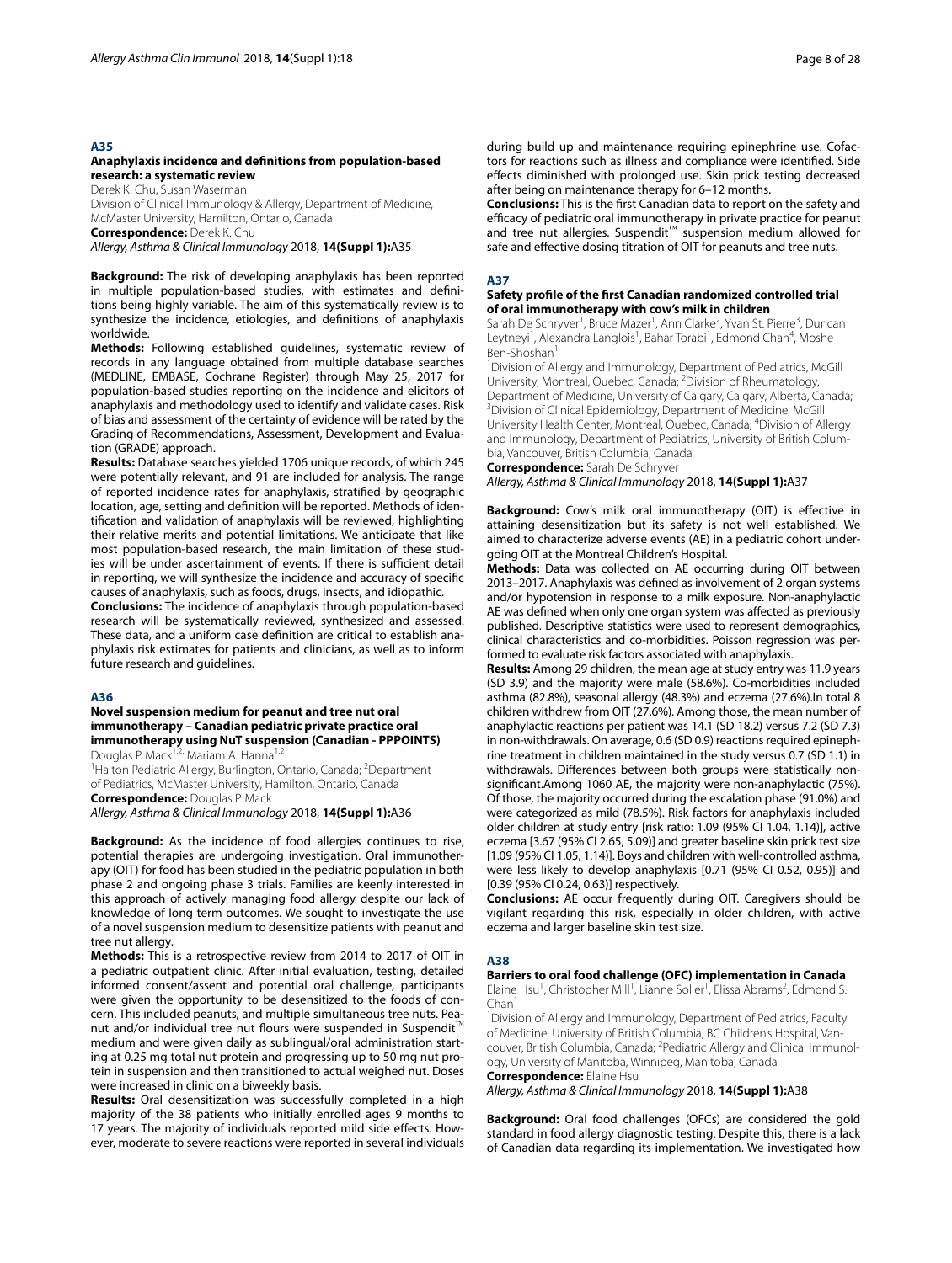## A35

### Anaphylaxis incidence and definitions from population-based research: a systematic review

Derek K. Chu, Susan Waserman

Division of Clinical Immunology & Allergy, Department of Medicine, McMaster University, Hamilton, Ontario, Canada

**Correspondence:** Derek K. Chu

*Allergy, Asthma & Clinical Immunology* 2018, **14(Suppl 1):**A35

**Background:** The risk of developing anaphylaxis has been reported in multiple population-based studies, with estimates and definitions being highly variable. The aim of this systematically review is to synthesize the incidence, etiologies, and definitions of anaphylaxis worldwide.

**Methods:** Following established guidelines, systematic review of records in any language obtained from multiple database searches (MEDLINE, EMBASE, Cochrane Register) through May 25, 2017 for population-based studies reporting on the incidence and elicitors of anaphylaxis and methodology used to identify and validate cases. Risk of bias and assessment of the certainty of evidence will be rated by the Grading of Recommendations, Assessment, Development and Evaluation (GRADE) approach.

**Results:** Database searches yielded 1706 unique records, of which 245 were potentially relevant, and 91 are included for analysis. The range of reported incidence rates for anaphylaxis, stratified by geographic location, age, setting and definition will be reported. Methods of identification and validation of anaphylaxis will be reviewed, highlighting their relative merits and potential limitations. We anticipate that like most population-based research, the main limitation of these studies will be under ascertainment of events. If there is sufficient detail in reporting, we will synthesize the incidence and accuracy of specific causes of anaphylaxis, such as foods, drugs, insects, and idiopathic.

**Conclusions:** The incidence of anaphylaxis through population-based research will be systematically reviewed, synthesized and assessed. These data, and a uniform case definition are critical to establish anaphylaxis risk estimates for patients and clinicians, as well as to inform future research and guidelines.

## A36

### Novel suspension medium for peanut and tree nut oral immunotherapy – Canadian pediatric private practice oral immunotherapy using NuT suspension (Canadian - PPPOINTS)

Douglas P. Mack[1,2], Mariam A. Hanna[1,2]

[1]Halton Pediatric Allergy, Burlington, Ontario, Canada; [2]Department of Pediatrics, McMaster University, Hamilton, Ontario, Canada

**Correspondence:** Douglas P. Mack

*Allergy, Asthma & Clinical Immunology* 2018, **14(Suppl 1):**A36

**Background:** As the incidence of food allergies continues to rise, potential therapies are undergoing investigation. Oral immunotherapy (OIT) for food has been studied in the pediatric population in both phase 2 and ongoing phase 3 trials. Families are keenly interested in this approach of actively managing food allergy despite our lack of knowledge of long term outcomes. We sought to investigate the use of a novel suspension medium to desensitize patients with peanut and tree nut allergy.

**Methods:** This is a retrospective review from 2014 to 2017 of OIT in a pediatric outpatient clinic. After initial evaluation, testing, detailed informed consent/assent and potential oral challenge, participants were given the opportunity to be desensitized to the foods of concern. This included peanuts, and multiple simultaneous tree nuts. Peanut and/or individual tree nut flours were suspended in Suspendit™ medium and were given daily as sublingual/oral administration starting at 0.25 mg total nut protein and progressing up to 50 mg nut protein in suspension and then transitioned to actual weighed nut. Doses were increased in clinic on a biweekly basis.

**Results:** Oral desensitization was successfully completed in a high majority of the 38 patients who initially enrolled ages 9 months to 17 years. The majority of individuals reported mild side effects. However, moderate to severe reactions were reported in several individuals during build up and maintenance requiring epinephrine use. Cofactors for reactions such as illness and compliance were identified. Side effects diminished with prolonged use. Skin prick testing decreased after being on maintenance therapy for 6–12 months.

**Conclusions:** This is the first Canadian data to report on the safety and efficacy of pediatric oral immunotherapy in private practice for peanut and tree nut allergies. Suspendit™ suspension medium allowed for safe and effective dosing titration of OIT for peanuts and tree nuts.

## A37

### Safety profile of the first Canadian randomized controlled trial of oral immunotherapy with cow's milk in children

Sarah De Schryver[1], Bruce Mazer[1], Ann Clarke[2], Yvan St. Pierre[3], Duncan Leytneyi[1], Alexandra Langlois[1], Bahar Torabi[1], Edmond Chan[4], Moshe Ben-Shoshan[1]

[1]Division of Allergy and Immunology, Department of Pediatrics, McGill University, Montreal, Quebec, Canada; [2]Division of Rheumatology, Department of Medicine, University of Calgary, Calgary, Alberta, Canada; [3]Division of Clinical Epidemiology, Department of Medicine, McGill University Health Center, Montreal, Quebec, Canada; [4]Division of Allergy and Immunology, Department of Pediatrics, University of British Columbia, Vancouver, British Columbia, Canada

**Correspondence:** Sarah De Schryver

*Allergy, Asthma & Clinical Immunology* 2018, **14(Suppl 1):**A37

**Background:** Cow's milk oral immunotherapy (OIT) is effective in attaining desensitization but its safety is not well established. We aimed to characterize adverse events (AE) in a pediatric cohort undergoing OIT at the Montreal Children's Hospital.

**Methods:** Data was collected on AE occurring during OIT between 2013–2017. Anaphylaxis was defined as involvement of 2 organ systems and/or hypotension in response to a milk exposure. Non-anaphylactic AE was defined when only one organ system was affected as previously published. Descriptive statistics were used to represent demographics, clinical characteristics and co-morbidities. Poisson regression was performed to evaluate risk factors associated with anaphylaxis.

**Results:** Among 29 children, the mean age at study entry was 11.9 years (SD 3.9) and the majority were male (58.6%). Co-morbidities included asthma (82.8%), seasonal allergy (48.3%) and eczema (27.6%).In total 8 children withdrew from OIT (27.6%). Among those, the mean number of anaphylactic reactions per patient was 14.1 (SD 18.2) versus 7.2 (SD 7.3) in non-withdrawals. On average, 0.6 (SD 0.9) reactions required epinephrine treatment in children maintained in the study versus 0.7 (SD 1.1) in withdrawals. Differences between both groups were statistically non-significant.Among 1060 AE, the majority were non-anaphylactic (75%). Of those, the majority occurred during the escalation phase (91.0%) and were categorized as mild (78.5%). Risk factors for anaphylaxis included older children at study entry [risk ratio: 1.09 (95% CI 1.04, 1.14)], active eczema [3.67 (95% CI 2.65, 5.09)] and greater baseline skin prick test size [1.09 (95% CI 1.05, 1.14)]. Boys and children with well-controlled asthma, were less likely to develop anaphylaxis [0.71 (95% CI 0.52, 0.95)] and [0.39 (95% CI 0.24, 0.63)] respectively.

**Conclusions:** AE occur frequently during OIT. Caregivers should be vigilant regarding this risk, especially in older children, with active eczema and larger baseline skin test size.

## A38

### Barriers to oral food challenge (OFC) implementation in Canada

Elaine Hsu[1], Christopher Mill[1], Lianne Soller[1], Elissa Abrams[2], Edmond S. Chan[1]

[1]Division of Allergy and Immunology, Department of Pediatrics, Faculty of Medicine, University of British Columbia, BC Children's Hospital, Vancouver, British Columbia, Canada; [2]Pediatric Allergy and Clinical Immunology, University of Manitoba, Winnipeg, Manitoba, Canada

**Correspondence:** Elaine Hsu

*Allergy, Asthma & Clinical Immunology* 2018, **14(Suppl 1):**A38

**Background:** Oral food challenges (OFCs) are considered the gold standard in food allergy diagnostic testing. Despite this, there is a lack of Canadian data regarding its implementation. We investigated how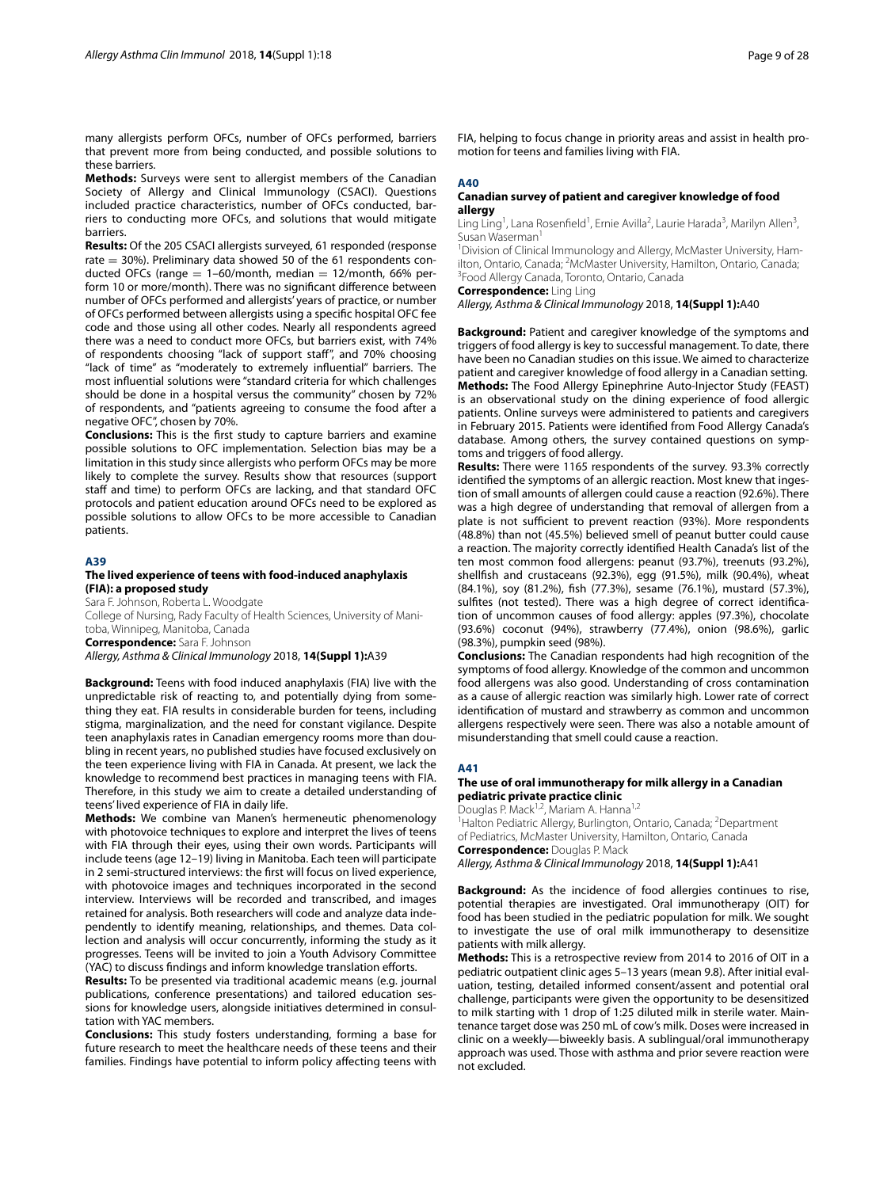many allergists perform OFCs, number of OFCs performed, barriers that prevent more from being conducted, and possible solutions to these barriers.

**Methods:** Surveys were sent to allergist members of the Canadian Society of Allergy and Clinical Immunology (CSACI). Questions included practice characteristics, number of OFCs conducted, barriers to conducting more OFCs, and solutions that would mitigate barriers.

**Results:** Of the 205 CSACI allergists surveyed, 61 responded (response rate = 30%). Preliminary data showed 50 of the 61 respondents conducted OFCs (range = 1–60/month, median = 12/month, 66% perform 10 or more/month). There was no significant difference between number of OFCs performed and allergists' years of practice, or number of OFCs performed between allergists using a specific hospital OFC fee code and those using all other codes. Nearly all respondents agreed there was a need to conduct more OFCs, but barriers exist, with 74% of respondents choosing "lack of support staff", and 70% choosing "lack of time" as "moderately to extremely influential" barriers. The most influential solutions were "standard criteria for which challenges should be done in a hospital versus the community" chosen by 72% of respondents, and "patients agreeing to consume the food after a negative OFC", chosen by 70%.

**Conclusions:** This is the first study to capture barriers and examine possible solutions to OFC implementation. Selection bias may be a limitation in this study since allergists who perform OFCs may be more likely to complete the survey. Results show that resources (support staff and time) to perform OFCs are lacking, and that standard OFC protocols and patient education around OFCs need to be explored as possible solutions to allow OFCs to be more accessible to Canadian patients.

## A39

### The lived experience of teens with food-induced anaphylaxis (FIA): a proposed study

Sara F. Johnson, Roberta L. Woodgate

College of Nursing, Rady Faculty of Health Sciences, University of Manitoba, Winnipeg, Manitoba, Canada

**Correspondence:** Sara F. Johnson

*Allergy, Asthma & Clinical Immunology* 2018, **14(Suppl 1):**A39

**Background:** Teens with food induced anaphylaxis (FIA) live with the unpredictable risk of reacting to, and potentially dying from something they eat. FIA results in considerable burden for teens, including stigma, marginalization, and the need for constant vigilance. Despite teen anaphylaxis rates in Canadian emergency rooms more than doubling in recent years, no published studies have focused exclusively on the teen experience living with FIA in Canada. At present, we lack the knowledge to recommend best practices in managing teens with FIA. Therefore, in this study we aim to create a detailed understanding of teens' lived experience of FIA in daily life.

**Methods:** We combine van Manen's hermeneutic phenomenology with photovoice techniques to explore and interpret the lives of teens with FIA through their eyes, using their own words. Participants will include teens (age 12–19) living in Manitoba. Each teen will participate in 2 semi-structured interviews: the first will focus on lived experience, with photovoice images and techniques incorporated in the second interview. Interviews will be recorded and transcribed, and images retained for analysis. Both researchers will code and analyze data independently to identify meaning, relationships, and themes. Data collection and analysis will occur concurrently, informing the study as it progresses. Teens will be invited to join a Youth Advisory Committee (YAC) to discuss findings and inform knowledge translation efforts.

**Results:** To be presented via traditional academic means (e.g. journal publications, conference presentations) and tailored education sessions for knowledge users, alongside initiatives determined in consultation with YAC members.

**Conclusions:** This study fosters understanding, forming a base for future research to meet the healthcare needs of these teens and their families. Findings have potential to inform policy affecting teens with FIA, helping to focus change in priority areas and assist in health promotion for teens and families living with FIA.

## A40

### Canadian survey of patient and caregiver knowledge of food allergy

Ling Ling[1], Lana Rosenfield[1], Ernie Avilla[2], Laurie Harada[3], Marilyn Allen[3], Susan Waserman[1]

[1]Division of Clinical Immunology and Allergy, McMaster University, Hamilton, Ontario, Canada; [2]McMaster University, Hamilton, Ontario, Canada; [3]Food Allergy Canada, Toronto, Ontario, Canada

**Correspondence:** Ling Ling

*Allergy, Asthma & Clinical Immunology* 2018, **14(Suppl 1):**A40

**Background:** Patient and caregiver knowledge of the symptoms and triggers of food allergy is key to successful management. To date, there have been no Canadian studies on this issue. We aimed to characterize patient and caregiver knowledge of food allergy in a Canadian setting.

**Methods:** The Food Allergy Epinephrine Auto-Injector Study (FEAST) is an observational study on the dining experience of food allergic patients. Online surveys were administered to patients and caregivers in February 2015. Patients were identified from Food Allergy Canada's database. Among others, the survey contained questions on symptoms and triggers of food allergy.

**Results:** There were 1165 respondents of the survey. 93.3% correctly identified the symptoms of an allergic reaction. Most knew that ingestion of small amounts of allergen could cause a reaction (92.6%). There was a high degree of understanding that removal of allergen from a plate is not sufficient to prevent reaction (93%). More respondents (48.8%) than not (45.5%) believed smell of peanut butter could cause a reaction. The majority correctly identified Health Canada's list of the ten most common food allergens: peanut (93.7%), treenuts (93.2%), shellfish and crustaceans (92.3%), egg (91.5%), milk (90.4%), wheat (84.1%), soy (81.2%), fish (77.3%), sesame (76.1%), mustard (57.3%), sulfites (not tested). There was a high degree of correct identification of uncommon causes of food allergy: apples (97.3%), chocolate (93.6%) coconut (94%), strawberry (77.4%), onion (98.6%), garlic (98.3%), pumpkin seed (98%).

**Conclusions:** The Canadian respondents had high recognition of the symptoms of food allergy. Knowledge of the common and uncommon food allergens was also good. Understanding of cross contamination as a cause of allergic reaction was similarly high. Lower rate of correct identification of mustard and strawberry as common and uncommon allergens respectively were seen. There was also a notable amount of misunderstanding that smell could cause a reaction.

## A41

### The use of oral immunotherapy for milk allergy in a Canadian pediatric private practice clinic

Douglas P. Mack[1,2], Mariam A. Hanna[1,2]

[1]Halton Pediatric Allergy, Burlington, Ontario, Canada; [2]Department of Pediatrics, McMaster University, Hamilton, Ontario, Canada

**Correspondence:** Douglas P. Mack

*Allergy, Asthma & Clinical Immunology* 2018, **14(Suppl 1):**A41

**Background:** As the incidence of food allergies continues to rise, potential therapies are investigated. Oral immunotherapy (OIT) for food has been studied in the pediatric population for milk. We sought to investigate the use of oral milk immunotherapy to desensitize patients with milk allergy.

**Methods:** This is a retrospective review from 2014 to 2016 of OIT in a pediatric outpatient clinic ages 5–13 years (mean 9.8). After initial evaluation, testing, detailed informed consent/assent and potential oral challenge, participants were given the opportunity to be desensitized to milk starting with 1 drop of 1:25 diluted milk in sterile water. Maintenance target dose was 250 mL of cow's milk. Doses were increased in clinic on a weekly—biweekly basis. A sublingual/oral immunotherapy approach was used. Those with asthma and prior severe reaction were not excluded.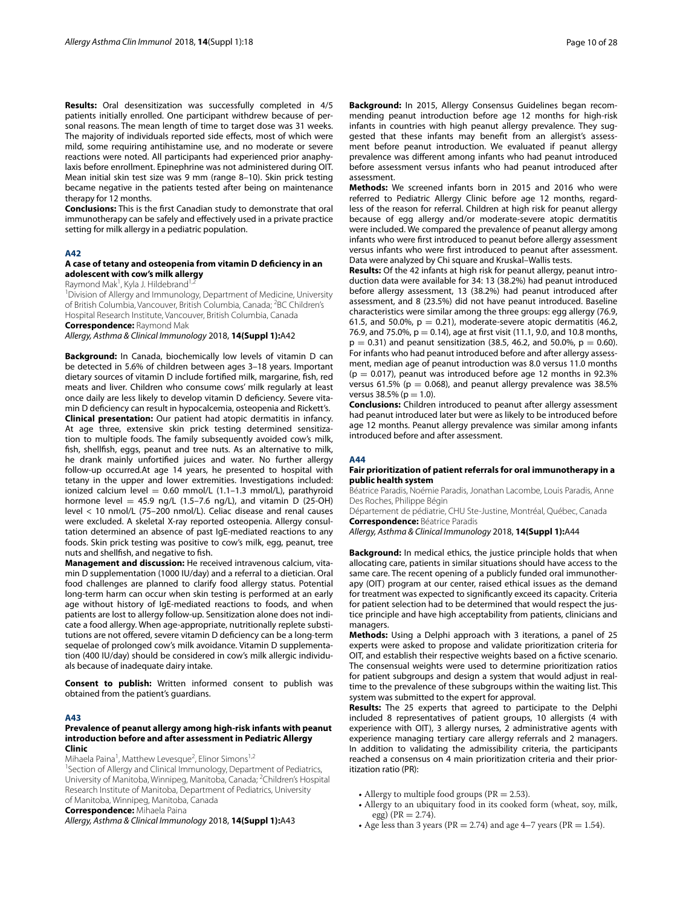**Results:** Oral desensitization was successfully completed in 4/5 patients initially enrolled. One participant withdrew because of personal reasons. The mean length of time to target dose was 31 weeks. The majority of individuals reported side effects, most of which were mild, some requiring antihistamine use, and no moderate or severe reactions were noted. All participants had experienced prior anaphylaxis before enrollment. Epinephrine was not administered during OIT. Mean initial skin test size was 9 mm (range 8–10). Skin prick testing became negative in the patients tested after being on maintenance therapy for 12 months.

**Conclusions:** This is the first Canadian study to demonstrate that oral immunotherapy can be safely and effectively used in a private practice setting for milk allergy in a pediatric population.

### A42

#### A case of tetany and osteopenia from vitamin D deficiency in an adolescent with cow's milk allergy

Raymond Mak[1], Kyla J. Hildebrand[1,2]

[1]Division of Allergy and Immunology, Department of Medicine, University of British Columbia, Vancouver, British Columbia, Canada; [2]BC Children's Hospital Research Institute, Vancouver, British Columbia, Canada

**Correspondence:** Raymond Mak

*Allergy, Asthma & Clinical Immunology* 2018, **14(Suppl 1):**A42

**Background:** In Canada, biochemically low levels of vitamin D can be detected in 5.6% of children between ages 3–18 years. Important dietary sources of vitamin D include fortified milk, margarine, fish, red meats and liver. Children who consume cows' milk regularly at least once daily are less likely to develop vitamin D deficiency. Severe vitamin D deficiency can result in hypocalcemia, osteopenia and Rickett's.

**Clinical presentation:** Our patient had atopic dermatitis in infancy. At age three, extensive skin prick testing determined sensitization to multiple foods. The family subsequently avoided cow's milk, fish, shellfish, eggs, peanut and tree nuts. As an alternative to milk, he drank mainly unfortified juices and water. No further allergy follow-up occurred.At age 14 years, he presented to hospital with tetany in the upper and lower extremities. Investigations included: ionized calcium level = 0.60 mmol/L (1.1–1.3 mmol/L), parathyroid hormone level = 45.9 ng/L (1.5–7.6 ng/L), and vitamin D (25-OH) level < 10 nmol/L (75–200 nmol/L). Celiac disease and renal causes were excluded. A skeletal X-ray reported osteopenia. Allergy consultation determined an absence of past IgE-mediated reactions to any foods. Skin prick testing was positive to cow's milk, egg, peanut, tree nuts and shellfish, and negative to fish.

**Management and discussion:** He received intravenous calcium, vitamin D supplementation (1000 IU/day) and a referral to a dietician. Oral food challenges are planned to clarify food allergy status. Potential long-term harm can occur when skin testing is performed at an early age without history of IgE-mediated reactions to foods, and when patients are lost to allergy follow-up. Sensitization alone does not indicate a food allergy. When age-appropriate, nutritionally replete substitutions are not offered, severe vitamin D deficiency can be a long-term sequelae of prolonged cow's milk avoidance. Vitamin D supplementation (400 IU/day) should be considered in cow's milk allergic individuals because of inadequate dairy intake.

**Consent to publish:** Written informed consent to publish was obtained from the patient's guardians.

### A43

#### Prevalence of peanut allergy among high-risk infants with peanut introduction before and after assessment in Pediatric Allergy Clinic

Mihaela Paina[1], Matthew Levesque[2], Elinor Simons[1,2]

[1]Section of Allergy and Clinical Immunology, Department of Pediatrics, University of Manitoba, Winnipeg, Manitoba, Canada; [2]Children's Hospital Research Institute of Manitoba, Department of Pediatrics, University of Manitoba, Winnipeg, Manitoba, Canada

**Correspondence:** Mihaela Paina

*Allergy, Asthma & Clinical Immunology* 2018, **14(Suppl 1):**A43

**Background:** In 2015, Allergy Consensus Guidelines began recommending peanut introduction before age 12 months for high-risk infants in countries with high peanut allergy prevalence. They suggested that these infants may benefit from an allergist's assessment before peanut introduction. We evaluated if peanut allergy prevalence was different among infants who had peanut introduced before assessment versus infants who had peanut introduced after assessment.

**Methods:** We screened infants born in 2015 and 2016 who were referred to Pediatric Allergy Clinic before age 12 months, regardless of the reason for referral. Children at high risk for peanut allergy because of egg allergy and/or moderate-severe atopic dermatitis were included. We compared the prevalence of peanut allergy among infants who were first introduced to peanut before allergy assessment versus infants who were first introduced to peanut after assessment. Data were analyzed by Chi square and Kruskal–Wallis tests.

**Results:** Of the 42 infants at high risk for peanut allergy, peanut introduction data were available for 34: 13 (38.2%) had peanut introduced before allergy assessment, 13 (38.2%) had peanut introduced after assessment, and 8 (23.5%) did not have peanut introduced. Baseline characteristics were similar among the three groups: egg allergy (76.9, 61.5, and 50.0%, $p = 0.21$), moderate-severe atopic dermatitis (46.2, 76.9, and 75.0%, $p = 0.14$), age at first visit (11.1, 9.0, and 10.8 months, $p = 0.31$) and peanut sensitization (38.5, 46.2, and 50.0%, $p = 0.60$). For infants who had peanut introduced before and after allergy assessment, median age of peanut introduction was 8.0 versus 11.0 months ($p = 0.017$), peanut was introduced before age 12 months in 92.3% versus 61.5% ($p = 0.068$), and peanut allergy prevalence was 38.5% versus 38.5% ($p = 1.0$).

**Conclusions:** Children introduced to peanut after allergy assessment had peanut introduced later but were as likely to be introduced before age 12 months. Peanut allergy prevalence was similar among infants introduced before and after assessment.

### A44

#### Fair prioritization of patient referrals for oral immunotherapy in a public health system

Béatrice Paradis, Noémie Paradis, Jonathan Lacombe, Louis Paradis, Anne Des Roches, Philippe Bégin

Département de pédiatrie, CHU Ste-Justine, Montréal, Québec, Canada

**Correspondence:** Béatrice Paradis

*Allergy, Asthma & Clinical Immunology* 2018, **14(Suppl 1):**A44

**Background:** In medical ethics, the justice principle holds that when allocating care, patients in similar situations should have access to the same care. The recent opening of a publicly funded oral immunotherapy (OIT) program at our center, raised ethical issues as the demand for treatment was expected to significantly exceed its capacity. Criteria for patient selection had to be determined that would respect the justice principle and have high acceptability from patients, clinicians and managers.

**Methods:** Using a Delphi approach with 3 iterations, a panel of 25 experts were asked to propose and validate prioritization criteria for OIT, and establish their respective weights based on a fictive scenario. The consensual weights were used to determine prioritization ratios for patient subgroups and design a system that would adjust in real-time to the prevalence of these subgroups within the waiting list. This system was submitted to the expert for approval.

**Results:** The 25 experts that agreed to participate to the Delphi included 8 representatives of patient groups, 10 allergists (4 with experience with OIT), 3 allergy nurses, 2 administrative agents with experience managing tertiary care allergy referrals and 2 managers. In addition to validating the admissibility criteria, the participants reached a consensus on 4 main prioritization criteria and their prioritization ratio (PR):

- Allergy to multiple food groups (PR = 2.53).
- Allergy to an ubiquitary food in its cooked form (wheat, soy, milk, egg) (PR = 2.74).
- Age less than 3 years (PR = 2.74) and age 4–7 years (PR = 1.54).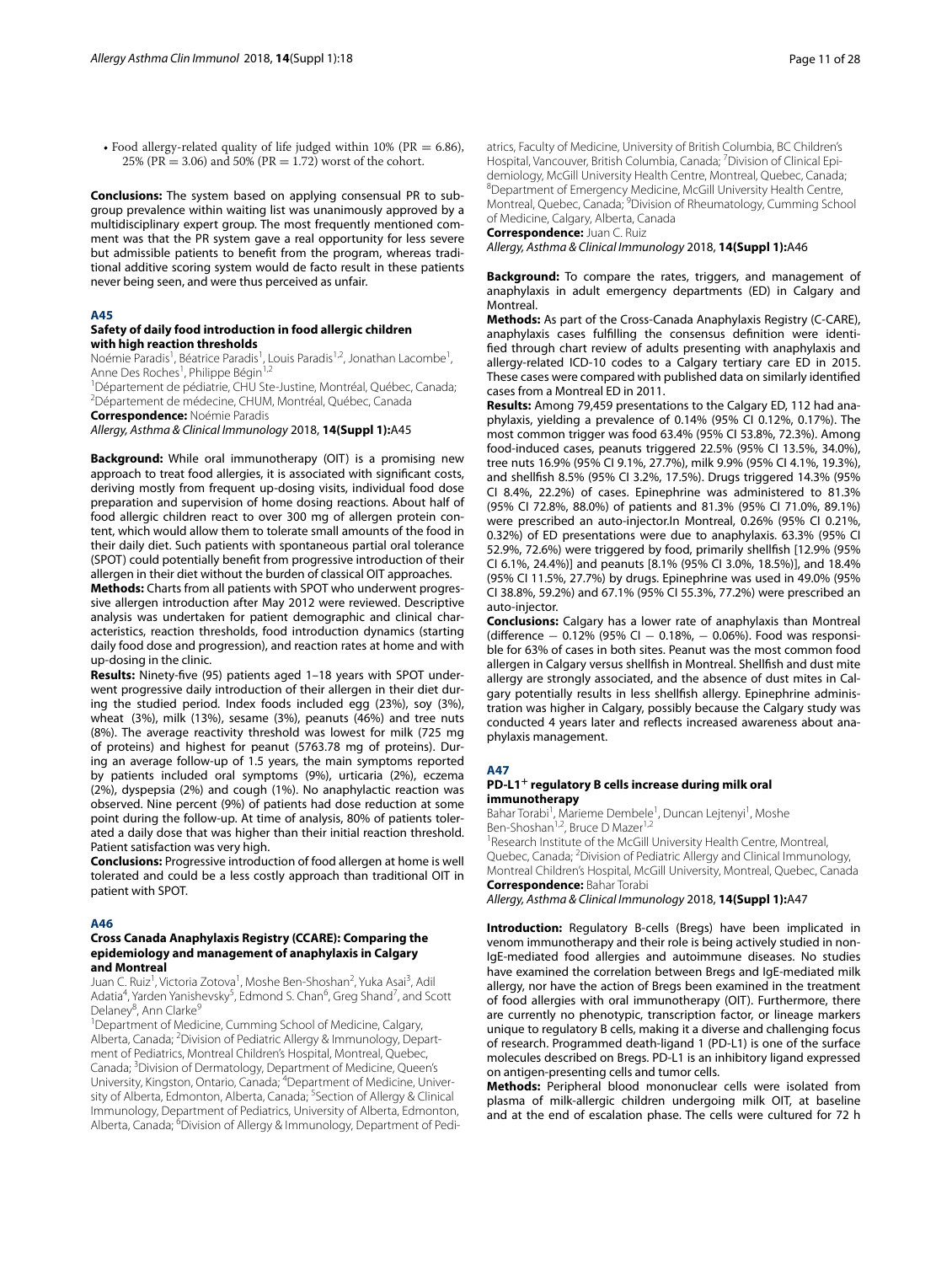- Food allergy-related quality of life judged within 10% (PR = 6.86), 25% (PR = 3.06) and 50% (PR = 1.72) worst of the cohort.

**Conclusions:** The system based on applying consensual PR to subgroup prevalence within waiting list was unanimously approved by a multidisciplinary expert group. The most frequently mentioned comment was that the PR system gave a real opportunity for less severe but admissible patients to benefit from the program, whereas traditional additive scoring system would de facto result in these patients never being seen, and were thus perceived as unfair.

## A45

### Safety of daily food introduction in food allergic children with high reaction thresholds

Noémie Paradis[1], Béatrice Paradis[1], Louis Paradis[1,2], Jonathan Lacombe[1], Anne Des Roches[1], Philippe Bégin[1,2]

[1]Département de pédiatrie, CHU Ste-Justine, Montréal, Québec, Canada; [2]Département de médecine, CHUM, Montréal, Québec, Canada

**Correspondence:** Noémie Paradis

*Allergy, Asthma & Clinical Immunology* 2018, **14(Suppl 1):**A45

**Background:** While oral immunotherapy (OIT) is a promising new approach to treat food allergies, it is associated with significant costs, deriving mostly from frequent up-dosing visits, individual food dose preparation and supervision of home dosing reactions. About half of food allergic children react to over 300 mg of allergen protein content, which would allow them to tolerate small amounts of the food in their daily diet. Such patients with spontaneous partial oral tolerance (SPOT) could potentially benefit from progressive introduction of their allergen in their diet without the burden of classical OIT approaches.

**Methods:** Charts from all patients with SPOT who underwent progressive allergen introduction after May 2012 were reviewed. Descriptive analysis was undertaken for patient demographic and clinical characteristics, reaction thresholds, food introduction dynamics (starting daily food dose and progression), and reaction rates at home and with up-dosing in the clinic.

**Results:** Ninety-five (95) patients aged 1–18 years with SPOT underwent progressive daily introduction of their allergen in their diet during the studied period. Index foods included egg (23%), soy (3%), wheat (3%), milk (13%), sesame (3%), peanuts (46%) and tree nuts (8%). The average reactivity threshold was lowest for milk (725 mg of proteins) and highest for peanut (5763.78 mg of proteins). During an average follow-up of 1.5 years, the main symptoms reported by patients included oral symptoms (9%), urticaria (2%), eczema (2%), dyspepsia (2%) and cough (1%). No anaphylactic reaction was observed. Nine percent (9%) of patients had dose reduction at some point during the follow-up. At time of analysis, 80% of patients tolerated a daily dose that was higher than their initial reaction threshold. Patient satisfaction was very high.

**Conclusions:** Progressive introduction of food allergen at home is well tolerated and could be a less costly approach than traditional OIT in patient with SPOT.

## A46

### Cross Canada Anaphylaxis Registry (CCARE): Comparing the epidemiology and management of anaphylaxis in Calgary and Montreal

Juan C. Ruiz[1], Victoria Zotova[1], Moshe Ben-Shoshan[2], Yuka Asai[3], Adil Adatia[4], Yarden Yanishevsky[5], Edmond S. Chan[6], Greg Shand[7], and Scott Delaney[8], Ann Clarke[9]

[1]Department of Medicine, Cumming School of Medicine, Calgary, Alberta, Canada; [2]Division of Pediatric Allergy & Immunology, Department of Pediatrics, Montreal Children's Hospital, Montreal, Quebec, Canada; [3]Division of Dermatology, Department of Medicine, Queen's University, Kingston, Ontario, Canada; [4]Department of Medicine, University of Alberta, Edmonton, Alberta, Canada; [5]Section of Allergy & Clinical Immunology, Department of Pediatrics, University of Alberta, Edmonton, Alberta, Canada; [6]Division of Allergy & Immunology, Department of Pediatrics, Faculty of Medicine, University of British Columbia, BC Children's Hospital, Vancouver, British Columbia, Canada; [7]Division of Clinical Epidemiology, McGill University Health Centre, Montreal, Quebec, Canada; [8]Department of Emergency Medicine, McGill University Health Centre, Montreal, Quebec, Canada; [9]Division of Rheumatology, Cumming School of Medicine, Calgary, Alberta, Canada

**Correspondence:** Juan C. Ruiz

*Allergy, Asthma & Clinical Immunology* 2018, **14(Suppl 1):**A46

**Background:** To compare the rates, triggers, and management of anaphylaxis in adult emergency departments (ED) in Calgary and Montreal.

**Methods:** As part of the Cross-Canada Anaphylaxis Registry (C-CARE), anaphylaxis cases fulfilling the consensus definition were identified through chart review of adults presenting with anaphylaxis and allergy-related ICD-10 codes to a Calgary tertiary care ED in 2015. These cases were compared with published data on similarly identified cases from a Montreal ED in 2011.

**Results:** Among 79,459 presentations to the Calgary ED, 112 had anaphylaxis, yielding a prevalence of 0.14% (95% CI 0.12%, 0.17%). The most common trigger was food 63.4% (95% CI 53.8%, 72.3%). Among food-induced cases, peanuts triggered 22.5% (95% CI 13.5%, 34.0%), tree nuts 16.9% (95% CI 9.1%, 27.7%), milk 9.9% (95% CI 4.1%, 19.3%), and shellfish 8.5% (95% CI 3.2%, 17.5%). Drugs triggered 14.3% (95% CI 8.4%, 22.2%) of cases. Epinephrine was administered to 81.3% (95% CI 72.8%, 88.0%) of patients and 81.3% (95% CI 71.0%, 89.1%) were prescribed an auto-injector.In Montreal, 0.26% (95% CI 0.21%, 0.32%) of ED presentations were due to anaphylaxis. 63.3% (95% CI 52.9%, 72.6%) were triggered by food, primarily shellfish [12.9% (95% CI 6.1%, 24.4%)] and peanuts [8.1% (95% CI 3.0%, 18.5%)], and 18.4% (95% CI 11.5%, 27.7%) by drugs. Epinephrine was used in 49.0% (95% CI 38.8%, 59.2%) and 67.1% (95% CI 55.3%, 77.2%) were prescribed an auto-injector.

**Conclusions:** Calgary has a lower rate of anaphylaxis than Montreal (difference − 0.12% (95% CI − 0.18%, − 0.06%). Food was responsible for 63% of cases in both sites. Peanut was the most common food allergen in Calgary versus shellfish in Montreal. Shellfish and dust mite allergy are strongly associated, and the absence of dust mites in Calgary potentially results in less shellfish allergy. Epinephrine administration was higher in Calgary, possibly because the Calgary study was conducted 4 years later and reflects increased awareness about anaphylaxis management.

## A47

### PD-L1$^{+}$ regulatory B cells increase during milk oral immunotherapy

Bahar Torabi[1], Marieme Dembele[1], Duncan Lejtenyi[1], Moshe Ben-Shoshan[1,2], Bruce D Mazer[1,2]

[1]Research Institute of the McGill University Health Centre, Montreal, Quebec, Canada; [2]Division of Pediatric Allergy and Clinical Immunology, Montreal Children's Hospital, McGill University, Montreal, Quebec, Canada

**Correspondence:** Bahar Torabi

*Allergy, Asthma & Clinical Immunology* 2018, **14(Suppl 1):**A47

**Introduction:** Regulatory B-cells (Bregs) have been implicated in venom immunotherapy and their role is being actively studied in non-IgE-mediated food allergies and autoimmune diseases. No studies have examined the correlation between Bregs and IgE-mediated milk allergy, nor have the action of Bregs been examined in the treatment of food allergies with oral immunotherapy (OIT). Furthermore, there are currently no phenotypic, transcription factor, or lineage markers unique to regulatory B cells, making it a diverse and challenging focus of research. Programmed death-ligand 1 (PD-L1) is one of the surface molecules described on Bregs. PD-L1 is an inhibitory ligand expressed on antigen-presenting cells and tumor cells.

**Methods:** Peripheral blood mononuclear cells were isolated from plasma of milk-allergic children undergoing milk OIT, at baseline and at the end of escalation phase. The cells were cultured for 72 h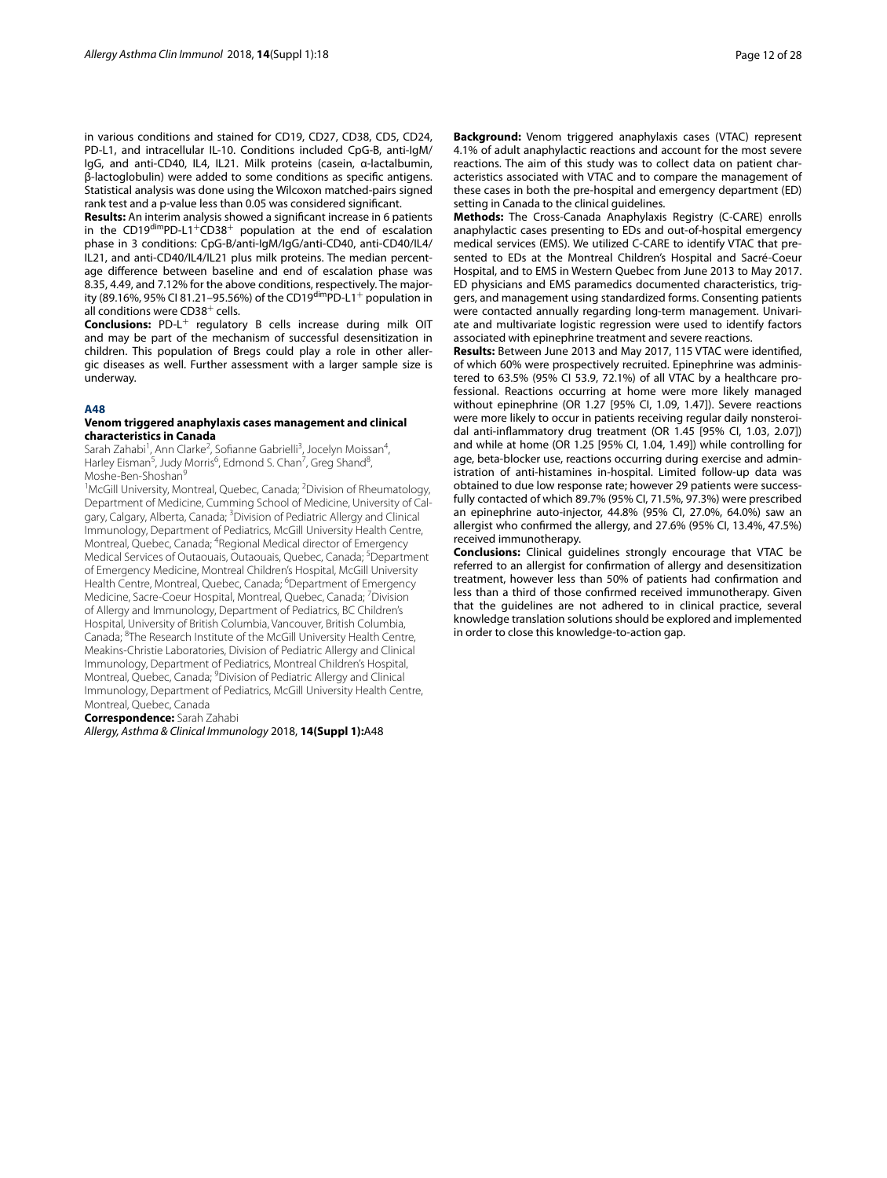in various conditions and stained for CD19, CD27, CD38, CD5, CD24, PD-L1, and intracellular IL-10. Conditions included CpG-B, anti-IgM/IgG, and anti-CD40, IL4, IL21. Milk proteins (casein, α-lactalbumin, β-lactoglobulin) were added to some conditions as specific antigens. Statistical analysis was done using the Wilcoxon matched-pairs signed rank test and a p-value less than 0.05 was considered significant.

**Results:** An interim analysis showed a significant increase in 6 patients in the $CD19^{dim}PD\text{-}L1^{+}CD38^{+}$ population at the end of escalation phase in 3 conditions: CpG-B/anti-IgM/IgG/anti-CD40, anti-CD40/IL4/IL21, and anti-CD40/IL4/IL21 plus milk proteins. The median percentage difference between baseline and end of escalation phase was 8.35, 4.49, and 7.12% for the above conditions, respectively. The majority (89.16%, 95% CI 81.21–95.56%) of the $CD19^{dim}PD\text{-}L1^{+}$ population in all conditions were $CD38^{+}$ cells.

**Conclusions:** $PD\text{-}L^{+}$ regulatory B cells increase during milk OIT and may be part of the mechanism of successful desensitization in children. This population of Bregs could play a role in other allergic diseases as well. Further assessment with a larger sample size is underway.

## A48

### Venom triggered anaphylaxis cases management and clinical characteristics in Canada

Sarah Zahabi[1], Ann Clarke[2], Sofianne Gabrielli[3], Jocelyn Moissan[4], Harley Eisman[5], Judy Morris[6], Edmond S. Chan[7], Greg Shand[8], Moshe-Ben-Shoshan[9]

[1]McGill University, Montreal, Quebec, Canada; [2]Division of Rheumatology, Department of Medicine, Cumming School of Medicine, University of Calgary, Calgary, Alberta, Canada; [3]Division of Pediatric Allergy and Clinical Immunology, Department of Pediatrics, McGill University Health Centre, Montreal, Quebec, Canada; [4]Regional Medical director of Emergency Medical Services of Outaouais, Outaouais, Quebec, Canada; [5]Department of Emergency Medicine, Montreal Children's Hospital, McGill University Health Centre, Montreal, Quebec, Canada; [6]Department of Emergency Medicine, Sacre-Coeur Hospital, Montreal, Quebec, Canada; [7]Division of Allergy and Immunology, Department of Pediatrics, BC Children's Hospital, University of British Columbia, Vancouver, British Columbia, Canada; [8]The Research Institute of the McGill University Health Centre, Meakins-Christie Laboratories, Division of Pediatric Allergy and Clinical Immunology, Department of Pediatrics, Montreal Children's Hospital, Montreal, Quebec, Canada; [9]Division of Pediatric Allergy and Clinical Immunology, Department of Pediatrics, McGill University Health Centre, Montreal, Quebec, Canada

**Correspondence:** Sarah Zahabi

*Allergy, Asthma & Clinical Immunology* 2018, **14(Suppl 1):**A48

**Background:** Venom triggered anaphylaxis cases (VTAC) represent 4.1% of adult anaphylactic reactions and account for the most severe reactions. The aim of this study was to collect data on patient characteristics associated with VTAC and to compare the management of these cases in both the pre-hospital and emergency department (ED) setting in Canada to the clinical guidelines.

**Methods:** The Cross-Canada Anaphylaxis Registry (C-CARE) enrolls anaphylactic cases presenting to EDs and out-of-hospital emergency medical services (EMS). We utilized C-CARE to identify VTAC that presented to EDs at the Montreal Children's Hospital and Sacré-Coeur Hospital, and to EMS in Western Quebec from June 2013 to May 2017. ED physicians and EMS paramedics documented characteristics, triggers, and management using standardized forms. Consenting patients were contacted annually regarding long-term management. Univariate and multivariate logistic regression were used to identify factors associated with epinephrine treatment and severe reactions.

**Results:** Between June 2013 and May 2017, 115 VTAC were identified, of which 60% were prospectively recruited. Epinephrine was administered to 63.5% (95% CI 53.9, 72.1%) of all VTAC by a healthcare professional. Reactions occurring at home were more likely managed without epinephrine (OR 1.27 [95% CI, 1.09, 1.47]). Severe reactions were more likely to occur in patients receiving regular daily nonsteroidal anti-inflammatory drug treatment (OR 1.45 [95% CI, 1.03, 2.07]) and while at home (OR 1.25 [95% CI, 1.04, 1.49]) while controlling for age, beta-blocker use, reactions occurring during exercise and administration of anti-histamines in-hospital. Limited follow-up data was obtained to due low response rate; however 29 patients were successfully contacted of which 89.7% (95% CI, 71.5%, 97.3%) were prescribed an epinephrine auto-injector, 44.8% (95% CI, 27.0%, 64.0%) saw an allergist who confirmed the allergy, and 27.6% (95% CI, 13.4%, 47.5%) received immunotherapy.

**Conclusions:** Clinical guidelines strongly encourage that VTAC be referred to an allergist for confirmation of allergy and desensitization treatment, however less than 50% of patients had confirmation and less than a third of those confirmed received immunotherapy. Given that the guidelines are not adhered to in clinical practice, several knowledge translation solutions should be explored and implemented in order to close this knowledge-to-action gap.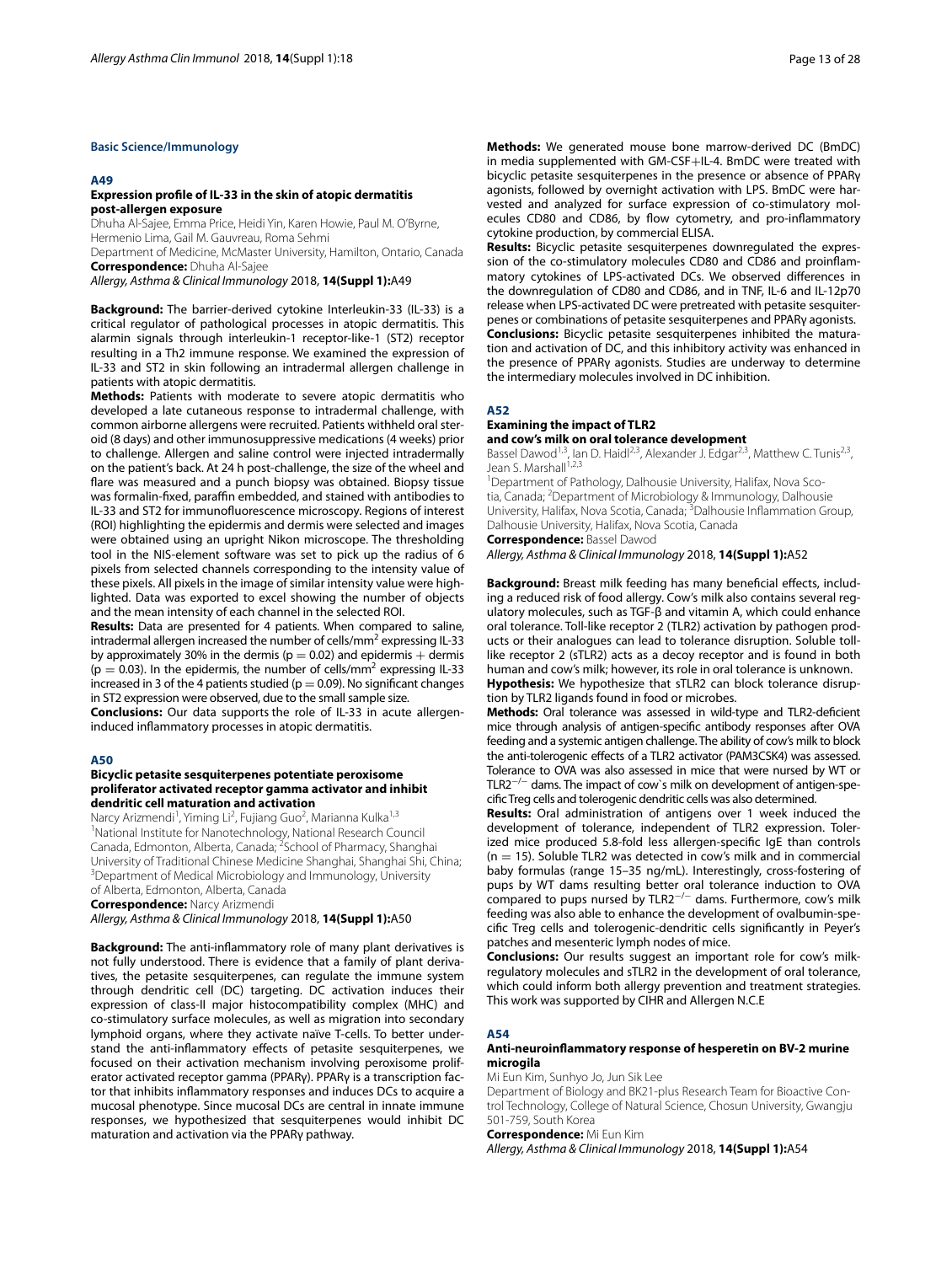## Basic Science/Immunology

### A49

### Expression profile of IL-33 in the skin of atopic dermatitis post-allergen exposure

Dhuha Al-Sajee, Emma Price, Heidi Yin, Karen Howie, Paul M. O'Byrne, Hermenio Lima, Gail M. Gauvreau, Roma Sehmi

Department of Medicine, McMaster University, Hamilton, Ontario, Canada

**Correspondence:** Dhuha Al-Sajee

*Allergy, Asthma & Clinical Immunology* 2018, **14(Suppl 1):**A49

**Background:** The barrier-derived cytokine Interleukin-33 (IL-33) is a critical regulator of pathological processes in atopic dermatitis. This alarmin signals through interleukin-1 receptor-like-1 (ST2) receptor resulting in a Th2 immune response. We examined the expression of IL-33 and ST2 in skin following an intradermal allergen challenge in patients with atopic dermatitis.

**Methods:** Patients with moderate to severe atopic dermatitis who developed a late cutaneous response to intradermal challenge, with common airborne allergens were recruited. Patients withheld oral steroid (8 days) and other immunosuppressive medications (4 weeks) prior to challenge. Allergen and saline control were injected intradermally on the patient's back. At 24 h post-challenge, the size of the wheel and flare was measured and a punch biopsy was obtained. Biopsy tissue was formalin-fixed, paraffin embedded, and stained with antibodies to IL-33 and ST2 for immunofluorescence microscopy. Regions of interest (ROI) highlighting the epidermis and dermis were selected and images were obtained using an upright Nikon microscope. The thresholding tool in the NIS-element software was set to pick up the radius of 6 pixels from selected channels corresponding to the intensity value of these pixels. All pixels in the image of similar intensity value were highlighted. Data was exported to excel showing the number of objects and the mean intensity of each channel in the selected ROI.

**Results:** Data are presented for 4 patients. When compared to saline, intradermal allergen increased the number of cells/mm$^2$ expressing IL-33 by approximately 30% in the dermis ($p = 0.02$) and epidermis + dermis ($p = 0.03$). In the epidermis, the number of cells/mm$^2$ expressing IL-33 increased in 3 of the 4 patients studied ($p = 0.09$). No significant changes in ST2 expression were observed, due to the small sample size.

**Conclusions:** Our data supports the role of IL-33 in acute allergen-induced inflammatory processes in atopic dermatitis.

### A50

### Bicyclic petasite sesquiterpenes potentiate peroxisome proliferator activated receptor gamma activator and inhibit dendritic cell maturation and activation

Narcy Arizmendi[1], Yiming Li[2], Fujiang Guo[2], Marianna Kulka[1,3]

[1]National Institute for Nanotechnology, National Research Council Canada, Edmonton, Alberta, Canada; [2]School of Pharmacy, Shanghai University of Traditional Chinese Medicine Shanghai, Shanghai Shi, China; [3]Department of Medical Microbiology and Immunology, University of Alberta, Edmonton, Alberta, Canada

**Correspondence:** Narcy Arizmendi

*Allergy, Asthma & Clinical Immunology* 2018, **14(Suppl 1):**A50

**Background:** The anti-inflammatory role of many plant derivatives is not fully understood. There is evidence that a family of plant derivatives, the petasite sesquiterpenes, can regulate the immune system through dendritic cell (DC) targeting. DC activation induces their expression of class-II major histocompatibility complex (MHC) and co-stimulatory surface molecules, as well as migration into secondary lymphoid organs, where they activate naïve T-cells. To better understand the anti-inflammatory effects of petasite sesquiterpenes, we focused on their activation mechanism involving peroxisome proliferator activated receptor gamma (PPARγ). PPARγ is a transcription factor that inhibits inflammatory responses and induces DCs to acquire a mucosal phenotype. Since mucosal DCs are central in innate immune responses, we hypothesized that sesquiterpenes would inhibit DC maturation and activation via the PPARγ pathway.

**Methods:** We generated mouse bone marrow-derived DC (BmDC) in media supplemented with GM-CSF+IL-4. BmDC were treated with bicyclic petasite sesquiterpenes in the presence or absence of PPARγ agonists, followed by overnight activation with LPS. BmDC were harvested and analyzed for surface expression of co-stimulatory molecules CD80 and CD86, by flow cytometry, and pro-inflammatory cytokine production, by commercial ELISA.

**Results:** Bicyclic petasite sesquiterpenes downregulated the expression of the co-stimulatory molecules CD80 and CD86 and proinflammatory cytokines of LPS-activated DCs. We observed differences in the downregulation of CD80 and CD86, and in TNF, IL-6 and IL-12p70 release when LPS-activated DC were pretreated with petasite sesquiterpenes or combinations of petasite sesquiterpenes and PPARγ agonists.

**Conclusions:** Bicyclic petasite sesquiterpenes inhibited the maturation and activation of DC, and this inhibitory activity was enhanced in the presence of PPARγ agonists. Studies are underway to determine the intermediary molecules involved in DC inhibition.

### A52

### Examining the impact of TLR2 and cow's milk on oral tolerance development

Bassel Dawod[1,3], Ian D. Haidl[2,3], Alexander J. Edgar[2,3], Matthew C. Tunis[2,3], Jean S. Marshall[1,2,3]

[1]Department of Pathology, Dalhousie University, Halifax, Nova Scotia, Canada; [2]Department of Microbiology & Immunology, Dalhousie University, Halifax, Nova Scotia, Canada; [3]Dalhousie Inflammation Group, Dalhousie University, Halifax, Nova Scotia, Canada

**Correspondence:** Bassel Dawod

*Allergy, Asthma & Clinical Immunology* 2018, **14(Suppl 1):**A52

**Background:** Breast milk feeding has many beneficial effects, including a reduced risk of food allergy. Cow's milk also contains several regulatory molecules, such as TGF-β and vitamin A, which could enhance oral tolerance. Toll-like receptor 2 (TLR2) activation by pathogen products or their analogues can lead to tolerance disruption. Soluble toll-like receptor 2 (sTLR2) acts as a decoy receptor and is found in both human and cow's milk; however, its role in oral tolerance is unknown.

**Hypothesis:** We hypothesize that sTLR2 can block tolerance disruption by TLR2 ligands found in food or microbes.

**Methods:** Oral tolerance was assessed in wild-type and TLR2-deficient mice through analysis of antigen-specific antibody responses after OVA feeding and a systemic antigen challenge. The ability of cow's milk to block the anti-tolerogenic effects of a TLR2 activator (PAM3CSK4) was assessed. Tolerance to OVA was also assessed in mice that were nursed by WT or TLR2$^{-/-}$ dams. The impact of cow`s milk on development of antigen-specific Treg cells and tolerogenic dendritic cells was also determined.

**Results:** Oral administration of antigens over 1 week induced the development of tolerance, independent of TLR2 expression. Tolerized mice produced 5.8-fold less allergen-specific IgE than controls ($n = 15$). Soluble TLR2 was detected in cow's milk and in commercial baby formulas (range 15–35 ng/mL). Interestingly, cross-fostering of pups by WT dams resulting better oral tolerance induction to OVA compared to pups nursed by TLR2$^{-/-}$ dams. Furthermore, cow's milk feeding was also able to enhance the development of ovalbumin-specific Treg cells and tolerogenic-dendritic cells significantly in Peyer's patches and mesenteric lymph nodes of mice.

**Conclusions:** Our results suggest an important role for cow's milk-regulatory molecules and sTLR2 in the development of oral tolerance, which could inform both allergy prevention and treatment strategies. This work was supported by CIHR and Allergen N.C.E

### A54

### Anti-neuroinflammatory response of hesperetin on BV-2 murine microgila

Mi Eun Kim, Sunhyo Jo, Jun Sik Lee

Department of Biology and BK21-plus Research Team for Bioactive Control Technology, College of Natural Science, Chosun University, Gwangju 501-759, South Korea

**Correspondence:** Mi Eun Kim

*Allergy, Asthma & Clinical Immunology* 2018, **14(Suppl 1):**A54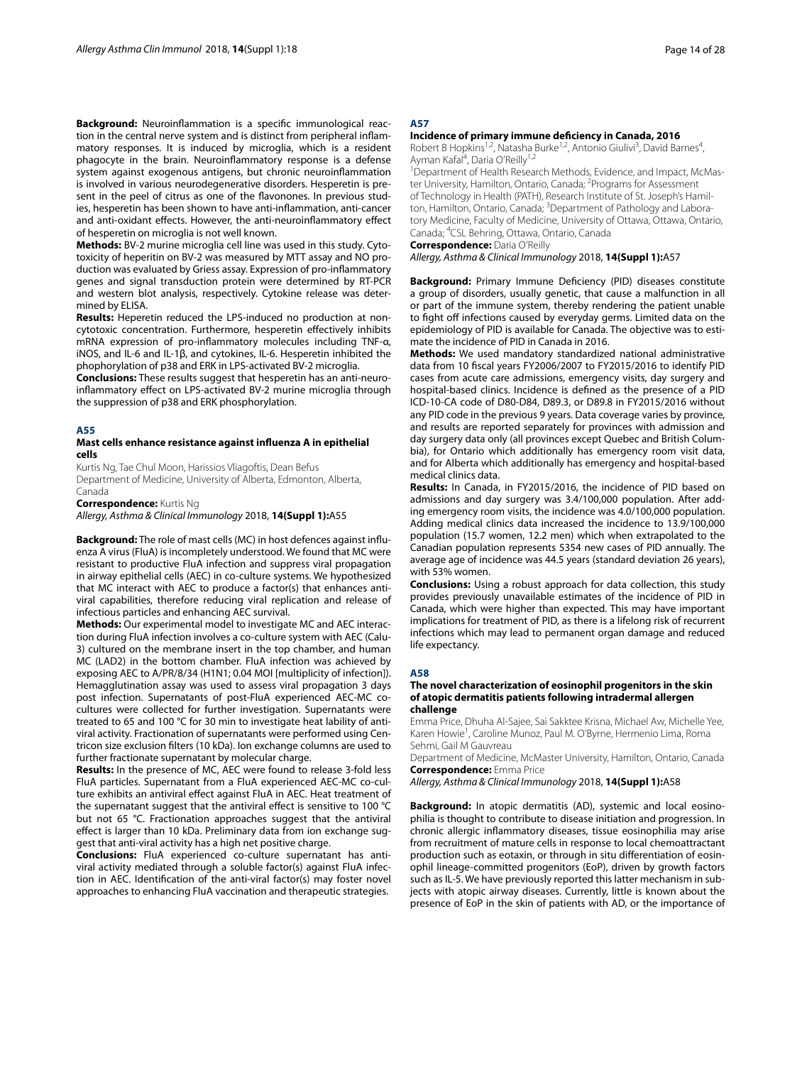**Background:** Neuroinflammation is a specific immunological reaction in the central nerve system and is distinct from peripheral inflammatory responses. It is induced by microglia, which is a resident phagocyte in the brain. Neuroinflammatory response is a defense system against exogenous antigens, but chronic neuroinflammation is involved in various neurodegenerative disorders. Hesperetin is present in the peel of citrus as one of the flavonones. In previous studies, hesperetin has been shown to have anti-inflammation, anti-cancer and anti-oxidant effects. However, the anti-neuroinflammatory effect of hesperetin on microglia is not well known.

**Methods:** BV-2 murine microglia cell line was used in this study. Cytotoxicity of heperitin on BV-2 was measured by MTT assay and NO production was evaluated by Griess assay. Expression of pro-inflammatory genes and signal transduction protein were determined by RT-PCR and western blot analysis, respectively. Cytokine release was determined by ELISA.

**Results:** Heperetin reduced the LPS-induced no production at non-cytotoxic concentration. Furthermore, hesperetin effectively inhibits mRNA expression of pro-inflammatory molecules including TNF-α, iNOS, and IL-6 and IL-1β, and cytokines, IL-6. Hesperetin inhibited the phophorylation of p38 and ERK in LPS-activated BV-2 microglia.

**Conclusions:** These results suggest that hesperetin has an anti-neuroinflammatory effect on LPS-activated BV-2 murine microglia through the suppression of p38 and ERK phosphorylation.

## A55

### Mast cells enhance resistance against influenza A in epithelial cells

Kurtis Ng, Tae Chul Moon, Harissios Vliagoftis, Dean Befus
Department of Medicine, University of Alberta, Edmonton, Alberta, Canada

**Correspondence:** Kurtis Ng

*Allergy, Asthma & Clinical Immunology* 2018, **14(Suppl 1):**A55

**Background:** The role of mast cells (MC) in host defences against influenza A virus (FluA) is incompletely understood. We found that MC were resistant to productive FluA infection and suppress viral propagation in airway epithelial cells (AEC) in co-culture systems. We hypothesized that MC interact with AEC to produce a factor(s) that enhances antiviral capabilities, therefore reducing viral replication and release of infectious particles and enhancing AEC survival.

**Methods:** Our experimental model to investigate MC and AEC interaction during FluA infection involves a co-culture system with AEC (Calu-3) cultured on the membrane insert in the top chamber, and human MC (LAD2) in the bottom chamber. FluA infection was achieved by exposing AEC to A/PR/8/34 (H1N1; 0.04 MOI [multiplicity of infection]). Hemagglutination assay was used to assess viral propagation 3 days post infection. Supernatants of post-FluA experienced AEC-MC co-cultures were collected for further investigation. Supernatants were treated to 65 and 100 °C for 30 min to investigate heat lability of antiviral activity. Fractionation of supernatants were performed using Centricon size exclusion filters (10 kDa). Ion exchange columns are used to further fractionate supernatant by molecular charge.

**Results:** In the presence of MC, AEC were found to release 3-fold less FluA particles. Supernatant from a FluA experienced AEC-MC co-culture exhibits an antiviral effect against FluA in AEC. Heat treatment of the supernatant suggest that the antiviral effect is sensitive to 100 °C but not 65 °C. Fractionation approaches suggest that the antiviral effect is larger than 10 kDa. Preliminary data from ion exchange suggest that anti-viral activity has a high net positive charge.

**Conclusions:** FluA experienced co-culture supernatant has antiviral activity mediated through a soluble factor(s) against FluA infection in AEC. Identification of the anti-viral factor(s) may foster novel approaches to enhancing FluA vaccination and therapeutic strategies.

## A57

### Incidence of primary immune deficiency in Canada, 2016

Robert B Hopkins[1,2], Natasha Burke[1,2], Antonio Giulivi[3], David Barnes[4], Ayman Kafal[4], Daria O'Reilly[1,2]

[1]Department of Health Research Methods, Evidence, and Impact, McMaster University, Hamilton, Ontario, Canada; [2]Programs for Assessment of Technology in Health (PATH), Research Institute of St. Joseph's Hamilton, Hamilton, Ontario, Canada; [3]Department of Pathology and Laboratory Medicine, Faculty of Medicine, University of Ottawa, Ottawa, Ontario, Canada; [4]CSL Behring, Ottawa, Ontario, Canada

**Correspondence:** Daria O'Reilly

*Allergy, Asthma & Clinical Immunology* 2018, **14(Suppl 1):**A57

**Background:** Primary Immune Deficiency (PID) diseases constitute a group of disorders, usually genetic, that cause a malfunction in all or part of the immune system, thereby rendering the patient unable to fight off infections caused by everyday germs. Limited data on the epidemiology of PID is available for Canada. The objective was to estimate the incidence of PID in Canada in 2016.

**Methods:** We used mandatory standardized national administrative data from 10 fiscal years FY2006/2007 to FY2015/2016 to identify PID cases from acute care admissions, emergency visits, day surgery and hospital-based clinics. Incidence is defined as the presence of a PID ICD-10-CA code of D80-D84, D89.3, or D89.8 in FY2015/2016 without any PID code in the previous 9 years. Data coverage varies by province, and results are reported separately for provinces with admission and day surgery data only (all provinces except Quebec and British Columbia), for Ontario which additionally has emergency room visit data, and for Alberta which additionally has emergency and hospital-based medical clinics data.

**Results:** In Canada, in FY2015/2016, the incidence of PID based on admissions and day surgery was 3.4/100,000 population. After adding emergency room visits, the incidence was 4.0/100,000 population. Adding medical clinics data increased the incidence to 13.9/100,000 population (15.7 women, 12.2 men) which when extrapolated to the Canadian population represents 5354 new cases of PID annually. The average age of incidence was 44.5 years (standard deviation 26 years), with 53% women.

**Conclusions:** Using a robust approach for data collection, this study provides previously unavailable estimates of the incidence of PID in Canada, which were higher than expected. This may have important implications for treatment of PID, as there is a lifelong risk of recurrent infections which may lead to permanent organ damage and reduced life expectancy.

## A58

### The novel characterization of eosinophil progenitors in the skin of atopic dermatitis patients following intradermal allergen challenge

Emma Price, Dhuha Al-Sajee, Sai Sakktee Krisna, Michael Aw, Michelle Yee, Karen Howie[1], Caroline Munoz, Paul M. O'Byrne, Hermenio Lima, Roma Sehmi, Gail M Gauvreau

Department of Medicine, McMaster University, Hamilton, Ontario, Canada

**Correspondence:** Emma Price

*Allergy, Asthma & Clinical Immunology* 2018, **14(Suppl 1):**A58

**Background:** In atopic dermatitis (AD), systemic and local eosinophilia is thought to contribute to disease initiation and progression. In chronic allergic inflammatory diseases, tissue eosinophilia may arise from recruitment of mature cells in response to local chemoattractant production such as eotaxin, or through in situ differentiation of eosinophil lineage-committed progenitors (EoP), driven by growth factors such as IL-5. We have previously reported this latter mechanism in subjects with atopic airway diseases. Currently, little is known about the presence of EoP in the skin of patients with AD, or the importance of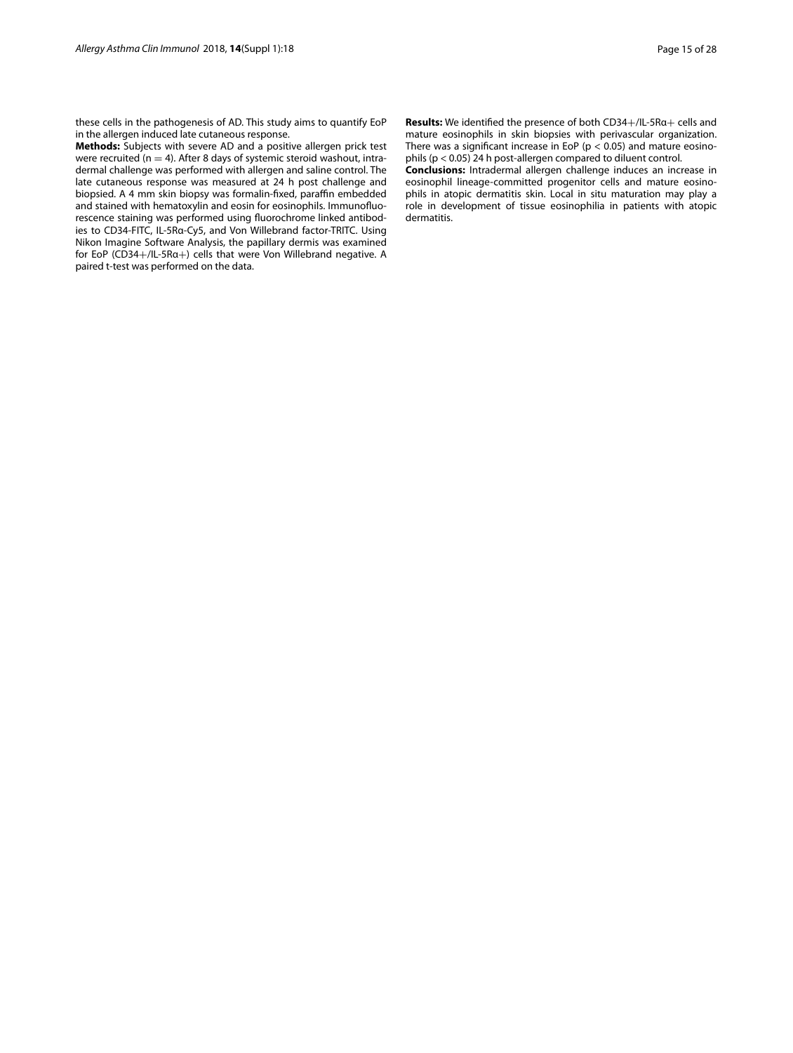these cells in the pathogenesis of AD. This study aims to quantify EoP in the allergen induced late cutaneous response.

**Methods:** Subjects with severe AD and a positive allergen prick test were recruited ($n = 4$). After 8 days of systemic steroid washout, intradermal challenge was performed with allergen and saline control. The late cutaneous response was measured at 24 h post challenge and biopsied. A 4 mm skin biopsy was formalin-fixed, paraffin embedded and stained with hematoxylin and eosin for eosinophils. Immunofluorescence staining was performed using fluorochrome linked antibodies to CD34-FITC, IL-5Rα-Cy5, and Von Willebrand factor-TRITC. Using Nikon Imagine Software Analysis, the papillary dermis was examined for EoP (CD34+/IL-5Rα+) cells that were Von Willebrand negative. A paired t-test was performed on the data.

**Results:** We identified the presence of both CD34+/IL-5Rα+ cells and mature eosinophils in skin biopsies with perivascular organization. There was a significant increase in EoP ($p < 0.05$) and mature eosinophils ($p < 0.05$) 24 h post-allergen compared to diluent control.

**Conclusions:** Intradermal allergen challenge induces an increase in eosinophil lineage-committed progenitor cells and mature eosinophils in atopic dermatitis skin. Local in situ maturation may play a role in development of tissue eosinophilia in patients with atopic dermatitis.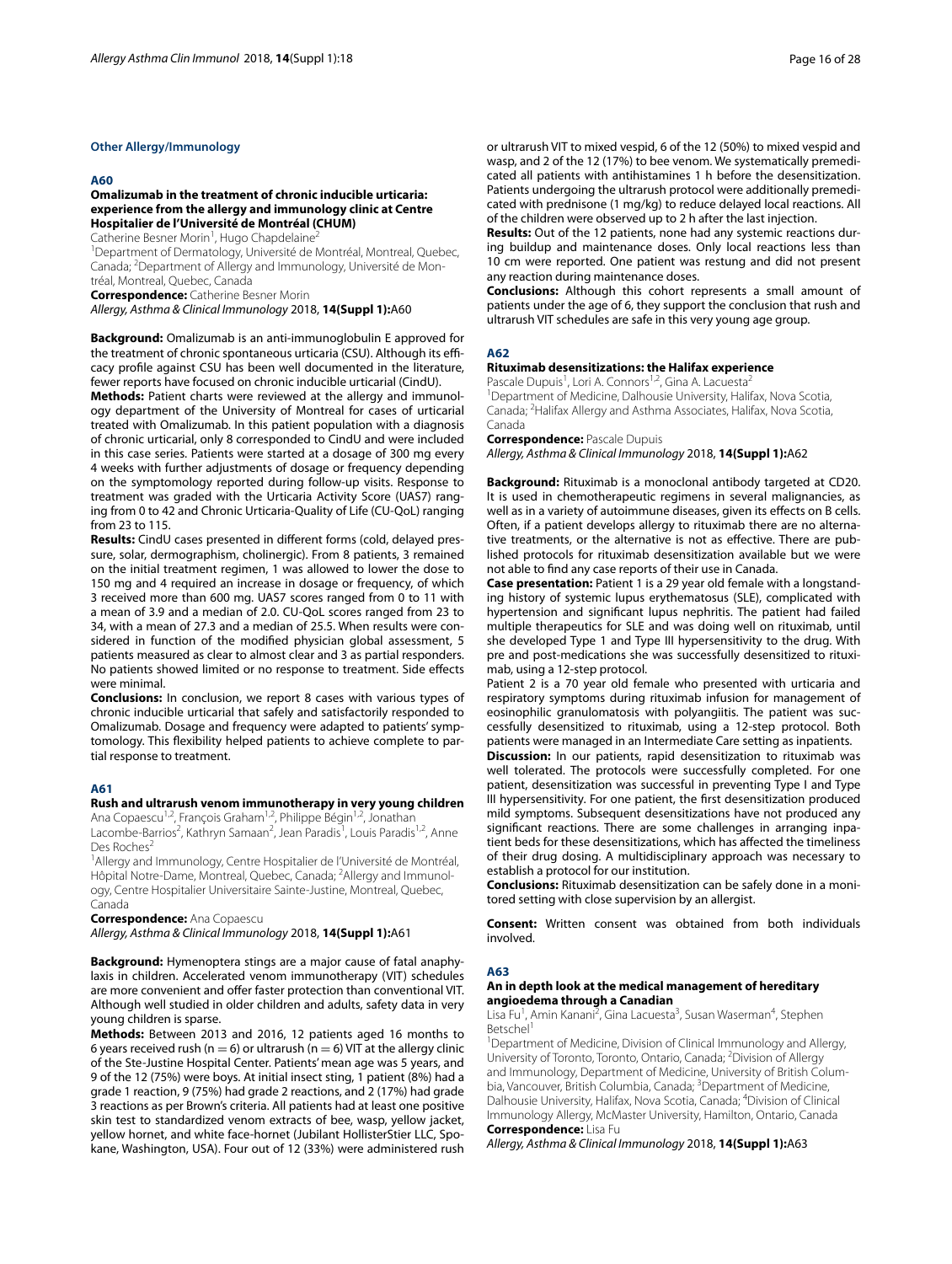## Other Allergy/Immunology

### A60

### Omalizumab in the treatment of chronic inducible urticaria: experience from the allergy and immunology clinic at Centre Hospitalier de l'Université de Montréal (CHUM)

Catherine Besner Morin[1], Hugo Chapdelaine[2]

[1]Department of Dermatology, Université de Montréal, Montreal, Quebec, Canada; [2]Department of Allergy and Immunology, Université de Montréal, Montreal, Quebec, Canada

**Correspondence:** Catherine Besner Morin

*Allergy, Asthma & Clinical Immunology* 2018, **14(Suppl 1):**A60

**Background:** Omalizumab is an anti-immunoglobulin E approved for the treatment of chronic spontaneous urticaria (CSU). Although its efficacy profile against CSU has been well documented in the literature, fewer reports have focused on chronic inducible urticarial (CindU).

**Methods:** Patient charts were reviewed at the allergy and immunology department of the University of Montreal for cases of urticarial treated with Omalizumab. In this patient population with a diagnosis of chronic urticarial, only 8 corresponded to CindU and were included in this case series. Patients were started at a dosage of 300 mg every 4 weeks with further adjustments of dosage or frequency depending on the symptomology reported during follow-up visits. Response to treatment was graded with the Urticaria Activity Score (UAS7) ranging from 0 to 42 and Chronic Urticaria-Quality of Life (CU-QoL) ranging from 23 to 115.

**Results:** CindU cases presented in different forms (cold, delayed pressure, solar, dermographism, cholinergic). From 8 patients, 3 remained on the initial treatment regimen, 1 was allowed to lower the dose to 150 mg and 4 required an increase in dosage or frequency, of which 3 received more than 600 mg. UAS7 scores ranged from 0 to 11 with a mean of 3.9 and a median of 2.0. CU-QoL scores ranged from 23 to 34, with a mean of 27.3 and a median of 25.5. When results were considered in function of the modified physician global assessment, 5 patients measured as clear to almost clear and 3 as partial responders. No patients showed limited or no response to treatment. Side effects were minimal.

**Conclusions:** In conclusion, we report 8 cases with various types of chronic inducible urticarial that safely and satisfactorily responded to Omalizumab. Dosage and frequency were adapted to patients' symptomatology. This flexibility helped patients to achieve complete to partial response to treatment.

### A61

### Rush and ultrarush venom immunotherapy in very young children

Ana Copaescu[1,2], François Graham[1,2], Philippe Bégin[1,2], Jonathan Lacombe-Barrios[2], Kathryn Samaan[2], Jean Paradis[1], Louis Paradis[1,2], Anne Des Roches[2]

[1]Allergy and Immunology, Centre Hospitalier de l'Université de Montréal, Hôpital Notre-Dame, Montreal, Quebec, Canada; [2]Allergy and Immunology, Centre Hospitalier Universitaire Sainte-Justine, Montreal, Quebec, Canada

**Correspondence:** Ana Copaescu

*Allergy, Asthma & Clinical Immunology* 2018, **14(Suppl 1):**A61

**Background:** Hymenoptera stings are a major cause of fatal anaphylaxis in children. Accelerated venom immunotherapy (VIT) schedules are more convenient and offer faster protection than conventional VIT. Although well studied in older children and adults, safety data in very young children is sparse.

**Methods:** Between 2013 and 2016, 12 patients aged 16 months to 6 years received rush (n = 6) or ultrarush (n = 6) VIT at the allergy clinic of the Ste-Justine Hospital Center. Patients' mean age was 5 years, and 9 of the 12 (75%) were boys. At initial insect sting, 1 patient (8%) had a grade 1 reaction, 9 (75%) had grade 2 reactions, and 2 (17%) had grade 3 reactions as per Brown's criteria. All patients had at least one positive skin test to standardized venom extracts of bee, wasp, yellow jacket, yellow hornet, and white face-hornet (Jubilant HollisterStier LLC, Spokane, Washington, USA). Four out of 12 (33%) were administered rush or ultrarush VIT to mixed vespid, 6 of the 12 (50%) to mixed vespid and wasp, and 2 of the 12 (17%) to bee venom. We systematically premedicated all patients with antihistamines 1 h before the desensitization. Patients undergoing the ultrarush protocol were additionally premedicated with prednisone (1 mg/kg) to reduce delayed local reactions. All of the children were observed up to 2 h after the last injection.

**Results:** Out of the 12 patients, none had any systemic reactions during buildup and maintenance doses. Only local reactions less than 10 cm were reported. One patient was restung and did not present any reaction during maintenance doses.

**Conclusions:** Although this cohort represents a small amount of patients under the age of 6, they support the conclusion that rush and ultrarush VIT schedules are safe in this very young age group.

### A62

### Rituximab desensitizations: the Halifax experience

Pascale Dupuis[1], Lori A. Connors[1,2], Gina A. Lacuesta[2]

[1]Department of Medicine, Dalhousie University, Halifax, Nova Scotia, Canada; [2]Halifax Allergy and Asthma Associates, Halifax, Nova Scotia, Canada

**Correspondence:** Pascale Dupuis

*Allergy, Asthma & Clinical Immunology* 2018, **14(Suppl 1):**A62

**Background:** Rituximab is a monoclonal antibody targeted at CD20. It is used in chemotherapeutic regimens in several malignancies, as well as in a variety of autoimmune diseases, given its effects on B cells. Often, if a patient develops allergy to rituximab there are no alternative treatments, or the alternative is not as effective. There are published protocols for rituximab desensitization available but we were not able to find any case reports of their use in Canada.

**Case presentation:** Patient 1 is a 29 year old female with a longstanding history of systemic lupus erythematosus (SLE), complicated with hypertension and significant lupus nephritis. The patient had failed multiple therapeutics for SLE and was doing well on rituximab, until she developed Type 1 and Type III hypersensitivity to the drug. With pre and post-medications she was successfully desensitized to rituximab, using a 12-step protocol.

Patient 2 is a 70 year old female who presented with urticaria and respiratory symptoms during rituximab infusion for management of eosinophilic granulomatosis with polyangiitis. The patient was successfully desensitized to rituximab, using a 12-step protocol. Both patients were managed in an Intermediate Care setting as inpatients.

**Discussion:** In our patients, rapid desensitization to rituximab was well tolerated. The protocols were successfully completed. For one patient, desensitization was successful in preventing Type I and Type III hypersensitivity. For one patient, the first desensitization produced mild symptoms. Subsequent desensitizations have not produced any significant reactions. There are some challenges in arranging inpatient beds for these desensitizations, which has affected the timeliness of their drug dosing. A multidisciplinary approach was necessary to establish a protocol for our institution.

**Conclusions:** Rituximab desensitization can be safely done in a monitored setting with close supervision by an allergist.

**Consent:** Written consent was obtained from both individuals involved.

### A63

### An in depth look at the medical management of hereditary angioedema through a Canadian

Lisa Fu[1], Amin Kanani[2], Gina Lacuesta[3], Susan Waserman[4], Stephen Betschel[1]

[1]Department of Medicine, Division of Clinical Immunology and Allergy, University of Toronto, Toronto, Ontario, Canada; [2]Division of Allergy and Immunology, Department of Medicine, University of British Columbia, Vancouver, British Columbia, Canada; [3]Department of Medicine, Dalhousie University, Halifax, Nova Scotia, Canada; [4]Division of Clinical Immunology Allergy, McMaster University, Hamilton, Ontario, Canada

**Correspondence:** Lisa Fu

*Allergy, Asthma & Clinical Immunology* 2018, **14(Suppl 1):**A63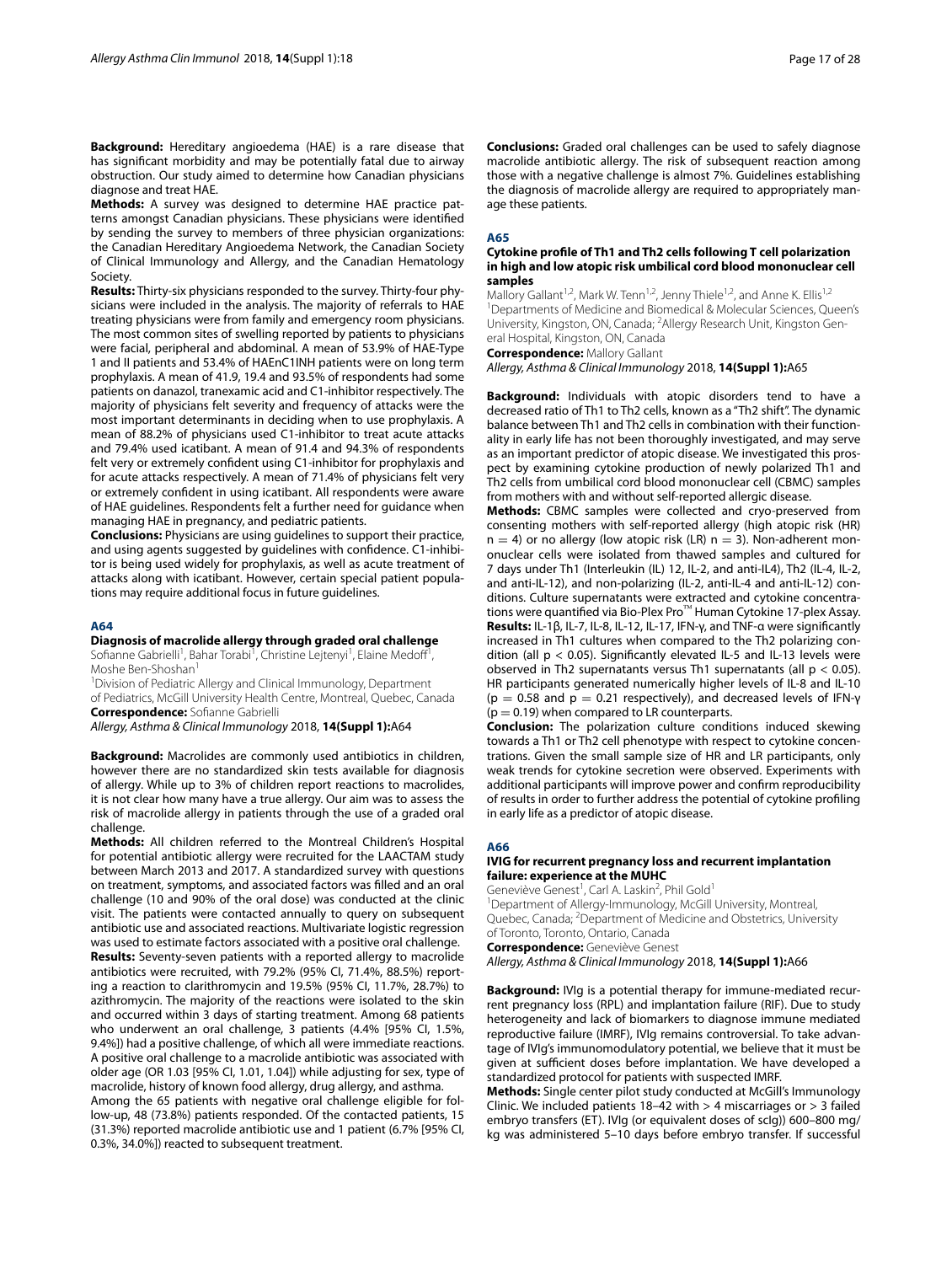**Background:** Hereditary angioedema (HAE) is a rare disease that has significant morbidity and may be potentially fatal due to airway obstruction. Our study aimed to determine how Canadian physicians diagnose and treat HAE.

**Methods:** A survey was designed to determine HAE practice patterns amongst Canadian physicians. These physicians were identified by sending the survey to members of three physician organizations: the Canadian Hereditary Angioedema Network, the Canadian Society of Clinical Immunology and Allergy, and the Canadian Hematology Society.

**Results:** Thirty-six physicians responded to the survey. Thirty-four physicians were included in the analysis. The majority of referrals to HAE treating physicians were from family and emergency room physicians. The most common sites of swelling reported by patients to physicians were facial, peripheral and abdominal. A mean of 53.9% of HAE-Type 1 and II patients and 53.4% of HAEnC1INH patients were on long term prophylaxis. A mean of 41.9, 19.4 and 93.5% of respondents had some patients on danazol, tranexamic acid and C1-inhibitor respectively. The majority of physicians felt severity and frequency of attacks were the most important determinants in deciding when to use prophylaxis. A mean of 88.2% of physicians used C1-inhibitor to treat acute attacks and 79.4% used icatibant. A mean of 91.4 and 94.3% of respondents felt very or extremely confident using C1-inhibitor for prophylaxis and for acute attacks respectively. A mean of 71.4% of physicians felt very or extremely confident in using icatibant. All respondents were aware of HAE guidelines. Respondents felt a further need for guidance when managing HAE in pregnancy, and pediatric patients.

**Conclusions:** Physicians are using guidelines to support their practice, and using agents suggested by guidelines with confidence. C1-inhibitor is being used widely for prophylaxis, as well as acute treatment of attacks along with icatibant. However, certain special patient populations may require additional focus in future guidelines.

## A64

### Diagnosis of macrolide allergy through graded oral challenge

Sofianne Gabrielli[1], Bahar Torabi[1], Christine Lejtenyi[1], Elaine Medoff[1], Moshe Ben-Shoshan[1]

[1]Division of Pediatric Allergy and Clinical Immunology, Department of Pediatrics, McGill University Health Centre, Montreal, Quebec, Canada

**Correspondence:** Sofianne Gabrielli

*Allergy, Asthma & Clinical Immunology* 2018, **14(Suppl 1):**A64

**Background:** Macrolides are commonly used antibiotics in children, however there are no standardized skin tests available for diagnosis of allergy. While up to 3% of children report reactions to macrolides, it is not clear how many have a true allergy. Our aim was to assess the risk of macrolide allergy in patients through the use of a graded oral challenge.

**Methods:** All children referred to the Montreal Children's Hospital for potential antibiotic allergy were recruited for the LAACTAM study between March 2013 and 2017. A standardized survey with questions on treatment, symptoms, and associated factors was filled and an oral challenge (10 and 90% of the oral dose) was conducted at the clinic visit. The patients were contacted annually to query on subsequent antibiotic use and associated reactions. Multivariate logistic regression was used to estimate factors associated with a positive oral challenge.

**Results:** Seventy-seven patients with a reported allergy to macrolide antibiotics were recruited, with 79.2% (95% CI, 71.4%, 88.5%) reporting a reaction to clarithromycin and 19.5% (95% CI, 11.7%, 28.7%) to azithromycin. The majority of the reactions were isolated to the skin and occurred within 3 days of starting treatment. Among 68 patients who underwent an oral challenge, 3 patients (4.4% [95% CI, 1.5%, 9.4%]) had a positive challenge, of which all were immediate reactions. A positive oral challenge to a macrolide antibiotic was associated with older age (OR 1.03 [95% CI, 1.01, 1.04]) while adjusting for sex, type of macrolide, history of known food allergy, drug allergy, and asthma.

Among the 65 patients with negative oral challenge eligible for follow-up, 48 (73.8%) patients responded. Of the contacted patients, 15 (31.3%) reported macrolide antibiotic use and 1 patient (6.7% [95% CI, 0.3%, 34.0%]) reacted to subsequent treatment.

**Conclusions:** Graded oral challenges can be used to safely diagnose macrolide antibiotic allergy. The risk of subsequent reaction among those with a negative challenge is almost 7%. Guidelines establishing the diagnosis of macrolide allergy are required to appropriately manage these patients.

## A65

### Cytokine profile of Th1 and Th2 cells following T cell polarization in high and low atopic risk umbilical cord blood mononuclear cell samples

Mallory Gallant[1,2], Mark W. Tenn[1,2], Jenny Thiele[1,2], and Anne K. Ellis[1,2]

[1]Departments of Medicine and Biomedical & Molecular Sciences, Queen's University, Kingston, ON, Canada; [2]Allergy Research Unit, Kingston General Hospital, Kingston, ON, Canada

**Correspondence:** Mallory Gallant

*Allergy, Asthma & Clinical Immunology* 2018, **14(Suppl 1):**A65

**Background:** Individuals with atopic disorders tend to have a decreased ratio of Th1 to Th2 cells, known as a "Th2 shift". The dynamic balance between Th1 and Th2 cells in combination with their functionality in early life has not been thoroughly investigated, and may serve as an important predictor of atopic disease. We investigated this prospect by examining cytokine production of newly polarized Th1 and Th2 cells from umbilical cord blood mononuclear cell (CBMC) samples from mothers with and without self-reported allergic disease.

**Methods:** CBMC samples were collected and cryo-preserved from consenting mothers with self-reported allergy (high atopic risk (HR) $n = 4$) or no allergy (low atopic risk (LR) $n = 3$). Non-adherent mononuclear cells were isolated from thawed samples and cultured for 7 days under Th1 (Interleukin (IL) 12, IL-2, and anti-IL4), Th2 (IL-4, IL-2, and anti-IL-12), and non-polarizing (IL-2, anti-IL-4 and anti-IL-12) conditions. Culture supernatants were extracted and cytokine concentrations were quantified via Bio-Plex Pro™ Human Cytokine 17-plex Assay.

**Results:** IL-1β, IL-7, IL-8, IL-12, IL-17, IFN-γ, and TNF-α were significantly increased in Th1 cultures when compared to the Th2 polarizing condition (all $p < 0.05$). Significantly elevated IL-5 and IL-13 levels were observed in Th2 supernatants versus Th1 supernatants (all $p < 0.05$). HR participants generated numerically higher levels of IL-8 and IL-10 ($p = 0.58$ and $p = 0.21$ respectively), and decreased levels of IFN-γ ($p = 0.19$) when compared to LR counterparts.

**Conclusion:** The polarization culture conditions induced skewing towards a Th1 or Th2 cell phenotype with respect to cytokine concentrations. Given the small sample size of HR and LR participants, only weak trends for cytokine secretion were observed. Experiments with additional participants will improve power and confirm reproducibility of results in order to further address the potential of cytokine profiling in early life as a predictor of atopic disease.

## A66

### IVIG for recurrent pregnancy loss and recurrent implantation failure: experience at the MUHC

Geneviève Genest[1], Carl A. Laskin[2], Phil Gold[1]

[1]Department of Allergy-Immunology, McGill University, Montreal, Quebec, Canada; [2]Department of Medicine and Obstetrics, University of Toronto, Toronto, Ontario, Canada

**Correspondence:** Geneviève Genest

*Allergy, Asthma & Clinical Immunology* 2018, **14(Suppl 1):**A66

**Background:** IVIg is a potential therapy for immune-mediated recurrent pregnancy loss (RPL) and implantation failure (RIF). Due to study heterogeneity and lack of biomarkers to diagnose immune mediated reproductive failure (IMRF), IVIg remains controversial. To take advantage of IVIg's immunomodulatory potential, we believe that it must be given at sufficient doses before implantation. We have developed a standardized protocol for patients with suspected IMRF.

**Methods:** Single center pilot study conducted at McGill's Immunology Clinic. We included patients 18–42 with > 4 miscarriages or > 3 failed embryo transfers (ET). IVIg (or equivalent doses of scIg)) 600–800 mg/kg was administered 5–10 days before embryo transfer. If successful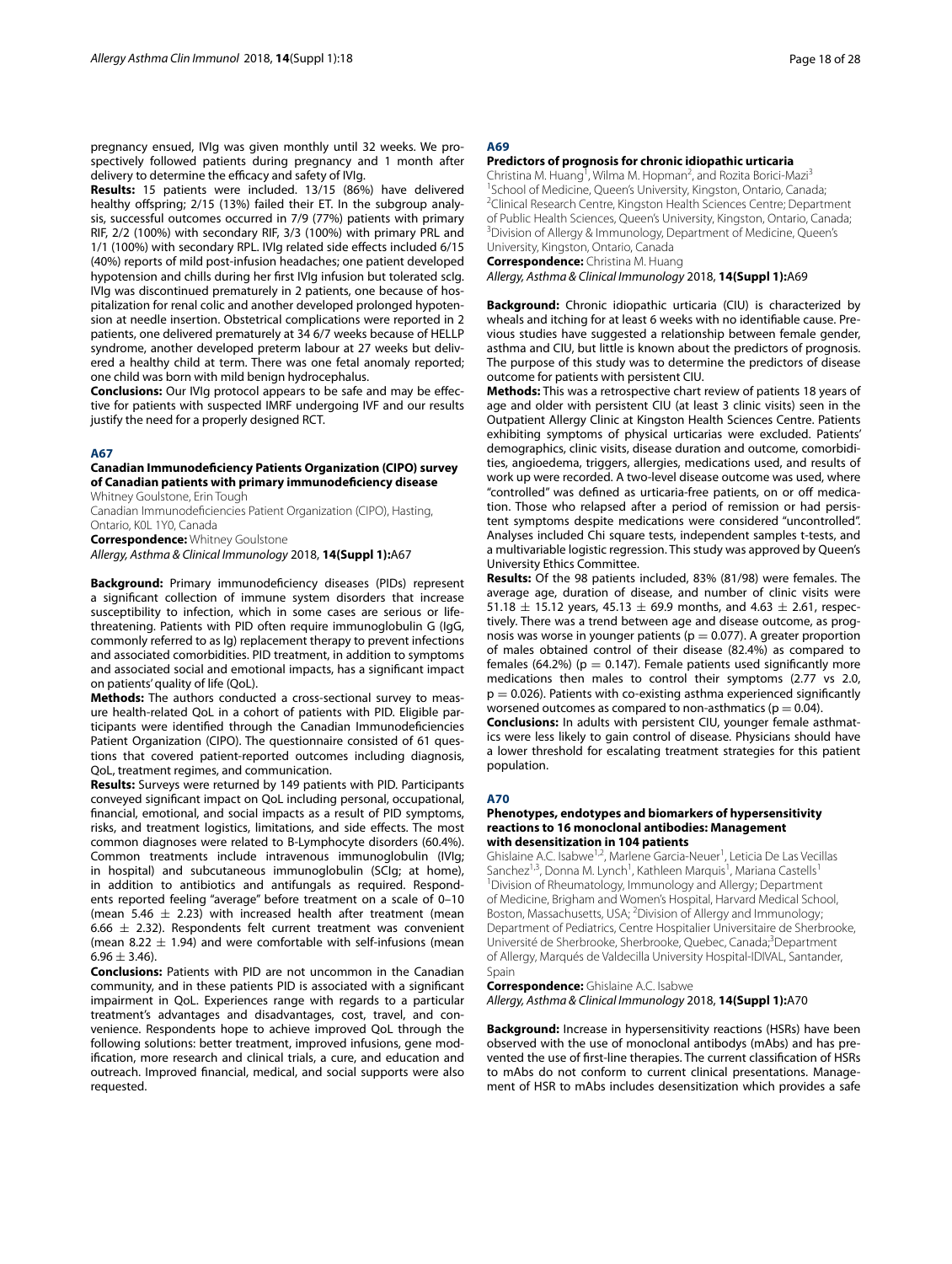pregnancy ensued, IVIg was given monthly until 32 weeks. We prospectively followed patients during pregnancy and 1 month after delivery to determine the efficacy and safety of IVIg.

**Results:** 15 patients were included. 13/15 (86%) have delivered healthy offspring; 2/15 (13%) failed their ET. In the subgroup analysis, successful outcomes occurred in 7/9 (77%) patients with primary RIF, 2/2 (100%) with secondary RIF, 3/3 (100%) with primary PRL and 1/1 (100%) with secondary RPL. IVIg related side effects included 6/15 (40%) reports of mild post-infusion headaches; one patient developed hypotension and chills during her first IVIg infusion but tolerated scIg. IVIg was discontinued prematurely in 2 patients, one because of hospitalization for renal colic and another developed prolonged hypotension at needle insertion. Obstetrical complications were reported in 2 patients, one delivered prematurely at 34 6/7 weeks because of HELLP syndrome, another developed preterm labour at 27 weeks but delivered a healthy child at term. There was one fetal anomaly reported; one child was born with mild benign hydrocephalus.

**Conclusions:** Our IVIg protocol appears to be safe and may be effective for patients with suspected IMRF undergoing IVF and our results justify the need for a properly designed RCT.

## A67

### Canadian Immunodeficiency Patients Organization (CIPO) survey of Canadian patients with primary immunodeficiency disease

Whitney Goulstone, Erin Tough

Canadian Immunodeficiencies Patient Organization (CIPO), Hasting, Ontario, K0L 1Y0, Canada

**Correspondence:** Whitney Goulstone

*Allergy, Asthma & Clinical Immunology* 2018, **14(Suppl 1):**A67

**Background:** Primary immunodeficiency diseases (PIDs) represent a significant collection of immune system disorders that increase susceptibility to infection, which in some cases are serious or life-threatening. Patients with PID often require immunoglobulin G (IgG, commonly referred to as Ig) replacement therapy to prevent infections and associated comorbidities. PID treatment, in addition to symptoms and associated social and emotional impacts, has a significant impact on patients' quality of life (QoL).

**Methods:** The authors conducted a cross-sectional survey to measure health-related QoL in a cohort of patients with PID. Eligible participants were identified through the Canadian Immunodeficiencies Patient Organization (CIPO). The questionnaire consisted of 61 questions that covered patient-reported outcomes including diagnosis, QoL, treatment regimes, and communication.

**Results:** Surveys were returned by 149 patients with PID. Participants conveyed significant impact on QoL including personal, occupational, financial, emotional, and social impacts as a result of PID symptoms, risks, and treatment logistics, limitations, and side effects. The most common diagnoses were related to B-Lymphocyte disorders (60.4%). Common treatments include intravenous immunoglobulin (IVIg; in hospital) and subcutaneous immunoglobulin (SCIg; at home), in addition to antibiotics and antifungals as required. Respondents reported feeling "average" before treatment on a scale of 0–10 (mean 5.46 $\pm$ 2.23) with increased health after treatment (mean 6.66 $\pm$ 2.32). Respondents felt current treatment was convenient (mean 8.22 $\pm$ 1.94) and were comfortable with self-infusions (mean 6.96 $\pm$ 3.46).

**Conclusions:** Patients with PID are not uncommon in the Canadian community, and in these patients PID is associated with a significant impairment in QoL. Experiences range with regards to a particular treatment's advantages and disadvantages, cost, travel, and convenience. Respondents hope to achieve improved QoL through the following solutions: better treatment, improved infusions, gene modification, more research and clinical trials, a cure, and education and outreach. Improved financial, medical, and social supports were also requested.

## A69

### Predictors of prognosis for chronic idiopathic urticaria

Christina M. Huang[1], Wilma M. Hopman[2], and Rozita Borici-Mazi[3]

[1]School of Medicine, Queen's University, Kingston, Ontario, Canada; [2]Clinical Research Centre, Kingston Health Sciences Centre; Department of Public Health Sciences, Queen's University, Kingston, Ontario, Canada; [3]Division of Allergy & Immunology, Department of Medicine, Queen's University, Kingston, Ontario, Canada

**Correspondence:** Christina M. Huang

*Allergy, Asthma & Clinical Immunology* 2018, **14(Suppl 1):**A69

**Background:** Chronic idiopathic urticaria (CIU) is characterized by wheals and itching for at least 6 weeks with no identifiable cause. Previous studies have suggested a relationship between female gender, asthma and CIU, but little is known about the predictors of prognosis. The purpose of this study was to determine the predictors of disease outcome for patients with persistent CIU.

**Methods:** This was a retrospective chart review of patients 18 years of age and older with persistent CIU (at least 3 clinic visits) seen in the Outpatient Allergy Clinic at Kingston Health Sciences Centre. Patients exhibiting symptoms of physical urticarias were excluded. Patients' demographics, clinic visits, disease duration and outcome, comorbidities, angioedema, triggers, allergies, medications used, and results of work up were recorded. A two-level disease outcome was used, where "controlled" was defined as urticaria-free patients, on or off medication. Those who relapsed after a period of remission or had persistent symptoms despite medications were considered "uncontrolled". Analyses included Chi square tests, independent samples t-tests, and a multivariable logistic regression. This study was approved by Queen's University Ethics Committee.

**Results:** Of the 98 patients included, 83% (81/98) were females. The average age, duration of disease, and number of clinic visits were 51.18 $\pm$ 15.12 years, 45.13 $\pm$ 69.9 months, and 4.63 $\pm$ 2.61, respectively. There was a trend between age and disease outcome, as prognosis was worse in younger patients ($p = 0.077$). A greater proportion of males obtained control of their disease (82.4%) as compared to females (64.2%) ($p = 0.147$). Female patients used significantly more medications then males to control their symptoms (2.77 vs 2.0, $p = 0.026$). Patients with co-existing asthma experienced significantly worsened outcomes as compared to non-asthmatics ($p = 0.04$).

**Conclusions:** In adults with persistent CIU, younger female asthmatics were less likely to gain control of disease. Physicians should have a lower threshold for escalating treatment strategies for this patient population.

## A70

### Phenotypes, endotypes and biomarkers of hypersensitivity reactions to 16 monoclonal antibodies: Management with desensitization in 104 patients

Ghislaine A.C. Isabwe[1,2], Marlene Garcia-Neuer[1], Leticia De Las Vecillas Sanchez[1,3], Donna M. Lynch[1], Kathleen Marquis[1], Mariana Castells[1]

[1]Division of Rheumatology, Immunology and Allergy; Department of Medicine, Brigham and Women's Hospital, Harvard Medical School, Boston, Massachusetts, USA; [2]Division of Allergy and Immunology; Department of Pediatrics, Centre Hospitalier Universitaire de Sherbrooke, Université de Sherbrooke, Sherbrooke, Quebec, Canada; [3]Department of Allergy, Marqués de Valdecilla University Hospital-IDIVAL, Santander, Spain

**Correspondence:** Ghislaine A.C. Isabwe

*Allergy, Asthma & Clinical Immunology* 2018, **14(Suppl 1):**A70

**Background:** Increase in hypersensitivity reactions (HSRs) have been observed with the use of monoclonal antibodys (mAbs) and has prevented the use of first-line therapies. The current classification of HSRs to mAbs do not conform to current clinical presentations. Management of HSR to mAbs includes desensitization which provides a safe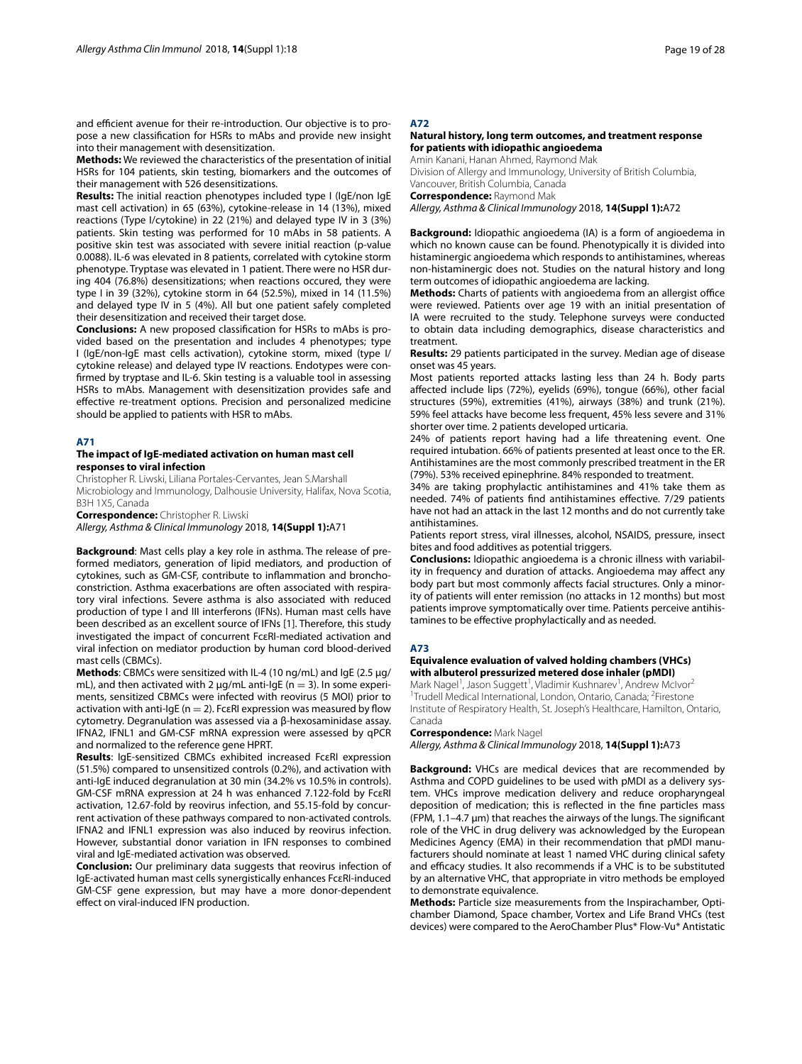and efficient avenue for their re-introduction. Our objective is to propose a new classification for HSRs to mAbs and provide new insight into their management with desensitization.

**Methods:** We reviewed the characteristics of the presentation of initial HSRs for 104 patients, skin testing, biomarkers and the outcomes of their management with 526 desensitizations.

**Results:** The initial reaction phenotypes included type I (IgE/non IgE mast cell activation) in 65 (63%), cytokine-release in 14 (13%), mixed reactions (Type I/cytokine) in 22 (21%) and delayed type IV in 3 (3%) patients. Skin testing was performed for 10 mAbs in 58 patients. A positive skin test was associated with severe initial reaction (p-value 0.0088). IL-6 was elevated in 8 patients, correlated with cytokine storm phenotype. Tryptase was elevated in 1 patient. There were no HSR during 404 (76.8%) desensitizations; when reactions occured, they were type I in 39 (32%), cytokine storm in 64 (52.5%), mixed in 14 (11.5%) and delayed type IV in 5 (4%). All but one patient safely completed their desensitization and received their target dose.

**Conclusions:** A new proposed classification for HSRs to mAbs is provided based on the presentation and includes 4 phenotypes; type I (IgE/non-IgE mast cells activation), cytokine storm, mixed (type I/cytokine release) and delayed type IV reactions. Endotypes were confirmed by tryptase and IL-6. Skin testing is a valuable tool in assessing HSRs to mAbs. Management with desensitization provides safe and effective re-treatment options. Precision and personalized medicine should be applied to patients with HSR to mAbs.

## A71

### The impact of IgE-mediated activation on human mast cell responses to viral infection

Christopher R. Liwski, Liliana Portales-Cervantes, Jean S.Marshall

Microbiology and Immunology, Dalhousie University, Halifax, Nova Scotia, B3H 1X5, Canada

**Correspondence:** Christopher R. Liwski

*Allergy, Asthma & Clinical Immunology* 2018, **14(Suppl 1):**A71

**Background**: Mast cells play a key role in asthma. The release of preformed mediators, generation of lipid mediators, and production of cytokines, such as GM-CSF, contribute to inflammation and bronchoconstriction. Asthma exacerbations are often associated with respiratory viral infections. Severe asthma is also associated with reduced production of type I and III interferons (IFNs). Human mast cells have been described as an excellent source of IFNs [1]. Therefore, this study investigated the impact of concurrent FcεRI-mediated activation and viral infection on mediator production by human cord blood-derived mast cells (CBMCs).

**Methods**: CBMCs were sensitized with IL-4 (10 ng/mL) and IgE (2.5 μg/mL), and then activated with 2 μg/mL anti-IgE ($n = 3$). In some experiments, sensitized CBMCs were infected with reovirus (5 MOI) prior to activation with anti-IgE ($n = 2$). FcεRI expression was measured by flow cytometry. Degranulation was assessed via a β-hexosaminidase assay. IFNA2, IFNL1 and GM-CSF mRNA expression were assessed by qPCR and normalized to the reference gene HPRT.

**Results**: IgE-sensitized CBMCs exhibited increased FcεRI expression (51.5%) compared to unsensitized controls (0.2%), and activation with anti-IgE induced degranulation at 30 min (34.2% vs 10.5% in controls). GM-CSF mRNA expression at 24 h was enhanced 7.122-fold by FcεRI activation, 12.67-fold by reovirus infection, and 55.15-fold by concurrent activation of these pathways compared to non-activated controls. IFNA2 and IFNL1 expression was also induced by reovirus infection. However, substantial donor variation in IFN responses to combined viral and IgE-mediated activation was observed.

**Conclusion:** Our preliminary data suggests that reovirus infection of IgE-activated human mast cells synergistically enhances FcεRI-induced GM-CSF gene expression, but may have a more donor-dependent effect on viral-induced IFN production.

## A72

### Natural history, long term outcomes, and treatment response for patients with idiopathic angioedema

Amin Kanani, Hanan Ahmed, Raymond Mak

Division of Allergy and Immunology, University of British Columbia, Vancouver, British Columbia, Canada

**Correspondence:** Raymond Mak

*Allergy, Asthma & Clinical Immunology* 2018, **14(Suppl 1):**A72

**Background:** Idiopathic angioedema (IA) is a form of angioedema in which no known cause can be found. Phenotypically it is divided into histaminergic angioedema which responds to antihistamines, whereas non-histaminergic does not. Studies on the natural history and long term outcomes of idiopathic angioedema are lacking.

**Methods:** Charts of patients with angioedema from an allergist office were reviewed. Patients over age 19 with an initial presentation of IA were recruited to the study. Telephone surveys were conducted to obtain data including demographics, disease characteristics and treatment.

**Results:** 29 patients participated in the survey. Median age of disease onset was 45 years.

Most patients reported attacks lasting less than 24 h. Body parts affected include lips (72%), eyelids (69%), tongue (66%), other facial structures (59%), extremities (41%), airways (38%) and trunk (21%). 59% feel attacks have become less frequent, 45% less severe and 31% shorter over time. 2 patients developed urticaria.

24% of patients report having had a life threatening event. One required intubation. 66% of patients presented at least once to the ER. Antihistamines are the most commonly prescribed treatment in the ER (79%). 53% received epinephrine. 84% responded to treatment.

34% are taking prophylactic antihistamines and 41% take them as needed. 74% of patients find antihistamines effective. 7/29 patients have not had an attack in the last 12 months and do not currently take antihistamines.

Patients report stress, viral illnesses, alcohol, NSAIDS, pressure, insect bites and food additives as potential triggers.

**Conclusions:** Idiopathic angioedema is a chronic illness with variability in frequency and duration of attacks. Angioedema may affect any body part but most commonly affects facial structures. Only a minority of patients will enter remission (no attacks in 12 months) but most patients improve symptomatically over time. Patients perceive antihistamines to be effective prophylactically and as needed.

## A73

### Equivalence evaluation of valved holding chambers (VHCs) with albuterol pressurized metered dose inhaler (pMDI)

Mark Nagel[1], Jason Suggett[1], Vladimir Kushnarev[1], Andrew McIvor[2]

[1]Trudell Medical International, London, Ontario, Canada; [2]Firestone Institute of Respiratory Health, St. Joseph's Healthcare, Hamilton, Ontario, Canada

**Correspondence:** Mark Nagel

*Allergy, Asthma & Clinical Immunology* 2018, **14(Suppl 1):**A73

**Background:** VHCs are medical devices that are recommended by Asthma and COPD guidelines to be used with pMDI as a delivery system. VHCs improve medication delivery and reduce oropharyngeal deposition of medication; this is reflected in the fine particles mass (FPM, 1.1–4.7 μm) that reaches the airways of the lungs. The significant role of the VHC in drug delivery was acknowledged by the European Medicines Agency (EMA) in their recommendation that pMDI manufacturers should nominate at least 1 named VHC during clinical safety and efficacy studies. It also recommends if a VHC is to be substituted by an alternative VHC, that appropriate in vitro methods be employed to demonstrate equivalence.

**Methods:** Particle size measurements from the Inspirachamber, Optichamber Diamond, Space chamber, Vortex and Life Brand VHCs (test devices) were compared to the AeroChamber Plus* Flow-Vu* Antistatic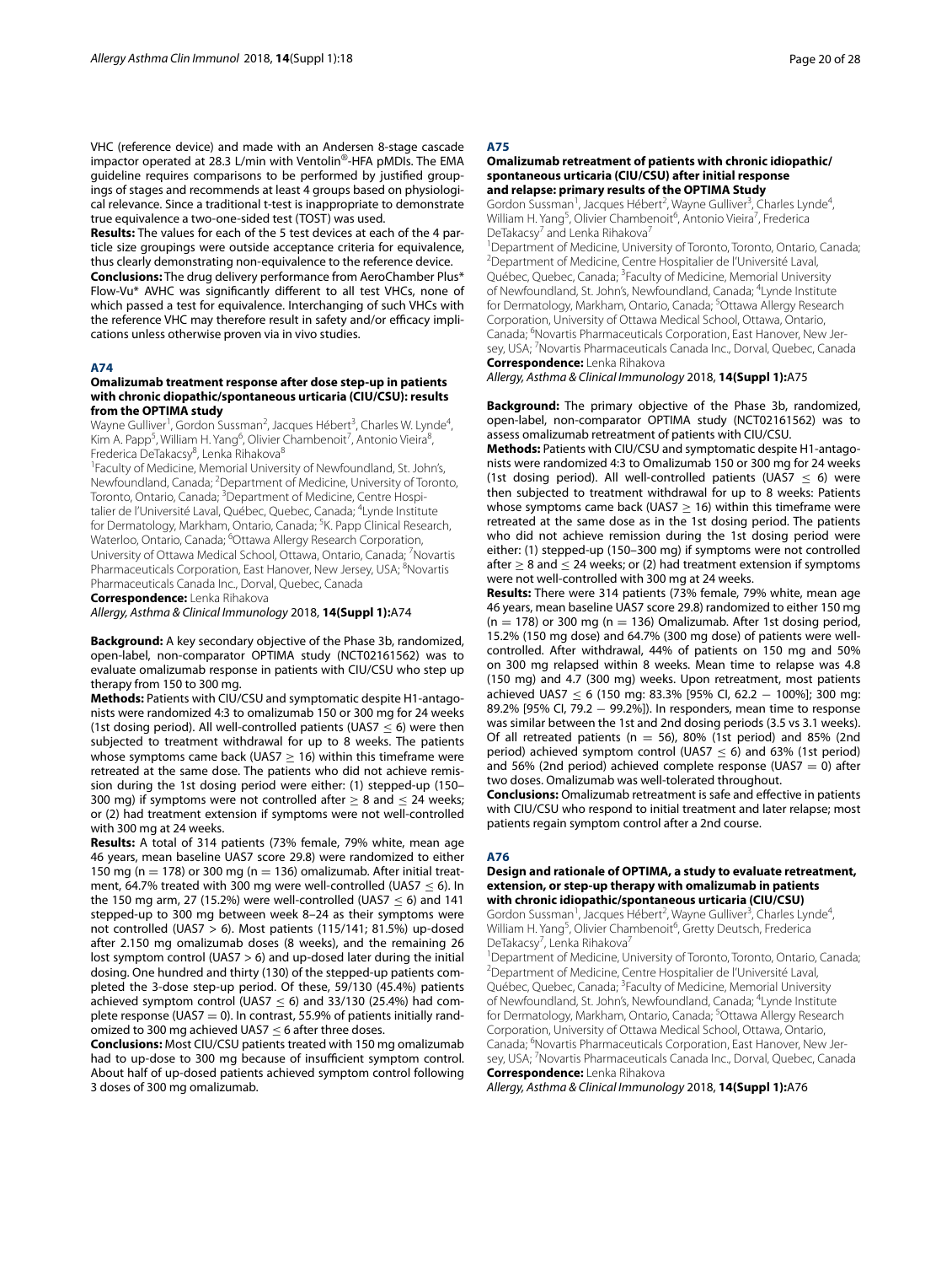VHC (reference device) and made with an Andersen 8-stage cascade impactor operated at 28.3 L/min with Ventolin®-HFA pMDIs. The EMA guideline requires comparisons to be performed by justified groupings of stages and recommends at least 4 groups based on physiological relevance. Since a traditional t-test is inappropriate to demonstrate true equivalence a two-one-sided test (TOST) was used.

**Results:** The values for each of the 5 test devices at each of the 4 particle size groupings were outside acceptance criteria for equivalence, thus clearly demonstrating non-equivalence to the reference device.

**Conclusions:** The drug delivery performance from AeroChamber Plus* Flow-Vu* AVHC was significantly different to all test VHCs, none of which passed a test for equivalence. Interchanging of such VHCs with the reference VHC may therefore result in safety and/or efficacy implications unless otherwise proven via in vivo studies.

## A74

### Omalizumab treatment response after dose step-up in patients with chronic diopathic/spontaneous urticaria (CIU/CSU): results from the OPTIMA study

Wayne Gulliver[1], Gordon Sussman[2], Jacques Hébert[3], Charles W. Lynde[4], Kim A. Papp[5], William H. Yang[6], Olivier Chambenoit[7], Antonio Vieira[8], Frederica DeTakacsy[8], Lenka Rihakova[8]

[1]Faculty of Medicine, Memorial University of Newfoundland, St. John's, Newfoundland, Canada; [2]Department of Medicine, University of Toronto, Toronto, Ontario, Canada; [3]Department of Medicine, Centre Hospitalier de l'Université Laval, Québec, Quebec, Canada; [4]Lynde Institute for Dermatology, Markham, Ontario, Canada; [5]K. Papp Clinical Research, Waterloo, Ontario, Canada; [6]Ottawa Allergy Research Corporation, University of Ottawa Medical School, Ottawa, Ontario, Canada; [7]Novartis Pharmaceuticals Corporation, East Hanover, New Jersey, USA; [8]Novartis Pharmaceuticals Canada Inc., Dorval, Quebec, Canada

**Correspondence:** Lenka Rihakova

*Allergy, Asthma & Clinical Immunology* 2018, **14(Suppl 1):**A74

**Background:** A key secondary objective of the Phase 3b, randomized, open-label, non-comparator OPTIMA study (NCT02161562) was to evaluate omalizumab response in patients with CIU/CSU who step up therapy from 150 to 300 mg.

**Methods:** Patients with CIU/CSU and symptomatic despite H1-antagonists were randomized 4:3 to omalizumab 150 or 300 mg for 24 weeks (1st dosing period). All well-controlled patients (UAS7 $\leq$ 6) were then subjected to treatment withdrawal for up to 8 weeks. The patients whose symptoms came back (UAS7 $\geq$ 16) within this timeframe were retreated at the same dose. The patients who did not achieve remission during the 1st dosing period were either: (1) stepped-up (150–300 mg) if symptoms were not controlled after $\geq$ 8 and $\leq$ 24 weeks; or (2) had treatment extension if symptoms were not well-controlled with 300 mg at 24 weeks.

**Results:** A total of 314 patients (73% female, 79% white, mean age 46 years, mean baseline UAS7 score 29.8) were randomized to either 150 mg (n = 178) or 300 mg (n = 136) omalizumab. After initial treatment, 64.7% treated with 300 mg were well-controlled (UAS7 $\leq$ 6). In the 150 mg arm, 27 (15.2%) were well-controlled (UAS7 $\leq$ 6) and 141 stepped-up to 300 mg between week 8–24 as their symptoms were not controlled (UAS7 > 6). Most patients (115/141; 81.5%) up-dosed after 2.150 mg omalizumab doses (8 weeks), and the remaining 26 lost symptom control (UAS7 > 6) and up-dosed later during the initial dosing. One hundred and thirty (130) of the stepped-up patients completed the 3-dose step-up period. Of these, 59/130 (45.4%) patients achieved symptom control (UAS7 $\leq$ 6) and 33/130 (25.4%) had complete response (UAS7 = 0). In contrast, 55.9% of patients initially randomized to 300 mg achieved UAS7 $\leq$ 6 after three doses.

**Conclusions:** Most CIU/CSU patients treated with 150 mg omalizumab had to up-dose to 300 mg because of insufficient symptom control. About half of up-dosed patients achieved symptom control following 3 doses of 300 mg omalizumab.

## A75

### Omalizumab retreatment of patients with chronic idiopathic/spontaneous urticaria (CIU/CSU) after initial response and relapse: primary results of the OPTIMA Study

Gordon Sussman[1], Jacques Hébert[2], Wayne Gulliver[3], Charles Lynde[4], William H. Yang[5], Olivier Chambenoit[6], Antonio Vieira[7], Frederica DeTakacsy[7] and Lenka Rihakova[7]

[1]Department of Medicine, University of Toronto, Toronto, Ontario, Canada; [2]Department of Medicine, Centre Hospitalier de l'Université Laval, Québec, Quebec, Canada; [3]Faculty of Medicine, Memorial University of Newfoundland, St. John's, Newfoundland, Canada; [4]Lynde Institute for Dermatology, Markham, Ontario, Canada; [5]Ottawa Allergy Research Corporation, University of Ottawa Medical School, Ottawa, Ontario, Canada; [6]Novartis Pharmaceuticals Corporation, East Hanover, New Jersey, USA; [7]Novartis Pharmaceuticals Canada Inc., Dorval, Quebec, Canada

**Correspondence:** Lenka Rihakova

*Allergy, Asthma & Clinical Immunology* 2018, **14(Suppl 1):**A75

**Background:** The primary objective of the Phase 3b, randomized, open-label, non-comparator OPTIMA study (NCT02161562) was to assess omalizumab retreatment of patients with CIU/CSU.

**Methods:** Patients with CIU/CSU and symptomatic despite H1-antagonists were randomized 4:3 to Omalizumab 150 or 300 mg for 24 weeks (1st dosing period). All well-controlled patients (UAS7 $\leq$ 6) were then subjected to treatment withdrawal for up to 8 weeks: Patients whose symptoms came back (UAS7 $\geq$ 16) within this timeframe were retreated at the same dose as in the 1st dosing period. The patients who did not achieve remission during the 1st dosing period were either: (1) stepped-up (150–300 mg) if symptoms were not controlled after $\geq$ 8 and $\leq$ 24 weeks; or (2) had treatment extension if symptoms were not well-controlled with 300 mg at 24 weeks.

**Results:** There were 314 patients (73% female, 79% white, mean age 46 years, mean baseline UAS7 score 29.8) randomized to either 150 mg (n = 178) or 300 mg (n = 136) Omalizumab. After 1st dosing period, 15.2% (150 mg dose) and 64.7% (300 mg dose) of patients were well-controlled. After withdrawal, 44% of patients on 150 mg and 50% on 300 mg relapsed within 8 weeks. Mean time to relapse was 4.8 (150 mg) and 4.7 (300 mg) weeks. Upon retreatment, most patients achieved UAS7 $\leq$ 6 (150 mg: 83.3% [95% CI, 62.2 − 100%]; 300 mg: 89.2% [95% CI, 79.2 − 99.2%]). In responders, mean time to response was similar between the 1st and 2nd dosing periods (3.5 vs 3.1 weeks). Of all retreated patients (n = 56), 80% (1st period) and 85% (2nd period) achieved symptom control (UAS7 $\leq$ 6) and 63% (1st period) and 56% (2nd period) achieved complete response (UAS7 = 0) after two doses. Omalizumab was well-tolerated throughout.

**Conclusions:** Omalizumab retreatment is safe and effective in patients with CIU/CSU who respond to initial treatment and later relapse; most patients regain symptom control after a 2nd course.

## A76

### Design and rationale of OPTIMA, a study to evaluate retreatment, extension, or step-up therapy with omalizumab in patients with chronic idiopathic/spontaneous urticaria (CIU/CSU)

Gordon Sussman[1], Jacques Hébert[2], Wayne Gulliver[3], Charles Lynde[4], William H. Yang[5], Olivier Chambenoit[6], Gretty Deutsch, Frederica DeTakacsy[7], Lenka Rihakova[7]

[1]Department of Medicine, University of Toronto, Toronto, Ontario, Canada; [2]Department of Medicine, Centre Hospitalier de l'Université Laval, Québec, Quebec, Canada; [3]Faculty of Medicine, Memorial University of Newfoundland, St. John's, Newfoundland, Canada; [4]Lynde Institute for Dermatology, Markham, Ontario, Canada; [5]Ottawa Allergy Research Corporation, University of Ottawa Medical School, Ottawa, Ontario, Canada; [6]Novartis Pharmaceuticals Corporation, East Hanover, New Jersey, USA; [7]Novartis Pharmaceuticals Canada Inc., Dorval, Quebec, Canada

**Correspondence:** Lenka Rihakova

*Allergy, Asthma & Clinical Immunology* 2018, **14(Suppl 1):**A76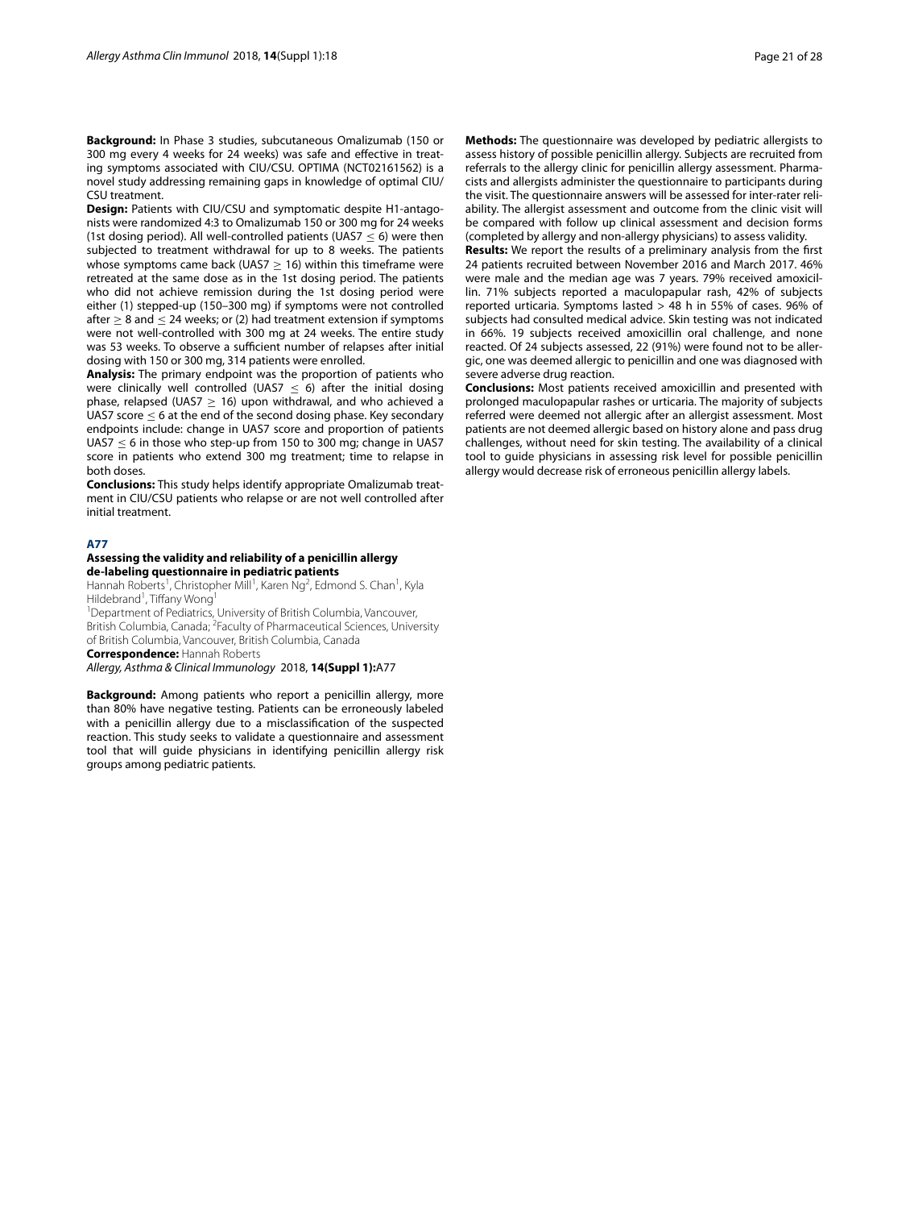**Background:** In Phase 3 studies, subcutaneous Omalizumab (150 or 300 mg every 4 weeks for 24 weeks) was safe and effective in treating symptoms associated with CIU/CSU. OPTIMA (NCT02161562) is a novel study addressing remaining gaps in knowledge of optimal CIU/CSU treatment.

**Design:** Patients with CIU/CSU and symptomatic despite H1-antagonists were randomized 4:3 to Omalizumab 150 or 300 mg for 24 weeks (1st dosing period). All well-controlled patients (UAS7 $\leq$ 6) were then subjected to treatment withdrawal for up to 8 weeks. The patients whose symptoms came back (UAS7 $\geq$ 16) within this timeframe were retreated at the same dose as in the 1st dosing period. The patients who did not achieve remission during the 1st dosing period were either (1) stepped-up (150–300 mg) if symptoms were not controlled after $\geq$ 8 and $\leq$ 24 weeks; or (2) had treatment extension if symptoms were not well-controlled with 300 mg at 24 weeks. The entire study was 53 weeks. To observe a sufficient number of relapses after initial dosing with 150 or 300 mg, 314 patients were enrolled.

**Analysis:** The primary endpoint was the proportion of patients who were clinically well controlled (UAS7 $\leq$ 6) after the initial dosing phase, relapsed (UAS7 $\geq$ 16) upon withdrawal, and who achieved a UAS7 score $\leq$ 6 at the end of the second dosing phase. Key secondary endpoints include: change in UAS7 score and proportion of patients UAS7 $\leq$ 6 in those who step-up from 150 to 300 mg; change in UAS7 score in patients who extend 300 mg treatment; time to relapse in both doses.

**Conclusions:** This study helps identify appropriate Omalizumab treatment in CIU/CSU patients who relapse or are not well controlled after initial treatment.

## A77

### Assessing the validity and reliability of a penicillin allergy de-labeling questionnaire in pediatric patients

Hannah Roberts[1], Christopher Mill[1], Karen Ng[2], Edmond S. Chan[1], Kyla Hildebrand[1], Tiffany Wong[1]

[1]Department of Pediatrics, University of British Columbia, Vancouver, British Columbia, Canada; [2]Faculty of Pharmaceutical Sciences, University of British Columbia, Vancouver, British Columbia, Canada

**Correspondence:** Hannah Roberts

*Allergy, Asthma & Clinical Immunology* 2018, **14(Suppl 1):**A77

**Background:** Among patients who report a penicillin allergy, more than 80% have negative testing. Patients can be erroneously labeled with a penicillin allergy due to a misclassification of the suspected reaction. This study seeks to validate a questionnaire and assessment tool that will guide physicians in identifying penicillin allergy risk groups among pediatric patients.

**Methods:** The questionnaire was developed by pediatric allergists to assess history of possible penicillin allergy. Subjects are recruited from referrals to the allergy clinic for penicillin allergy assessment. Pharmacists and allergists administer the questionnaire to participants during the visit. The questionnaire answers will be assessed for inter-rater reliability. The allergist assessment and outcome from the clinic visit will be compared with follow up clinical assessment and decision forms (completed by allergy and non-allergy physicians) to assess validity.

**Results:** We report the results of a preliminary analysis from the first 24 patients recruited between November 2016 and March 2017. 46% were male and the median age was 7 years. 79% received amoxicillin. 71% subjects reported a maculopapular rash, 42% of subjects reported urticaria. Symptoms lasted > 48 h in 55% of cases. 96% of subjects had consulted medical advice. Skin testing was not indicated in 66%. 19 subjects received amoxicillin oral challenge, and none reacted. Of 24 subjects assessed, 22 (91%) were found not to be allergic, one was deemed allergic to penicillin and one was diagnosed with severe adverse drug reaction.

**Conclusions:** Most patients received amoxicillin and presented with prolonged maculopapular rashes or urticaria. The majority of subjects referred were deemed not allergic after an allergist assessment. Most patients are not deemed allergic based on history alone and pass drug challenges, without need for skin testing. The availability of a clinical tool to guide physicians in assessing risk level for possible penicillin allergy would decrease risk of erroneous penicillin allergy labels.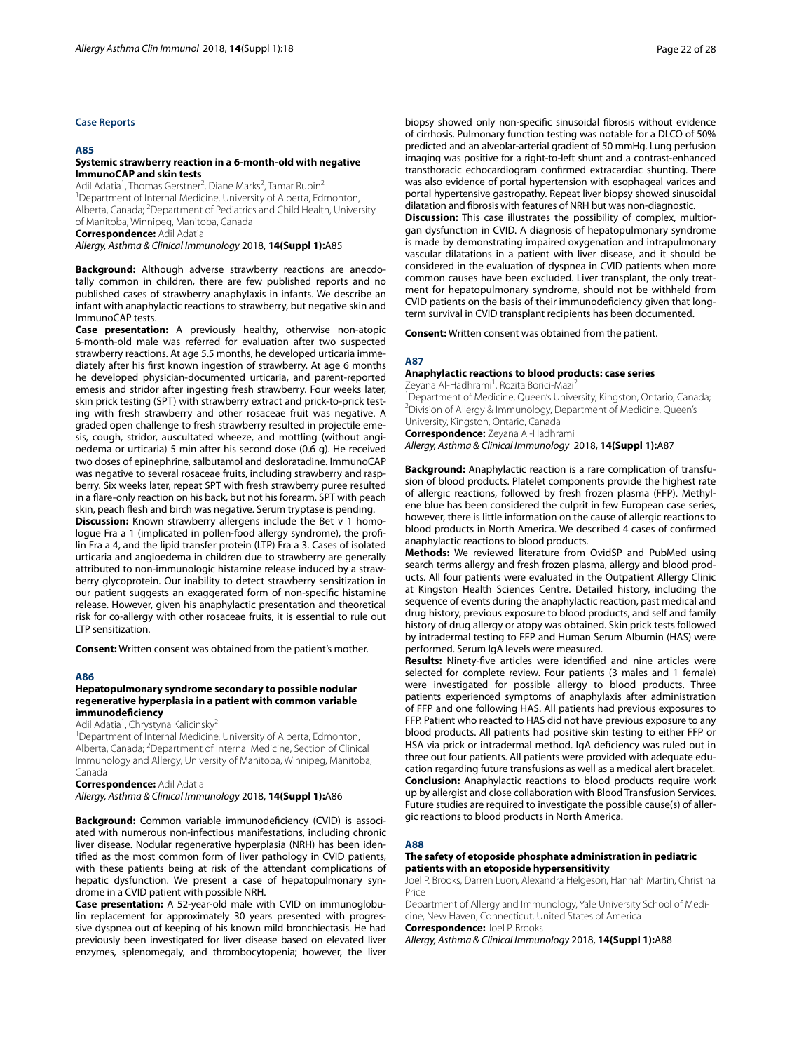## Case Reports

### A85

### Systemic strawberry reaction in a 6-month-old with negative ImmunoCAP and skin tests

Adil Adatia[1], Thomas Gerstner[2], Diane Marks[2], Tamar Rubin[2]

[1]Department of Internal Medicine, University of Alberta, Edmonton, Alberta, Canada; [2]Department of Pediatrics and Child Health, University of Manitoba, Winnipeg, Manitoba, Canada

**Correspondence:** Adil Adatia

*Allergy, Asthma & Clinical Immunology* 2018, **14(Suppl 1):**A85

**Background:** Although adverse strawberry reactions are anecdotally common in children, there are few published reports and no published cases of strawberry anaphylaxis in infants. We describe an infant with anaphylactic reactions to strawberry, but negative skin and ImmunoCAP tests.

**Case presentation:** A previously healthy, otherwise non-atopic 6-month-old male was referred for evaluation after two suspected strawberry reactions. At age 5.5 months, he developed urticaria immediately after his first known ingestion of strawberry. At age 6 months he developed physician-documented urticaria, and parent-reported emesis and stridor after ingesting fresh strawberry. Four weeks later, skin prick testing (SPT) with strawberry extract and prick-to-prick testing with fresh strawberry and other rosaceae fruit was negative. A graded open challenge to fresh strawberry resulted in projectile emesis, cough, stridor, auscultated wheeze, and mottling (without angioedema or urticaria) 5 min after his second dose (0.6 g). He received two doses of epinephrine, salbutamol and desloratadine. ImmunoCAP was negative to several rosaceae fruits, including strawberry and raspberry. Six weeks later, repeat SPT with fresh strawberry puree resulted in a flare-only reaction on his back, but not his forearm. SPT with peach skin, peach flesh and birch was negative. Serum tryptase is pending.

**Discussion:** Known strawberry allergens include the Bet v 1 homologue Fra a 1 (implicated in pollen-food allergy syndrome), the profilin Fra a 4, and the lipid transfer protein (LTP) Fra a 3. Cases of isolated urticaria and angioedema in children due to strawberry are generally attributed to non-immunologic histamine release induced by a strawberry glycoprotein. Our inability to detect strawberry sensitization in our patient suggests an exaggerated form of non-specific histamine release. However, given his anaphylactic presentation and theoretical risk for co-allergy with other rosaceae fruits, it is essential to rule out LTP sensitization.

**Consent:** Written consent was obtained from the patient's mother.

### A86

### Hepatopulmonary syndrome secondary to possible nodular regenerative hyperplasia in a patient with common variable immunodeficiency

Adil Adatia[1], Chrystyna Kalicinsky[2]

[1]Department of Internal Medicine, University of Alberta, Edmonton, Alberta, Canada; [2]Department of Internal Medicine, Section of Clinical Immunology and Allergy, University of Manitoba, Winnipeg, Manitoba, Canada

**Correspondence:** Adil Adatia

*Allergy, Asthma & Clinical Immunology* 2018, **14(Suppl 1):**A86

**Background:** Common variable immunodeficiency (CVID) is associated with numerous non-infectious manifestations, including chronic liver disease. Nodular regenerative hyperplasia (NRH) has been identified as the most common form of liver pathology in CVID patients, with these patients being at risk of the attendant complications of hepatic dysfunction. We present a case of hepatopulmonary syndrome in a CVID patient with possible NRH.

**Case presentation:** A 52-year-old male with CVID on immunoglobulin replacement for approximately 30 years presented with progressive dyspnea out of keeping of his known mild bronchiectasis. He had previously been investigated for liver disease based on elevated liver enzymes, splenomegaly, and thrombocytopenia; however, the liver biopsy showed only non-specific sinusoidal fibrosis without evidence of cirrhosis. Pulmonary function testing was notable for a DLCO of 50% predicted and an alveolar-arterial gradient of 50 mmHg. Lung perfusion imaging was positive for a right-to-left shunt and a contrast-enhanced transthoracic echocardiogram confirmed extracardiac shunting. There was also evidence of portal hypertension with esophageal varices and portal hypertensive gastropathy. Repeat liver biopsy showed sinusoidal dilatation and fibrosis with features of NRH but was non-diagnostic.

**Discussion:** This case illustrates the possibility of complex, multiorgan dysfunction in CVID. A diagnosis of hepatopulmonary syndrome is made by demonstrating impaired oxygenation and intrapulmonary vascular dilatations in a patient with liver disease, and it should be considered in the evaluation of dyspnea in CVID patients when more common causes have been excluded. Liver transplant, the only treatment for hepatopulmonary syndrome, should not be withheld from CVID patients on the basis of their immunodeficiency given that long-term survival in CVID transplant recipients has been documented.

**Consent:** Written consent was obtained from the patient.

### A87

### Anaphylactic reactions to blood products: case series

Zeyana Al-Hadhrami[1], Rozita Borici-Mazi[2]

[1]Department of Medicine, Queen's University, Kingston, Ontario, Canada; [2]Division of Allergy & Immunology, Department of Medicine, Queen's University, Kingston, Ontario, Canada

**Correspondence:** Zeyana Al-Hadhrami

*Allergy, Asthma & Clinical Immunology* 2018, **14(Suppl 1):**A87

**Background:** Anaphylactic reaction is a rare complication of transfusion of blood products. Platelet components provide the highest rate of allergic reactions, followed by fresh frozen plasma (FFP). Methylene blue has been considered the culprit in few European case series, however, there is little information on the cause of allergic reactions to blood products in North America. We described 4 cases of confirmed anaphylactic reactions to blood products.

**Methods:** We reviewed literature from OvidSP and PubMed using search terms allergy and fresh frozen plasma, allergy and blood products. All four patients were evaluated in the Outpatient Allergy Clinic at Kingston Health Sciences Centre. Detailed history, including the sequence of events during the anaphylactic reaction, past medical and drug history, previous exposure to blood products, and self and family history of drug allergy or atopy was obtained. Skin prick tests followed by intradermal testing to FFP and Human Serum Albumin (HAS) were performed. Serum IgA levels were measured.

**Results:** Ninety-five articles were identified and nine articles were selected for complete review. Four patients (3 males and 1 female) were investigated for possible allergy to blood products. Three patients experienced symptoms of anaphylaxis after administration of FFP and one following HAS. All patients had previous exposures to FFP. Patient who reacted to HAS did not have previous exposure to any blood products. All patients had positive skin testing to either FFP or HSA via prick or intradermal method. IgA deficiency was ruled out in three out four patients. All patients were provided with adequate education regarding future transfusions as well as a medical alert bracelet.

**Conclusion:** Anaphylactic reactions to blood products require work up by allergist and close collaboration with Blood Transfusion Services. Future studies are required to investigate the possible cause(s) of allergic reactions to blood products in North America.

### A88

### The safety of etoposide phosphate administration in pediatric patients with an etoposide hypersensitivity

Joel P. Brooks, Darren Luon, Alexandra Helgeson, Hannah Martin, Christina Price

Department of Allergy and Immunology, Yale University School of Medicine, New Haven, Connecticut, United States of America

**Correspondence:** Joel P. Brooks

*Allergy, Asthma & Clinical Immunology* 2018, **14(Suppl 1):**A88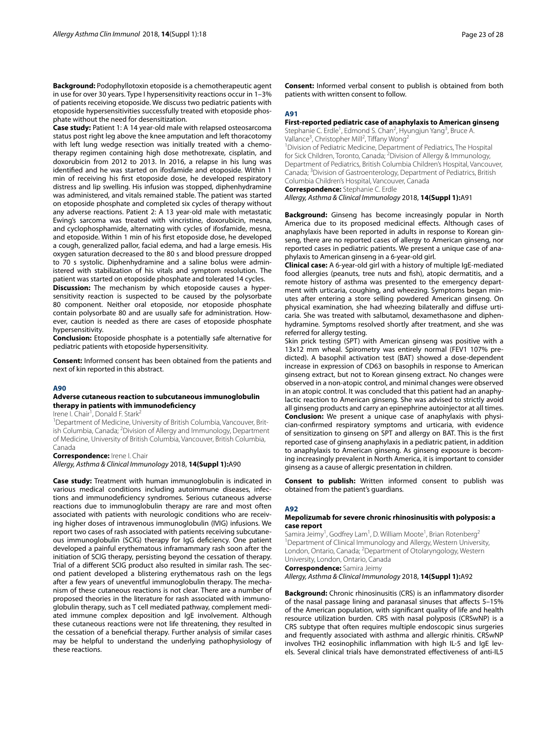**Background:** Podophyllotoxin etoposide is a chemotherapeutic agent in use for over 30 years. Type I hypersensitivity reactions occur in 1–3% of patients receiving etoposide. We discuss two pediatric patients with etoposide hypersensitivities successfully treated with etoposide phosphate without the need for desensitization.

**Case study:** Patient 1: A 14 year-old male with relapsed osteosarcoma status post right leg above the knee amputation and left thoracotomy with left lung wedge resection was initially treated with a chemotherapy regimen containing high dose methotrexate, cisplatin, and doxorubicin from 2012 to 2013. In 2016, a relapse in his lung was identified and he was started on ifosfamide and etoposide. Within 1 min of receiving his first etoposide dose, he developed respiratory distress and lip swelling. His infusion was stopped, diphenhydramine was administered, and vitals remained stable. The patient was started on etoposide phosphate and completed six cycles of therapy without any adverse reactions. Patient 2: A 13 year-old male with metastatic Ewing's sarcoma was treated with vincristine, doxorubicin, mesna, and cyclophosphamide, alternating with cycles of ifosfamide, mesna, and etoposide. Within 1 min of his first etoposide dose, he developed a cough, generalized pallor, facial edema, and had a large emesis. His oxygen saturation decreased to the 80 s and blood pressure dropped to 70 s systolic. Diphenhydramine and a saline bolus were administered with stabilization of his vitals and symptom resolution. The patient was started on etoposide phosphate and tolerated 14 cycles.

**Discussion:** The mechanism by which etoposide causes a hypersensitivity reaction is suspected to be caused by the polysorbate 80 component. Neither oral etoposide, nor etoposide phosphate contain polysorbate 80 and are usually safe for administration. However, caution is needed as there are cases of etoposide phosphate hypersensitivity.

**Conclusion:** Etoposide phosphate is a potentially safe alternative for pediatric patients with etoposide hypersensitivity.

**Consent:** Informed consent has been obtained from the patients and next of kin reported in this abstract.

## A90

### Adverse cutaneous reaction to subcutaneous immunoglobulin therapy in patients with immunodeficiency

Irene I. Chair[1], Donald F. Stark[2]

[1]Department of Medicine, University of British Columbia, Vancouver, British Columbia, Canada; [2]Division of Allergy and Immunology, Department of Medicine, University of British Columbia, Vancouver, British Columbia, Canada

**Correspondence:** Irene I. Chair

*Allergy, Asthma & Clinical Immunology* 2018, **14(Suppl 1):**A90

**Case study:** Treatment with human immunoglobulin is indicated in various medical conditions including autoimmune diseases, infections and immunodeficiency syndromes. Serious cutaneous adverse reactions due to immunoglobulin therapy are rare and most often associated with patients with neurologic conditions who are receiving higher doses of intravenous immunoglobulin (IVIG) infusions. We report two cases of rash associated with patients receiving subcutaneous immunoglobulin (SCIG) therapy for IgG deficiency. One patient developed a painful erythematous inframammary rash soon after the initiation of SCIG therapy, persisting beyond the cessation of therapy. Trial of a different SCIG product also resulted in similar rash. The second patient developed a blistering erythematous rash on the legs after a few years of uneventful immunoglobulin therapy. The mechanism of these cutaneous reactions is not clear. There are a number of proposed theories in the literature for rash associated with immunoglobulin therapy, such as T cell mediated pathway, complement mediated immune complex deposition and IgE involvement. Although these cutaneous reactions were not life threatening, they resulted in the cessation of a beneficial therapy. Further analysis of similar cases may be helpful to understand the underlying pathophysiology of these reactions.

**Consent:** Informed verbal consent to publish is obtained from both patients with written consent to follow.

## A91

### First-reported pediatric case of anaphylaxis to American ginseng

Stephanie C. Erdle[1], Edmond S. Chan[2], Hyungjun Yang[3], Bruce A. Vallance[3], Christopher Mill[2], Tiffany Wong[2]

[1]Division of Pediatric Medicine, Department of Pediatrics, The Hospital for Sick Children, Toronto, Canada; [2]Division of Allergy & Immunology, Department of Pediatrics, British Columbia Children's Hospital, Vancouver, Canada; [3]Division of Gastroenterology, Department of Pediatrics, British Columbia Children's Hospital, Vancouver, Canada

**Correspondence:** Stephanie C. Erdle

*Allergy, Asthma & Clinical Immunology* 2018, **14(Suppl 1):**A91

**Background:** Ginseng has become increasingly popular in North America due to its proposed medicinal effects. Although cases of anaphylaxis have been reported in adults in response to Korean ginseng, there are no reported cases of allergy to American ginseng, nor reported cases in pediatric patients. We present a unique case of anaphylaxis to American ginseng in a 6-year-old girl.

**Clinical case:** A 6-year-old girl with a history of multiple IgE-mediated food allergies (peanuts, tree nuts and fish), atopic dermatitis, and a remote history of asthma was presented to the emergency department with urticaria, coughing, and wheezing. Symptoms began minutes after entering a store selling powdered American ginseng. On physical examination, she had wheezing bilaterally and diffuse urticaria. She was treated with salbutamol, dexamethasone and diphenhydramine. Symptoms resolved shortly after treatment, and she was referred for allergy testing.

Skin prick testing (SPT) with American ginseng was positive with a 13x12 mm wheal. Spirometry was entirely normal (FEV1 107% predicted). A basophil activation test (BAT) showed a dose-dependent increase in expression of CD63 on basophils in response to American ginseng extract, but not to Korean ginseng extract. No changes were observed in a non-atopic control, and minimal changes were observed in an atopic control. It was concluded that this patient had an anaphylactic reaction to American ginseng. She was advised to strictly avoid all ginseng products and carry an epinephrine autoinjector at all times.

**Conclusion:** We present a unique case of anaphylaxis with physician-confirmed respiratory symptoms and urticaria, with evidence of sensitization to ginseng on SPT and allergy on BAT. This is the first reported case of ginseng anaphylaxis in a pediatric patient, in addition to anaphylaxis to American ginseng. As ginseng exposure is becoming increasingly prevalent in North America, it is important to consider ginseng as a cause of allergic presentation in children.

**Consent to publish:** Written informed consent to publish was obtained from the patient's guardians.

## A92

### Mepolizumab for severe chronic rhinosinusitis with polyposis: a case report

Samira Jeimy[1], Godfrey Lam[1], D. William Moote[1], Brian Rotenberg[2]

[1]Department of Clinical Immunology and Allergy, Western University, London, Ontario, Canada; [2]Department of Otolaryngology, Western University, London, Ontario, Canada

**Correspondence:** Samira Jeimy

*Allergy, Asthma & Clinical Immunology* 2018, **14(Suppl 1):**A92

**Background:** Chronic rhinosinusitis (CRS) is an inflammatory disorder of the nasal passage lining and paranasal sinuses that affects 5–15% of the American population, with significant quality of life and health resource utilization burden. CRS with nasal polyposis (CRSwNP) is a CRS subtype that often requires multiple endoscopic sinus surgeries and frequently associated with asthma and allergic rhinitis. CRSwNP involves TH2 eosinophilic inflammation with high IL-5 and IgE levels. Several clinical trials have demonstrated effectiveness of anti-IL5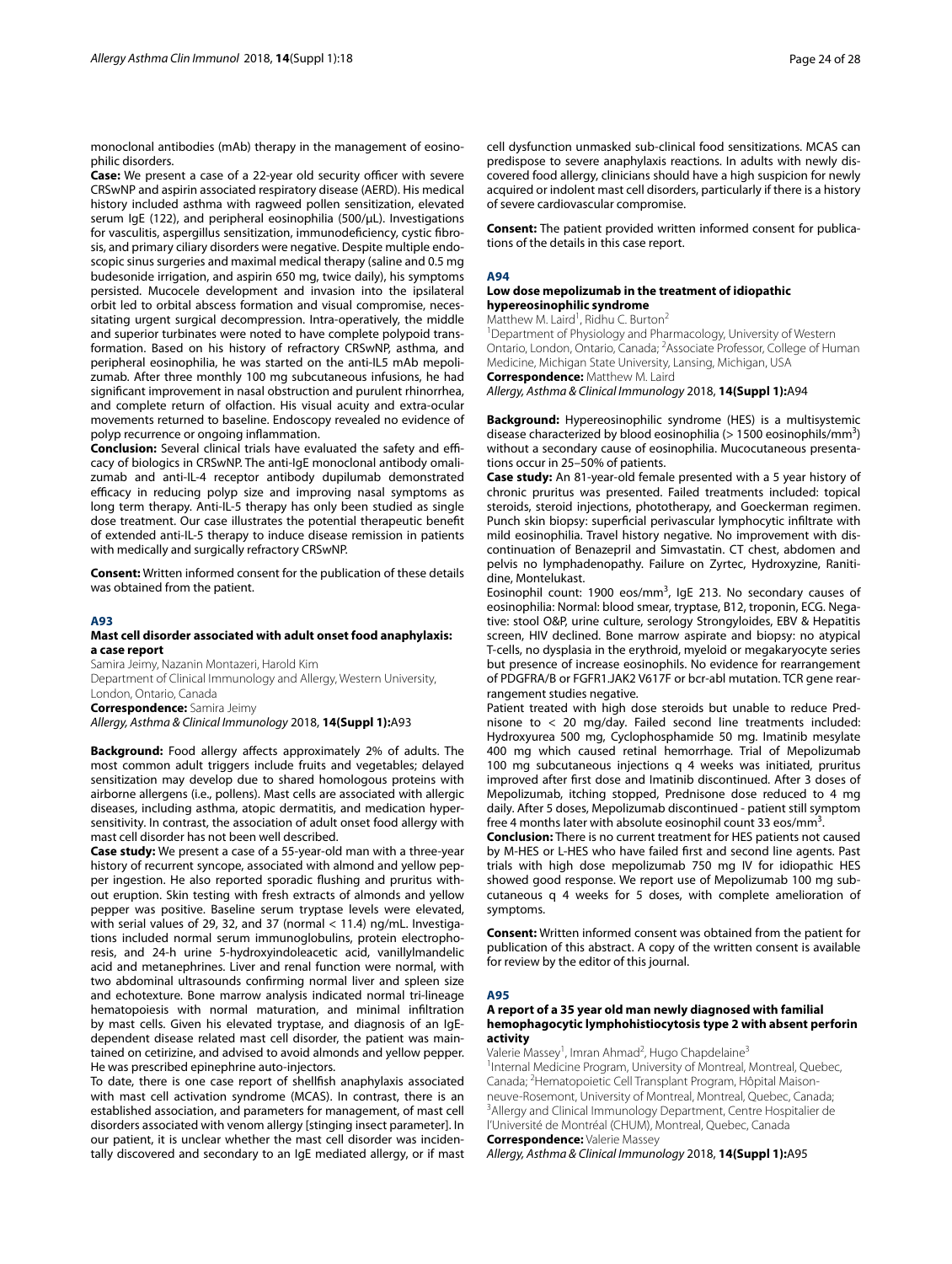monoclonal antibodies (mAb) therapy in the management of eosinophilic disorders.

**Case:** We present a case of a 22-year old security officer with severe CRSwNP and aspirin associated respiratory disease (AERD). His medical history included asthma with ragweed pollen sensitization, elevated serum IgE (122), and peripheral eosinophilia (500/μL). Investigations for vasculitis, aspergillus sensitization, immunodeficiency, cystic fibrosis, and primary ciliary disorders were negative. Despite multiple endoscopic sinus surgeries and maximal medical therapy (saline and 0.5 mg budesonide irrigation, and aspirin 650 mg, twice daily), his symptoms persisted. Mucocele development and invasion into the ipsilateral orbit led to orbital abscess formation and visual compromise, necessitating urgent surgical decompression. Intra-operatively, the middle and superior turbinates were noted to have complete polypoid transformation. Based on his history of refractory CRSwNP, asthma, and peripheral eosinophilia, he was started on the anti-IL5 mAb mepolizumab. After three monthly 100 mg subcutaneous infusions, he had significant improvement in nasal obstruction and purulent rhinorrhea, and complete return of olfaction. His visual acuity and extra-ocular movements returned to baseline. Endoscopy revealed no evidence of polyp recurrence or ongoing inflammation.

**Conclusion:** Several clinical trials have evaluated the safety and efficacy of biologics in CRSwNP. The anti-IgE monoclonal antibody omalizumab and anti-IL-4 receptor antibody dupilumab demonstrated efficacy in reducing polyp size and improving nasal symptoms as long term therapy. Anti-IL-5 therapy has only been studied as single dose treatment. Our case illustrates the potential therapeutic benefit of extended anti-IL-5 therapy to induce disease remission in patients with medically and surgically refractory CRSwNP.

**Consent:** Written informed consent for the publication of these details was obtained from the patient.

## A93

### Mast cell disorder associated with adult onset food anaphylaxis: a case report

Samira Jeimy, Nazanin Montazeri, Harold Kim

Department of Clinical Immunology and Allergy, Western University, London, Ontario, Canada

**Correspondence:** Samira Jeimy

*Allergy, Asthma & Clinical Immunology* 2018, **14(Suppl 1):**A93

**Background:** Food allergy affects approximately 2% of adults. The most common adult triggers include fruits and vegetables; delayed sensitization may develop due to shared homologous proteins with airborne allergens (i.e., pollens). Mast cells are associated with allergic diseases, including asthma, atopic dermatitis, and medication hypersensitivity. In contrast, the association of adult onset food allergy with mast cell disorder has not been well described.

**Case study:** We present a case of a 55-year-old man with a three-year history of recurrent syncope, associated with almond and yellow pepper ingestion. He also reported sporadic flushing and pruritus without eruption. Skin testing with fresh extracts of almonds and yellow pepper was positive. Baseline serum tryptase levels were elevated, with serial values of 29, 32, and 37 (normal < 11.4) ng/mL. Investigations included normal serum immunoglobulins, protein electrophoresis, and 24-h urine 5-hydroxyindoleacetic acid, vanillylmandelic acid and metanephrines. Liver and renal function were normal, with two abdominal ultrasounds confirming normal liver and spleen size and echotexture. Bone marrow analysis indicated normal tri-lineage hematopoiesis with normal maturation, and minimal infiltration by mast cells. Given his elevated tryptase, and diagnosis of an IgE-dependent disease related mast cell disorder, the patient was maintained on cetirizine, and advised to avoid almonds and yellow pepper. He was prescribed epinephrine auto-injectors.

To date, there is one case report of shellfish anaphylaxis associated with mast cell activation syndrome (MCAS). In contrast, there is an established association, and parameters for management, of mast cell disorders associated with venom allergy [stinging insect parameter]. In our patient, it is unclear whether the mast cell disorder was incidentally discovered and secondary to an IgE mediated allergy, or if mast cell dysfunction unmasked sub-clinical food sensitizations. MCAS can predispose to severe anaphylaxis reactions. In adults with newly discovered food allergy, clinicians should have a high suspicion for newly acquired or indolent mast cell disorders, particularly if there is a history of severe cardiovascular compromise.

**Consent:** The patient provided written informed consent for publications of the details in this case report.

## A94

### Low dose mepolizumab in the treatment of idiopathic hypereosinophilic syndrome

Matthew M. Laird[1], Ridhu C. Burton[2]

[1]Department of Physiology and Pharmacology, University of Western Ontario, London, Ontario, Canada; [2]Associate Professor, College of Human Medicine, Michigan State University, Lansing, Michigan, USA

**Correspondence:** Matthew M. Laird

*Allergy, Asthma & Clinical Immunology* 2018, **14(Suppl 1):**A94

**Background:** Hypereosinophilic syndrome (HES) is a multisystemic disease characterized by blood eosinophilia (> 1500 eosinophils/mm$^3$) without a secondary cause of eosinophilia. Mucocutaneous presentations occur in 25–50% of patients.

**Case study:** An 81-year-old female presented with a 5 year history of chronic pruritus was presented. Failed treatments included: topical steroids, steroid injections, phototherapy, and Goeckerman regimen. Punch skin biopsy: superficial perivascular lymphocytic infiltrate with mild eosinophilia. Travel history negative. No improvement with discontinuation of Benazepril and Simvastatin. CT chest, abdomen and pelvis no lymphadenopathy. Failure on Zyrtec, Hydroxyzine, Ranitidine, Montelukast.

Eosinophil count: 1900 eos/mm$^3$, IgE 213. No secondary causes of eosinophilia: Normal: blood smear, tryptase, B12, troponin, ECG. Negative: stool O&P, urine culture, serology Strongyloides, EBV & Hepatitis screen, HIV declined. Bone marrow aspirate and biopsy: no atypical T-cells, no dysplasia in the erythroid, myeloid or megakaryocyte series but presence of increase eosinophils. No evidence for rearrangement of PDGFRA/B or FGFR1.JAK2 V617F or bcr-abl mutation. TCR gene rearrangement studies negative.

Patient treated with high dose steroids but unable to reduce Prednisone to < 20 mg/day. Failed second line treatments included: Hydroxyurea 500 mg, Cyclophosphamide 50 mg. Imatinib mesylate 400 mg which caused retinal hemorrhage. Trial of Mepolizumab 100 mg subcutaneous injections q 4 weeks was initiated, pruritus improved after first dose and Imatinib discontinued. After 3 doses of Mepolizumab, itching stopped, Prednisone dose reduced to 4 mg daily. After 5 doses, Mepolizumab discontinued - patient still symptom free 4 months later with absolute eosinophil count 33 eos/mm$^3$.

**Conclusion:** There is no current treatment for HES patients not caused by M-HES or L-HES who have failed first and second line agents. Past trials with high dose mepolizumab 750 mg IV for idiopathic HES showed good response. We report use of Mepolizumab 100 mg subcutaneous q 4 weeks for 5 doses, with complete amelioration of symptoms.

**Consent:** Written informed consent was obtained from the patient for publication of this abstract. A copy of the written consent is available for review by the editor of this journal.

## A95

### A report of a 35 year old man newly diagnosed with familial hemophagocytic lymphohistiocytosis type 2 with absent perforin activity

Valerie Massey[1], Imran Ahmad[2], Hugo Chapdelaine[3]

[1]Internal Medicine Program, University of Montreal, Montreal, Quebec, Canada; [2]Hematopoietic Cell Transplant Program, Hôpital Maisonneuve-Rosemont, University of Montreal, Montreal, Quebec, Canada; [3]Allergy and Clinical Immunology Department, Centre Hospitalier de l'Université de Montréal (CHUM), Montreal, Quebec, Canada

**Correspondence:** Valerie Massey

*Allergy, Asthma & Clinical Immunology* 2018, **14(Suppl 1):**A95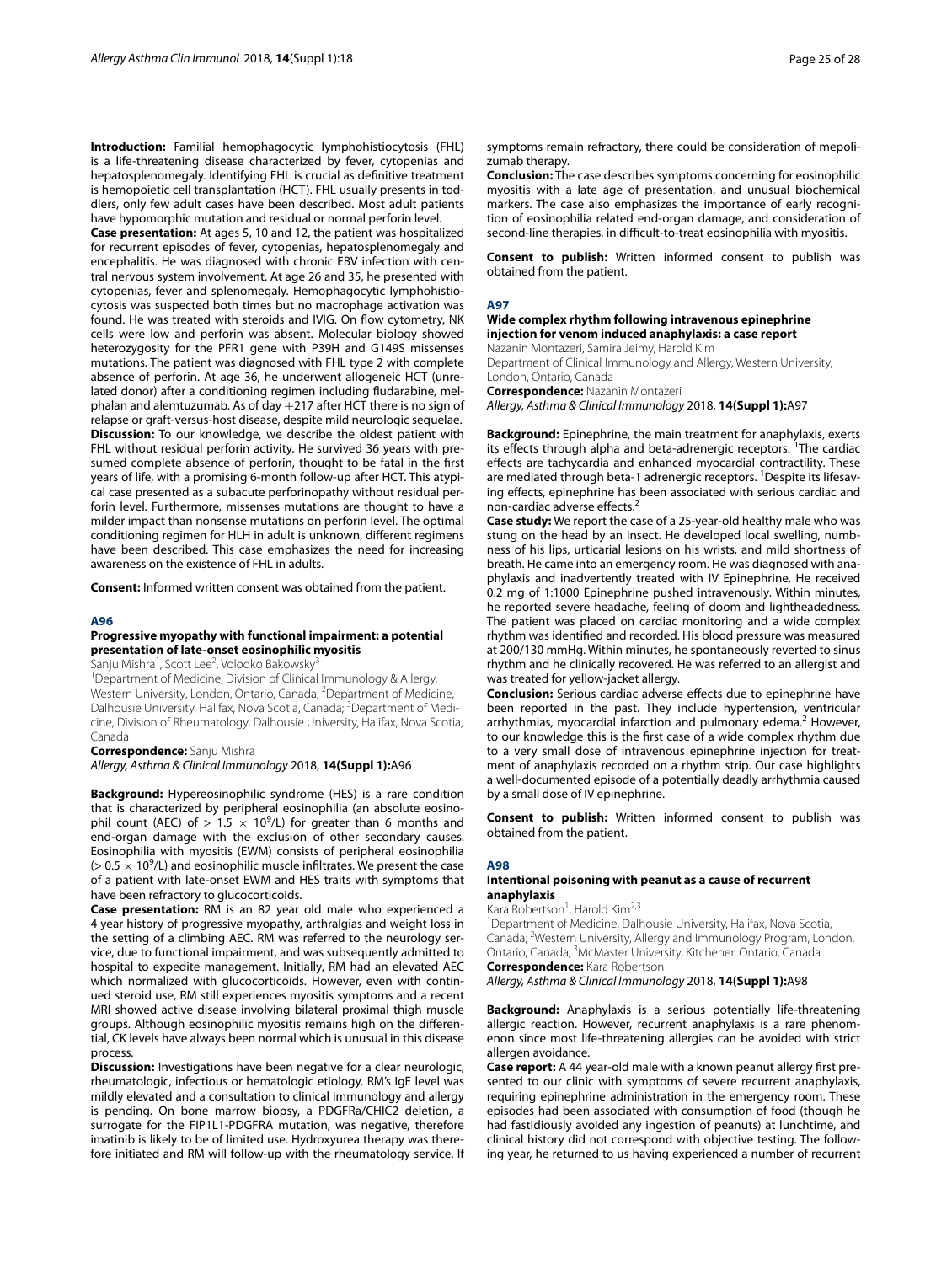**Introduction:** Familial hemophagocytic lymphohistiocytosis (FHL) is a life-threatening disease characterized by fever, cytopenias and hepatosplenomegaly. Identifying FHL is crucial as definitive treatment is hemopoietic cell transplantation (HCT). FHL usually presents in toddlers, only few adult cases have been described. Most adult patients have hypomorphic mutation and residual or normal perforin level.

**Case presentation:** At ages 5, 10 and 12, the patient was hospitalized for recurrent episodes of fever, cytopenias, hepatosplenomegaly and encephalitis. He was diagnosed with chronic EBV infection with central nervous system involvement. At age 26 and 35, he presented with cytopenias, fever and splenomegaly. Hemophagocytic lymphohistiocytosis was suspected both times but no macrophage activation was found. He was treated with steroids and IVIG. On flow cytometry, NK cells were low and perforin was absent. Molecular biology showed heterozygosity for the PFR1 gene with P39H and G149S missenses mutations. The patient was diagnosed with FHL type 2 with complete absence of perforin. At age 36, he underwent allogeneic HCT (unrelated donor) after a conditioning regimen including fludarabine, melphalan and alemtuzumab. As of day +217 after HCT there is no sign of relapse or graft-versus-host disease, despite mild neurologic sequelae.

**Discussion:** To our knowledge, we describe the oldest patient with FHL without residual perforin activity. He survived 36 years with presumed complete absence of perforin, thought to be fatal in the first years of life, with a promising 6-month follow-up after HCT. This atypical case presented as a subacute perforinopathy without residual perforin level. Furthermore, missenses mutations are thought to have a milder impact than nonsense mutations on perforin level. The optimal conditioning regimen for HLH in adult is unknown, different regimens have been described. This case emphasizes the need for increasing awareness on the existence of FHL in adults.

**Consent:** Informed written consent was obtained from the patient.

## A96

### Progressive myopathy with functional impairment: a potential presentation of late-onset eosinophilic myositis

Sanju Mishra[1], Scott Lee[2], Volodko Bakowsky[3]

[1]Department of Medicine, Division of Clinical Immunology & Allergy, Western University, London, Ontario, Canada; [2]Department of Medicine, Dalhousie University, Halifax, Nova Scotia, Canada; [3]Department of Medicine, Division of Rheumatology, Dalhousie University, Halifax, Nova Scotia, Canada

**Correspondence:** Sanju Mishra

*Allergy, Asthma & Clinical Immunology* 2018, **14(Suppl 1):**A96

**Background:** Hypereosinophilic syndrome (HES) is a rare condition that is characterized by peripheral eosinophilia (an absolute eosinophil count (AEC) of $> 1.5 \times 10^9$/L) for greater than 6 months and end-organ damage with the exclusion of other secondary causes. Eosinophilia with myositis (EWM) consists of peripheral eosinophilia ($> 0.5 \times 10^9$/L) and eosinophilic muscle infiltrates. We present the case of a patient with late-onset EWM and HES traits with symptoms that have been refractory to glucocorticoids.

**Case presentation:** RM is an 82 year old male who experienced a 4 year history of progressive myopathy, arthralgias and weight loss in the setting of a climbing AEC. RM was referred to the neurology service, due to functional impairment, and was subsequently admitted to hospital to expedite management. Initially, RM had an elevated AEC which normalized with glucocorticoids. However, even with continued steroid use, RM still experiences myositis symptoms and a recent MRI showed active disease involving bilateral proximal thigh muscle groups. Although eosinophilic myositis remains high on the differential, CK levels have always been normal which is unusual in this disease process.

**Discussion:** Investigations have been negative for a clear neurologic, rheumatologic, infectious or hematologic etiology. RM's IgE level was mildly elevated and a consultation to clinical immunology and allergy is pending. On bone marrow biopsy, a PDGFRa/CHIC2 deletion, a surrogate for the FIP1L1-PDGFRA mutation, was negative, therefore imatinib is likely to be of limited use. Hydroxyurea therapy was therefore initiated and RM will follow-up with the rheumatology service. If symptoms remain refractory, there could be consideration of mepolizumab therapy.

**Conclusion:** The case describes symptoms concerning for eosinophilic myositis with a late age of presentation, and unusual biochemical markers. The case also emphasizes the importance of early recognition of eosinophilia related end-organ damage, and consideration of second-line therapies, in difficult-to-treat eosinophilia with myositis.

**Consent to publish:** Written informed consent to publish was obtained from the patient.

## A97

### Wide complex rhythm following intravenous epinephrine injection for venom induced anaphylaxis: a case report

Nazanin Montazeri, Samira Jeimy, Harold Kim

Department of Clinical Immunology and Allergy, Western University, London, Ontario, Canada

**Correspondence:** Nazanin Montazeri

*Allergy, Asthma & Clinical Immunology* 2018, **14(Suppl 1):**A97

**Background:** Epinephrine, the main treatment for anaphylaxis, exerts its effects through alpha and beta-adrenergic receptors. [1]The cardiac effects are tachycardia and enhanced myocardial contractility. These are mediated through beta-1 adrenergic receptors. [1]Despite its lifesaving effects, epinephrine has been associated with serious cardiac and non-cardiac adverse effects.[2]

**Case study:** We report the case of a 25-year-old healthy male who was stung on the head by an insect. He developed local swelling, numbness of his lips, urticarial lesions on his wrists, and mild shortness of breath. He came into an emergency room. He was diagnosed with anaphylaxis and inadvertently treated with IV Epinephrine. He received 0.2 mg of 1:1000 Epinephrine pushed intravenously. Within minutes, he reported severe headache, feeling of doom and lightheadedness. The patient was placed on cardiac monitoring and a wide complex rhythm was identified and recorded. His blood pressure was measured at 200/130 mmHg. Within minutes, he spontaneously reverted to sinus rhythm and he clinically recovered. He was referred to an allergist and was treated for yellow-jacket allergy.

**Conclusion:** Serious cardiac adverse effects due to epinephrine have been reported in the past. They include hypertension, ventricular arrhythmias, myocardial infarction and pulmonary edema.[2] However, to our knowledge this is the first case of a wide complex rhythm due to a very small dose of intravenous epinephrine injection for treatment of anaphylaxis recorded on a rhythm strip. Our case highlights a well-documented episode of a potentially deadly arrhythmia caused by a small dose of IV epinephrine.

**Consent to publish:** Written informed consent to publish was obtained from the patient.

## A98

### Intentional poisoning with peanut as a cause of recurrent anaphylaxis

Kara Robertson[1], Harold Kim[2,3]

[1]Department of Medicine, Dalhousie University, Halifax, Nova Scotia, Canada; [2]Western University, Allergy and Immunology Program, London, Ontario, Canada; [3]McMaster University, Kitchener, Ontario, Canada

**Correspondence:** Kara Robertson

*Allergy, Asthma & Clinical Immunology* 2018, **14(Suppl 1):**A98

**Background:** Anaphylaxis is a serious potentially life-threatening allergic reaction. However, recurrent anaphylaxis is a rare phenomenon since most life-threatening allergies can be avoided with strict allergen avoidance.

**Case report:** A 44 year-old male with a known peanut allergy first presented to our clinic with symptoms of severe recurrent anaphylaxis, requiring epinephrine administration in the emergency room. These episodes had been associated with consumption of food (though he had fastidiously avoided any ingestion of peanuts) at lunchtime, and clinical history did not correspond with objective testing. The following year, he returned to us having experienced a number of recurrent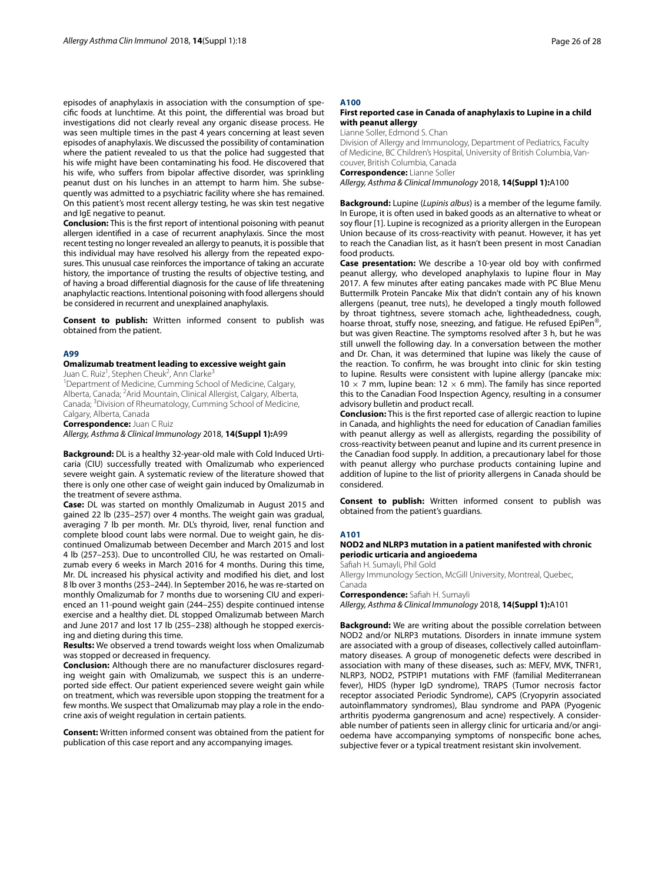episodes of anaphylaxis in association with the consumption of specific foods at lunchtime. At this point, the differential was broad but investigations did not clearly reveal any organic disease process. He was seen multiple times in the past 4 years concerning at least seven episodes of anaphylaxis. We discussed the possibility of contamination where the patient revealed to us that the police had suggested that his wife might have been contaminating his food. He discovered that his wife, who suffers from bipolar affective disorder, was sprinkling peanut dust on his lunches in an attempt to harm him. She subsequently was admitted to a psychiatric facility where she has remained. On this patient's most recent allergy testing, he was skin test negative and IgE negative to peanut.

**Conclusion:** This is the first report of intentional poisoning with peanut allergen identified in a case of recurrent anaphylaxis. Since the most recent testing no longer revealed an allergy to peanuts, it is possible that this individual may have resolved his allergy from the repeated exposures. This unusual case reinforces the importance of taking an accurate history, the importance of trusting the results of objective testing, and of having a broad differential diagnosis for the cause of life threatening anaphylactic reactions. Intentional poisoning with food allergens should be considered in recurrent and unexplained anaphylaxis.

**Consent to publish:** Written informed consent to publish was obtained from the patient.

## A99

### Omalizumab treatment leading to excessive weight gain

Juan C. Ruiz[1], Stephen Cheuk[2], Ann Clarke[3]

[1]Department of Medicine, Cumming School of Medicine, Calgary, Alberta, Canada; [2]Arid Mountain, Clinical Allergist, Calgary, Alberta, Canada; [3]Division of Rheumatology, Cumming School of Medicine, Calgary, Alberta, Canada

**Correspondence:** Juan C Ruiz

*Allergy, Asthma & Clinical Immunology* 2018, **14(Suppl 1):**A99

**Background:** DL is a healthy 32-year-old male with Cold Induced Urticaria (CIU) successfully treated with Omalizumab who experienced severe weight gain. A systematic review of the literature showed that there is only one other case of weight gain induced by Omalizumab in the treatment of severe asthma.

**Case:** DL was started on monthly Omalizumab in August 2015 and gained 22 lb (235–257) over 4 months. The weight gain was gradual, averaging 7 lb per month. Mr. DL's thyroid, liver, renal function and complete blood count labs were normal. Due to weight gain, he discontinued Omalizumab between December and March 2015 and lost 4 lb (257–253). Due to uncontrolled CIU, he was restarted on Omalizumab every 6 weeks in March 2016 for 4 months. During this time, Mr. DL increased his physical activity and modified his diet, and lost 8 lb over 3 months (253–244). In September 2016, he was re-started on monthly Omalizumab for 7 months due to worsening CIU and experienced an 11-pound weight gain (244–255) despite continued intense exercise and a healthy diet. DL stopped Omalizumab between March and June 2017 and lost 17 lb (255–238) although he stopped exercising and dieting during this time.

**Results:** We observed a trend towards weight loss when Omalizumab was stopped or decreased in frequency.

**Conclusion:** Although there are no manufacturer disclosures regarding weight gain with Omalizumab, we suspect this is an underreported side effect. Our patient experienced severe weight gain while on treatment, which was reversible upon stopping the treatment for a few months. We suspect that Omalizumab may play a role in the endocrine axis of weight regulation in certain patients.

**Consent:** Written informed consent was obtained from the patient for publication of this case report and any accompanying images.

## A100

### First reported case in Canada of anaphylaxis to Lupine in a child with peanut allergy

Lianne Soller, Edmond S. Chan

Division of Allergy and Immunology, Department of Pediatrics, Faculty of Medicine, BC Children's Hospital, University of British Columbia, Vancouver, British Columbia, Canada

**Correspondence:** Lianne Soller

*Allergy, Asthma & Clinical Immunology* 2018, **14(Suppl 1):**A100

**Background:** Lupine (*Lupinis albus*) is a member of the legume family. In Europe, it is often used in baked goods as an alternative to wheat or soy flour [1]. Lupine is recognized as a priority allergen in the European Union because of its cross-reactivity with peanut. However, it has yet to reach the Canadian list, as it hasn't been present in most Canadian food products.

**Case presentation:** We describe a 10-year old boy with confirmed peanut allergy, who developed anaphylaxis to lupine flour in May 2017. A few minutes after eating pancakes made with PC Blue Menu Buttermilk Protein Pancake Mix that didn't contain any of his known allergens (peanut, tree nuts), he developed a tingly mouth followed by throat tightness, severe stomach ache, lightheadedness, cough, hoarse throat, stuffy nose, sneezing, and fatigue. He refused EpiPen®, but was given Reactine. The symptoms resolved after 3 h, but he was still unwell the following day. In a conversation between the mother and Dr. Chan, it was determined that lupine was likely the cause of the reaction. To confirm, he was brought into clinic for skin testing to lupine. Results were consistent with lupine allergy (pancake mix: $10 \times 7$ mm, lupine bean: $12 \times 6$ mm). The family has since reported this to the Canadian Food Inspection Agency, resulting in a consumer advisory bulletin and product recall.

**Conclusion:** This is the first reported case of allergic reaction to lupine in Canada, and highlights the need for education of Canadian families with peanut allergy as well as allergists, regarding the possibility of cross-reactivity between peanut and lupine and its current presence in the Canadian food supply. In addition, a precautionary label for those with peanut allergy who purchase products containing lupine and addition of lupine to the list of priority allergens in Canada should be considered.

**Consent to publish:** Written informed consent to publish was obtained from the patient's guardians.

## A101

### NOD2 and NLRP3 mutation in a patient manifested with chronic periodic urticaria and angioedema

Safiah H. Sumayli, Phil Gold

Allergy Immunology Section, McGill University, Montreal, Quebec, Canada

**Correspondence:** Safiah H. Sumayli

*Allergy, Asthma & Clinical Immunology* 2018, **14(Suppl 1):**A101

**Background:** We are writing about the possible correlation between NOD2 and/or NLRP3 mutations. Disorders in innate immune system are associated with a group of diseases, collectively called autoinflammatory diseases. A group of monogenetic defects were described in association with many of these diseases, such as: MEFV, MVK, TNFR1, NLRP3, NOD2, PSTPIP1 mutations with FMF (familial Mediterranean fever), HIDS (hyper IgD syndrome), TRAPS (Tumor necrosis factor receptor associated Periodic Syndrome), CAPS (Cryopyrin associated autoinflammatory syndromes), Blau syndrome and PAPA (Pyogenic arthritis pyoderma gangrenosum and acne) respectively. A considerable number of patients seen in allergy clinic for urticaria and/or angioedema have accompanying symptoms of nonspecific bone aches, subjective fever or a typical treatment resistant skin involvement.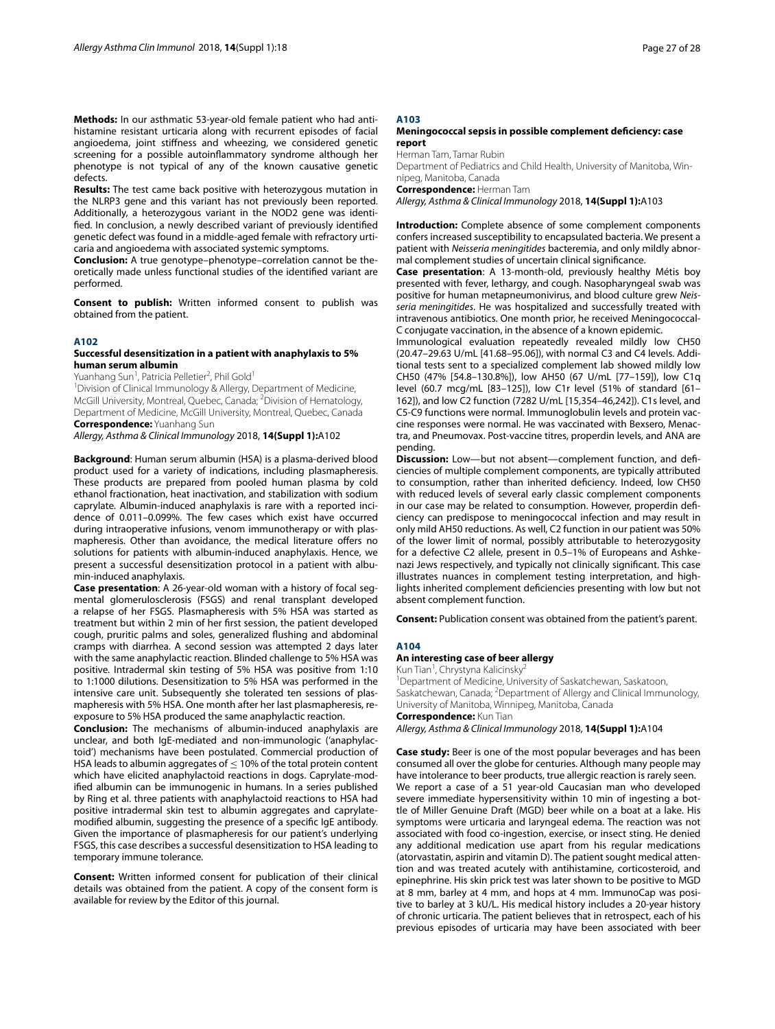**Methods:** In our asthmatic 53-year-old female patient who had antihistamine resistant urticaria along with recurrent episodes of facial angioedema, joint stiffness and wheezing, we considered genetic screening for a possible autoinflammatory syndrome although her phenotype is not typical of any of the known causative genetic defects.

**Results:** The test came back positive with heterozygous mutation in the NLRP3 gene and this variant has not previously been reported. Additionally, a heterozygous variant in the NOD2 gene was identified. In conclusion, a newly described variant of previously identified genetic defect was found in a middle-aged female with refractory urticaria and angioedema with associated systemic symptoms.

**Conclusion:** A true genotype–phenotype–correlation cannot be theoretically made unless functional studies of the identified variant are performed.

**Consent to publish:** Written informed consent to publish was obtained from the patient.

## A102

### Successful desensitization in a patient with anaphylaxis to 5% human serum albumin

Yuanhang Sun[1], Patricia Pelletier[2], Phil Gold[1]

[1]Division of Clinical Immunology & Allergy, Department of Medicine, McGill University, Montreal, Quebec, Canada; [2]Division of Hematology, Department of Medicine, McGill University, Montreal, Quebec, Canada

**Correspondence:** Yuanhang Sun

*Allergy, Asthma & Clinical Immunology* 2018, **14(Suppl 1):**A102

**Background**: Human serum albumin (HSA) is a plasma-derived blood product used for a variety of indications, including plasmapheresis. These products are prepared from pooled human plasma by cold ethanol fractionation, heat inactivation, and stabilization with sodium caprylate. Albumin-induced anaphylaxis is rare with a reported incidence of 0.011–0.099%. The few cases which exist have occurred during intraoperative infusions, venom immunotherapy or with plasmapheresis. Other than avoidance, the medical literature offers no solutions for patients with albumin-induced anaphylaxis. Hence, we present a successful desensitization protocol in a patient with albumin-induced anaphylaxis.

**Case presentation**: A 26-year-old woman with a history of focal segmental glomerulosclerosis (FSGS) and renal transplant developed a relapse of her FSGS. Plasmapheresis with 5% HSA was started as treatment but within 2 min of her first session, the patient developed cough, pruritic palms and soles, generalized flushing and abdominal cramps with diarrhea. A second session was attempted 2 days later with the same anaphylactic reaction. Blinded challenge to 5% HSA was positive. Intradermal skin testing of 5% HSA was positive from 1:10 to 1:1000 dilutions. Desensitization to 5% HSA was performed in the intensive care unit. Subsequently she tolerated ten sessions of plasmapheresis with 5% HSA. One month after her last plasmapheresis, re-exposure to 5% HSA produced the same anaphylactic reaction.

**Conclusion:** The mechanisms of albumin-induced anaphylaxis are unclear, and both IgE-mediated and non-immunologic ('anaphylactoid') mechanisms have been postulated. Commercial production of HSA leads to albumin aggregates of ≤ 10% of the total protein content which have elicited anaphylactoid reactions in dogs. Caprylate-modified albumin can be immunogenic in humans. In a series published by Ring et al. three patients with anaphylactoid reactions to HSA had positive intradermal skin test to albumin aggregates and caprylate-modified albumin, suggesting the presence of a specific IgE antibody. Given the importance of plasmapheresis for our patient's underlying FSGS, this case describes a successful desensitization to HSA leading to temporary immune tolerance.

**Consent:** Written informed consent for publication of their clinical details was obtained from the patient. A copy of the consent form is available for review by the Editor of this journal.

## A103

### Meningococcal sepsis in possible complement deficiency: case report

Herman Tam, Tamar Rubin

Department of Pediatrics and Child Health, University of Manitoba, Winnipeg, Manitoba, Canada

**Correspondence:** Herman Tam

*Allergy, Asthma & Clinical Immunology* 2018, **14(Suppl 1):**A103

**Introduction:** Complete absence of some complement components confers increased susceptibility to encapsulated bacteria. We present a patient with *Neisseria meningitides* bacteremia, and only mildly abnormal complement studies of uncertain clinical significance.

**Case presentation**: A 13-month-old, previously healthy Métis boy presented with fever, lethargy, and cough. Nasopharyngeal swab was positive for human metapneumonivirus, and blood culture grew *Neisseria meningitides*. He was hospitalized and successfully treated with intravenous antibiotics. One month prior, he received Meningococcal-C conjugate vaccination, in the absence of a known epidemic.

Immunological evaluation repeatedly revealed mildly low CH50 (20.47–29.63 U/mL [41.68–95.06]), with normal C3 and C4 levels. Additional tests sent to a specialized complement lab showed mildly low CH50 (47% [54.8–130.8%]), low AH50 (67 U/mL [77–159]), low C1q level (60.7 mcg/mL [83–125]), low C1r level (51% of standard [61–162]), and low C2 function (7282 U/mL [15,354–46,242]). C1s level, and C5-C9 functions were normal. Immunoglobulin levels and protein vaccine responses were normal. He was vaccinated with Bexsero, Menactra, and Pneumovax. Post-vaccine titres, properdin levels, and ANA are pending.

**Discussion:** Low—but not absent—complement function, and deficiencies of multiple complement components, are typically attributed to consumption, rather than inherited deficiency. Indeed, low CH50 with reduced levels of several early classic complement components in our case may be related to consumption. However, properdin deficiency can predispose to meningococcal infection and may result in only mild AH50 reductions. As well, C2 function in our patient was 50% of the lower limit of normal, possibly attributable to heterozygosity for a defective C2 allele, present in 0.5–1% of Europeans and Ashkenazi Jews respectively, and typically not clinically significant. This case illustrates nuances in complement testing interpretation, and highlights inherited complement deficiencies presenting with low but not absent complement function.

**Consent:** Publication consent was obtained from the patient's parent.

## A104

### An interesting case of beer allergy

Kun Tian[1], Chrystyna Kalicinsky[2]

[1]Department of Medicine, University of Saskatchewan, Saskatoon, Saskatchewan, Canada; [2]Department of Allergy and Clinical Immunology, University of Manitoba, Winnipeg, Manitoba, Canada

**Correspondence:** Kun Tian

*Allergy, Asthma & Clinical Immunology* 2018, **14(Suppl 1):**A104

**Case study:** Beer is one of the most popular beverages and has been consumed all over the globe for centuries. Although many people may have intolerance to beer products, true allergic reaction is rarely seen. We report a case of a 51 year-old Caucasian man who developed severe immediate hypersensitivity within 10 min of ingesting a bottle of Miller Genuine Draft (MGD) beer while on a boat at a lake. His symptoms were urticaria and laryngeal edema. The reaction was not associated with food co-ingestion, exercise, or insect sting. He denied any additional medication use apart from his regular medications (atorvastatin, aspirin and vitamin D). The patient sought medical attention and was treated acutely with antihistamine, corticosteroid, and epinephrine. His skin prick test was later shown to be positive to MGD at 8 mm, barley at 4 mm, and hops at 4 mm. ImmunoCap was positive to barley at 3 kU/L. His medical history includes a 20-year history of chronic urticaria. The patient believes that in retrospect, each of his previous episodes of urticaria may have been associated with beer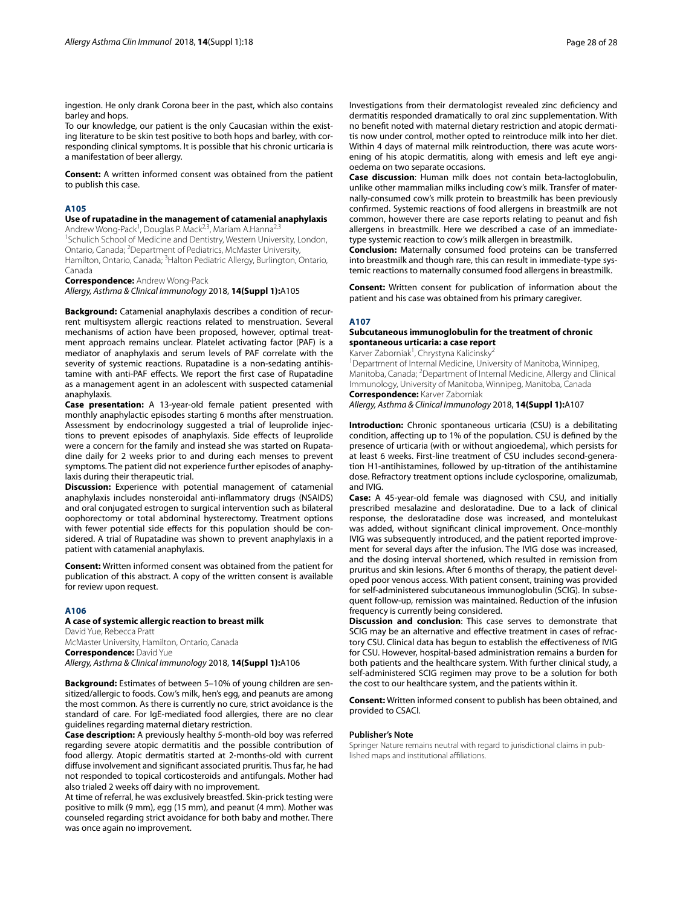ingestion. He only drank Corona beer in the past, which also contains barley and hops.

To our knowledge, our patient is the only Caucasian within the existing literature to be skin test positive to both hops and barley, with corresponding clinical symptoms. It is possible that his chronic urticaria is a manifestation of beer allergy.

**Consent:** A written informed consent was obtained from the patient to publish this case.

## A105

### Use of rupatadine in the management of catamenial anaphylaxis

Andrew Wong-Pack[1], Douglas P. Mack[2,3], Mariam A.Hanna[2,3]

[1]Schulich School of Medicine and Dentistry, Western University, London, Ontario, Canada; [2]Department of Pediatrics, McMaster University, Hamilton, Ontario, Canada; [3]Halton Pediatric Allergy, Burlington, Ontario, Canada

**Correspondence:** Andrew Wong-Pack

*Allergy, Asthma & Clinical Immunology* 2018, **14(Suppl 1):**A105

**Background:** Catamenial anaphylaxis describes a condition of recurrent multisystem allergic reactions related to menstruation. Several mechanisms of action have been proposed, however, optimal treatment approach remains unclear. Platelet activating factor (PAF) is a mediator of anaphylaxis and serum levels of PAF correlate with the severity of systemic reactions. Rupatadine is a non-sedating antihistamine with anti-PAF effects. We report the first case of Rupatadine as a management agent in an adolescent with suspected catamenial anaphylaxis.

**Case presentation:** A 13-year-old female patient presented with monthly anaphylactic episodes starting 6 months after menstruation. Assessment by endocrinology suggested a trial of leuprolide injections to prevent episodes of anaphylaxis. Side effects of leuprolide were a concern for the family and instead she was started on Rupatadine daily for 2 weeks prior to and during each menses to prevent symptoms. The patient did not experience further episodes of anaphylaxis during their therapeutic trial.

**Discussion:** Experience with potential management of catamenial anaphylaxis includes nonsteroidal anti-inflammatory drugs (NSAIDS) and oral conjugated estrogen to surgical intervention such as bilateral oophorectomy or total abdominal hysterectomy. Treatment options with fewer potential side effects for this population should be considered. A trial of Rupatadine was shown to prevent anaphylaxis in a patient with catamenial anaphylaxis.

**Consent:** Written informed consent was obtained from the patient for publication of this abstract. A copy of the written consent is available for review upon request.

## A106

### A case of systemic allergic reaction to breast milk

David Yue, Rebecca Pratt

McMaster University, Hamilton, Ontario, Canada

**Correspondence:** David Yue

*Allergy, Asthma & Clinical Immunology* 2018, **14(Suppl 1):**A106

**Background:** Estimates of between 5–10% of young children are sensitized/allergic to foods. Cow's milk, hen's egg, and peanuts are among the most common. As there is currently no cure, strict avoidance is the standard of care. For IgE-mediated food allergies, there are no clear guidelines regarding maternal dietary restriction.

**Case description:** A previously healthy 5-month-old boy was referred regarding severe atopic dermatitis and the possible contribution of food allergy. Atopic dermatitis started at 2-months-old with current diffuse involvement and significant associated pruritis. Thus far, he had not responded to topical corticosteroids and antifungals. Mother had also trialed 2 weeks off dairy with no improvement.

At time of referral, he was exclusively breastfed. Skin-prick testing were positive to milk (9 mm), egg (15 mm), and peanut (4 mm). Mother was counseled regarding strict avoidance for both baby and mother. There was once again no improvement.

Investigations from their dermatologist revealed zinc deficiency and dermatitis responded dramatically to oral zinc supplementation. With no benefit noted with maternal dietary restriction and atopic dermatitis now under control, mother opted to reintroduce milk into her diet. Within 4 days of maternal milk reintroduction, there was acute worsening of his atopic dermatitis, along with emesis and left eye angioedema on two separate occasions.

**Case discussion**: Human milk does not contain beta-lactoglobulin, unlike other mammalian milks including cow's milk. Transfer of maternally-consumed cow's milk protein to breastmilk has been previously confirmed. Systemic reactions of food allergens in breastmilk are not common, however there are case reports relating to peanut and fish allergens in breastmilk. Here we described a case of an immediate-type systemic reaction to cow's milk allergen in breastmilk.

**Conclusion:** Maternally consumed food proteins can be transferred into breastmilk and though rare, this can result in immediate-type systemic reactions to maternally consumed food allergens in breastmilk.

**Consent:** Written consent for publication of information about the patient and his case was obtained from his primary caregiver.

## A107

### Subcutaneous immunoglobulin for the treatment of chronic spontaneous urticaria: a case report

Karver Zaborniak[1], Chrystyna Kalicinsky[2]

[1]Department of Internal Medicine, University of Manitoba, Winnipeg, Manitoba, Canada; [2]Department of Internal Medicine, Allergy and Clinical Immunology, University of Manitoba, Winnipeg, Manitoba, Canada

**Correspondence:** Karver Zaborniak

*Allergy, Asthma & Clinical Immunology* 2018, **14(Suppl 1):**A107

**Introduction:** Chronic spontaneous urticaria (CSU) is a debilitating condition, affecting up to 1% of the population. CSU is defined by the presence of urticaria (with or without angioedema), which persists for at least 6 weeks. First-line treatment of CSU includes second-generation H1-antihistamines, followed by up-titration of the antihistamine dose. Refractory treatment options include cyclosporine, omalizumab, and IVIG.

**Case:** A 45-year-old female was diagnosed with CSU, and initially prescribed mesalazine and desloratadine. Due to a lack of clinical response, the desloratadine dose was increased, and montelukast was added, without significant clinical improvement. Once-monthly IVIG was subsequently introduced, and the patient reported improvement for several days after the infusion. The IVIG dose was increased, and the dosing interval shortened, which resulted in remission from pruritus and skin lesions. After 6 months of therapy, the patient developed poor venous access. With patient consent, training was provided for self-administered subcutaneous immunoglobulin (SCIG). In subsequent follow-up, remission was maintained. Reduction of the infusion frequency is currently being considered.

**Discussion and conclusion**: This case serves to demonstrate that SCIG may be an alternative and effective treatment in cases of refractory CSU. Clinical data has begun to establish the effectiveness of IVIG for CSU. However, hospital-based administration remains a burden for both patients and the healthcare system. With further clinical study, a self-administered SCIG regimen may prove to be a solution for both the cost to our healthcare system, and the patients within it.

**Consent:** Written informed consent to publish has been obtained, and provided to CSACI.

### Publisher's Note

Springer Nature remains neutral with regard to jurisdictional claims in published maps and institutional affiliations.